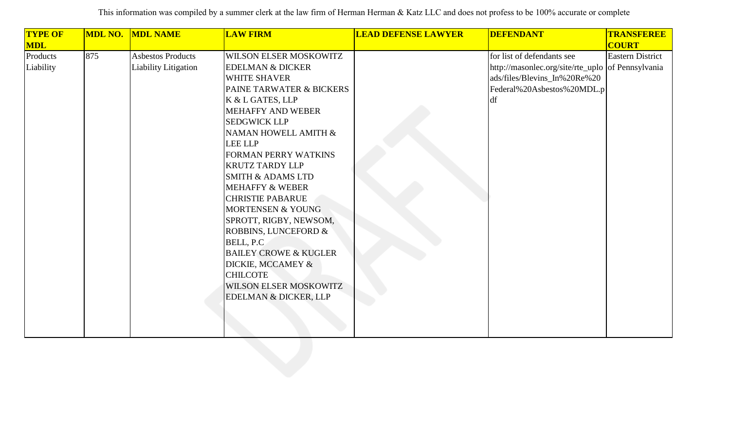This information was compiled by a summer clerk at the law firm of Herman Herman & Katz LLC and does not profess to be 100% accurate or complete

| TYPE OF MDL | MDL NO. | MDL NAME | LAW FIRM | LEAD DEFENSE LAWYER | DEFENDANT | TRANSFEREE COURT |
|---|---|---|---|---|---|---|
| Products Liability | 875 | Asbestos Products Liability Litigation | WILSON ELSER MOSKOWITZ EDELMAN & DICKER<br>WHITE SHAVER<br>PAINE TARWATER & BICKERS<br>K & L GATES, LLP<br>MEHAFFY AND WEBER<br>SEDGWICK LLP<br>NAMAN HOWELL AMITH & LEE LLP<br>FORMAN PERRY WATKINS KRUTZ TARDY LLP<br>SMITH & ADAMS LTD<br>MEHAFFY & WEBER<br>CHRISTIE PABARUE MORTENSEN & YOUNG<br>SPROTT, RIGBY, NEWSOM, ROBBINS, LUNCEFORD & BELL, P.C<br>BAILEY CROWE & KUGLER<br>DICKIE, MCCAMEY & CHILCOTE<br>WILSON ELSER MOSKOWITZ EDELMAN & DICKER, LLP | | for list of defendants see http://masonlec.org/site/rte_uploads/files/Blevins_In%20Re%20Federal%20Asbestos%20MDL.pdf | Eastern District of Pennsylvania |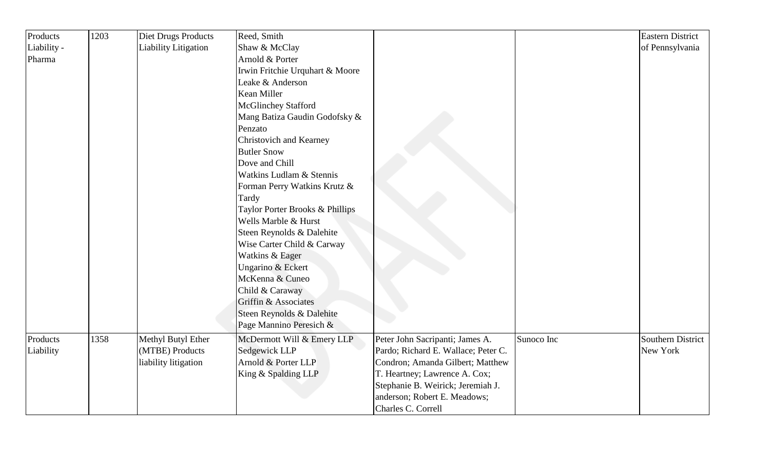| | | | | | | |
|---|---|---|---|---|---|---|
| Products Liability - Pharma | 1203 | Diet Drugs Products Liability Litigation | Reed, Smith<br>Shaw & McClay<br>Arnold & Porter<br>Irwin Fritchie Urquhart & Moore<br>Leake & Anderson<br>Kean Miller<br>McGlinchey Stafford<br>Mang Batiza Gaudin Godofsky & Penzato<br>Christovich and Kearney<br>Butler Snow<br>Dove and Chill<br>Watkins Ludlam & Stennis<br>Forman Perry Watkins Krutz & Tardy<br>Taylor Porter Brooks & Phillips<br>Wells Marble & Hurst<br>Steen Reynolds & Dalehite<br>Wise Carter Child & Carway<br>Watkins & Eager<br>Ungarino & Eckert<br>McKenna & Cuneo<br>Child & Caraway<br>Griffin & Associates<br>Steen Reynolds & Dalehite<br>Page Mannino Peresich & | | | Eastern District of Pennsylvania |
| Products Liability | 1358 | Methyl Butyl Ether (MTBE) Products liability litigation | McDermott Will & Emery LLP<br>Sedgewick LLP<br>Arnold & Porter LLP<br>King & Spalding LLP | Peter John Sacripanti; James A. Pardo; Richard E. Wallace; Peter C. Condron; Amanda Gilbert; Matthew T. Heartney; Lawrence A. Cox; Stephanie B. Weirick; Jeremiah J. anderson; Robert E. Meadows; Charles C. Correll | Sunoco Inc | Southern District New York |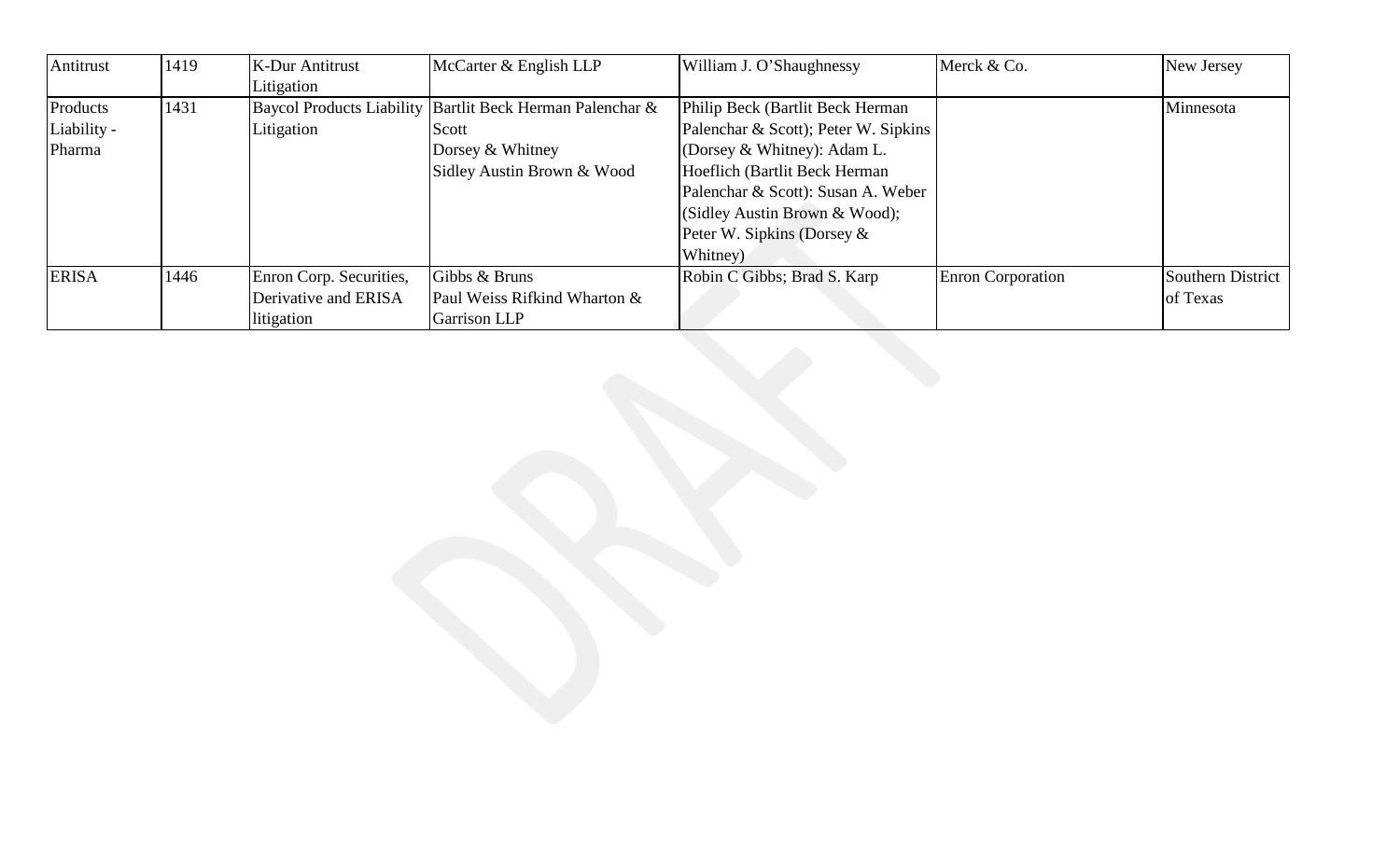| Antitrust | 1419 | K-Dur Antitrust Litigation | McCarter & English LLP | William J. O'Shaughnessy | Merck & Co. | New Jersey |
|---|---|---|---|---|---|---|
| Products Liability - Pharma | 1431 | Baycol Products Liability Litigation | Bartlit Beck Herman Palenchar & Scott<br>Dorsey & Whitney<br>Sidley Austin Brown & Wood | Philip Beck (Bartlit Beck Herman Palenchar & Scott); Peter W. Sipkins (Dorsey & Whitney): Adam L. Hoeflich (Bartlit Beck Herman Palenchar & Scott): Susan A. Weber (Sidley Austin Brown & Wood); Peter W. Sipkins (Dorsey & Whitney) | | Minnesota |
| ERISA | 1446 | Enron Corp. Securities, Derivative and ERISA litigation | Gibbs & Bruns<br>Paul Weiss Rifkind Wharton & Garrison LLP | Robin C Gibbs; Brad S. Karp | Enron Corporation | Southern District of Texas |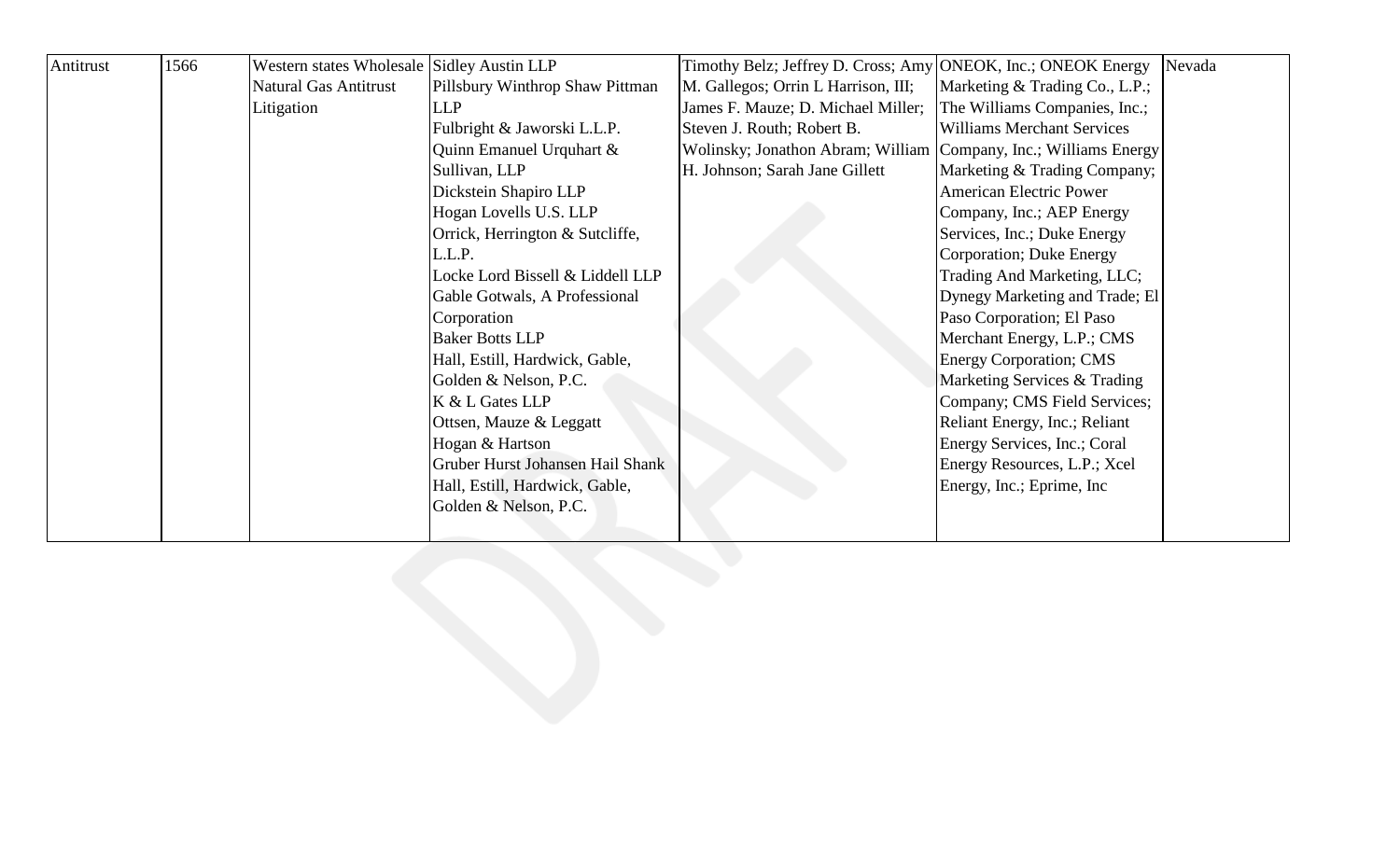| Antitrust | 1566 | Western states Wholesale Natural Gas Antitrust Litigation | Sidley Austin LLP<br>Pillsbury Winthrop Shaw Pittman LLP<br>Fulbright & Jaworski L.L.P.<br>Quinn Emanuel Urquhart & Sullivan, LLP<br>Dickstein Shapiro LLP<br>Hogan Lovells U.S. LLP<br>Orrick, Herrington & Sutcliffe, L.L.P.<br>Locke Lord Bissell & Liddell LLP<br>Gable Gotwals, A Professional Corporation<br>Baker Botts LLP<br>Hall, Estill, Hardwick, Gable, Golden & Nelson, P.C.<br>K & L Gates LLP<br>Ottsen, Mauze & Leggatt<br>Hogan & Hartson<br>Gruber Hurst Johansen Hail Shank<br>Hall, Estill, Hardwick, Gable, Golden & Nelson, P.C. | Timothy Belz; Jeffrey D. Cross; Amy M. Gallegos; Orrin L Harrison, III; James F. Mauze; D. Michael Miller; Steven J. Routh; Robert B. Wolinsky; Jonathon Abram; William H. Johnson; Sarah Jane Gillett | ONEOK, Inc.; ONEOK Energy Marketing & Trading Co., L.P.; The Williams Companies, Inc.; Williams Merchant Services Company, Inc.; Williams Energy Marketing & Trading Company; American Electric Power Company, Inc.; AEP Energy Services, Inc.; Duke Energy Corporation; Duke Energy Trading And Marketing, LLC; Dynegy Marketing and Trade; El Paso Corporation; El Paso Merchant Energy, L.P.; CMS Energy Corporation; CMS Marketing Services & Trading Company; CMS Field Services; Reliant Energy, Inc.; Reliant Energy Services, Inc.; Coral Energy Resources, L.P.; Xcel Energy, Inc.; Eprime, Inc | Nevada |
|---|---|---|---|---|---|---|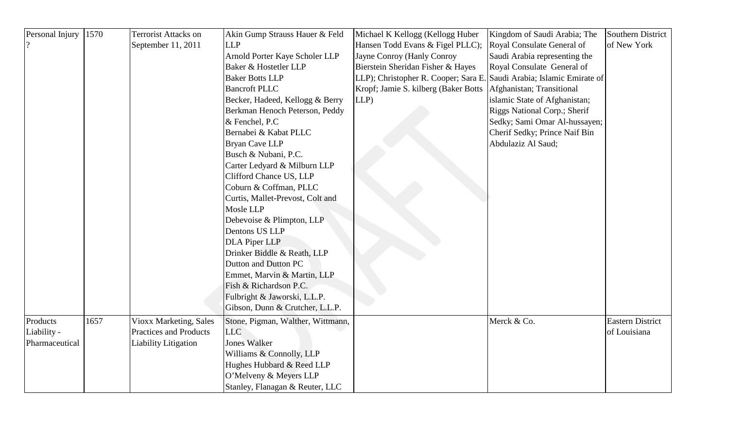| Personal Injury ? | 1570 | Terrorist Attacks on September 11, 2011 | Akin Gump Strauss Hauer & Feld LLP<br>Arnold Porter Kaye Scholer LLP<br>Baker & Hostetler LLP<br>Baker Botts LLP<br>Bancroft PLLC<br>Becker, Hadeed, Kellogg & Berry<br>Berkman Henoch Peterson, Peddy & Fenchel, P.C<br>Bernabei & Kabat PLLC<br>Bryan Cave LLP<br>Busch & Nubani, P.C.<br>Carter Ledyard & Milburn LLP<br>Clifford Chance US, LLP<br>Coburn & Coffman, PLLC<br>Curtis, Mallet-Prevost, Colt and Mosle LLP<br>Debevoise & Plimpton, LLP<br>Dentons US LLP<br>DLA Piper LLP<br>Drinker Biddle & Reath, LLP<br>Dutton and Dutton PC<br>Emmet, Marvin & Martin, LLP<br>Fish & Richardson P.C.<br>Fulbright & Jaworski, L.L.P.<br>Gibson, Dunn & Crutcher, L.L.P. | Michael K Kellogg (Kellogg Huber Hansen Todd Evans & Figel PLLC); Jayne Conroy (Hanly Conroy Bierstein Sheridan Fisher & Hayes LLP); Christopher R. Cooper; Sara E. Kropf; Jamie S. kilberg (Baker Botts LLP) | Kingdom of Saudi Arabia; The Royal Consulate General of Saudi Arabia representing the Royal Consulate General of Saudi Arabia; Islamic Emirate of Afghanistan; Transitional islamic State of Afghanistan; Riggs National Corp.; Sherif Sedky; Sami Omar Al-hussayen; Cherif Sedky; Prince Naif Bin Abdulaziz Al Saud; | Southern District of New York |
|---|---|---|---|---|---|---|
| Products Liability - Pharmaceutical | 1657 | Vioxx Marketing, Sales Practices and Products Liability Litigation | Stone, Pigman, Walther, Wittmann, LLC<br>Jones Walker<br>Williams & Connolly, LLP<br>Hughes Hubbard & Reed LLP<br>O'Melveny & Meyers LLP<br>Stanley, Flanagan & Reuter, LLC | | Merck & Co. | Eastern District of Louisiana |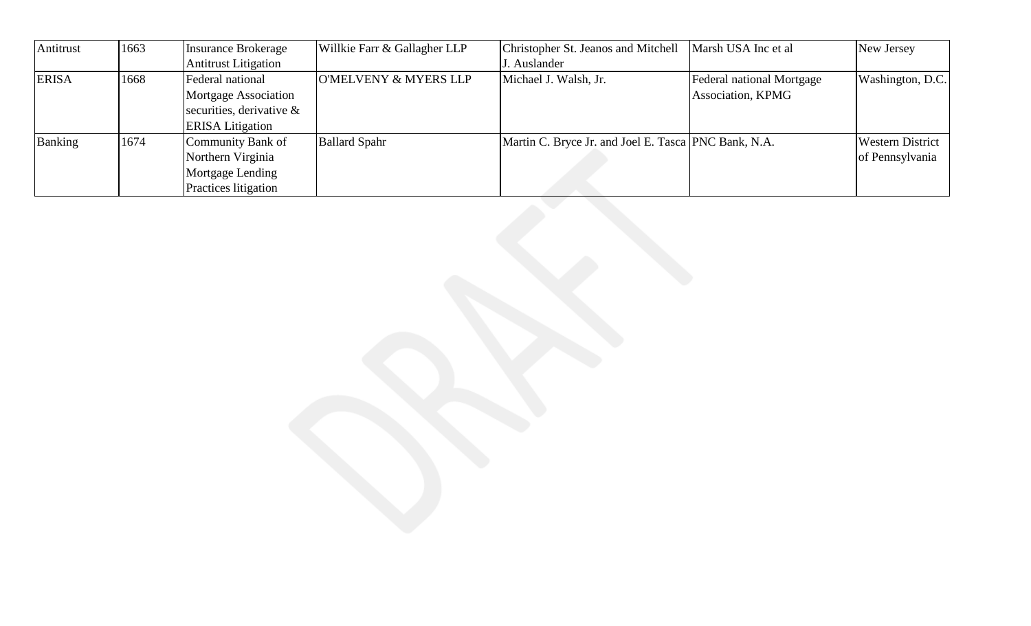| Antitrust | 1663 | Insurance Brokerage Antitrust Litigation | Willkie Farr & Gallagher LLP | Christopher St. Jeanos and Mitchell J. Auslander | Marsh USA Inc et al | New Jersey |
|---|---|---|---|---|---|---|
| ERISA | 1668 | Federal national Mortgage Association securities, derivative & ERISA Litigation | O'MELVENY & MYERS LLP | Michael J. Walsh, Jr. | Federal national Mortgage Association, KPMG | Washington, D.C. |
| Banking | 1674 | Community Bank of Northern Virginia Mortgage Lending Practices litigation | Ballard Spahr | Martin C. Bryce Jr. and Joel E. Tasca | PNC Bank, N.A. | Western District of Pennsylvania |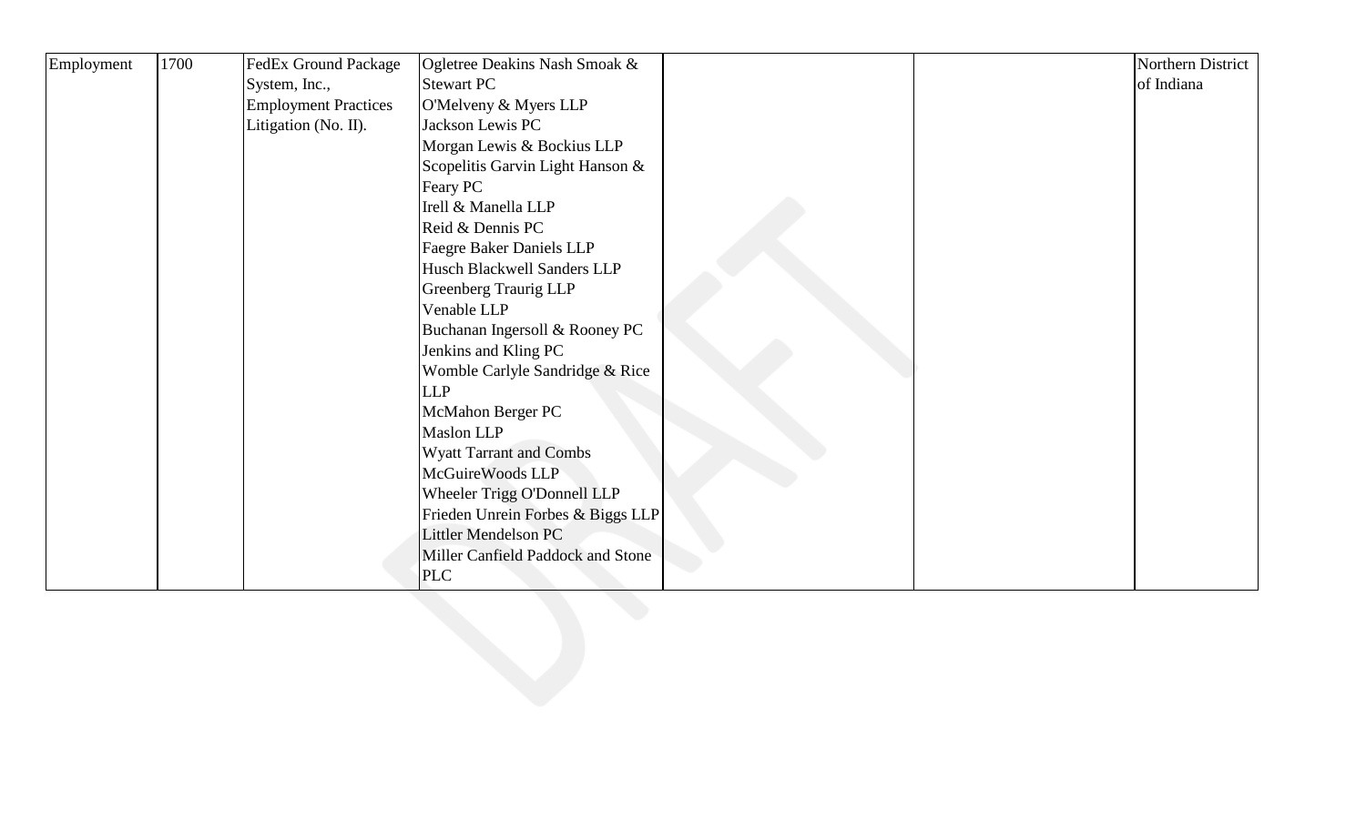| Employment | 1700 | FedEx Ground Package System, Inc., Employment Practices Litigation (No. II). | Ogletree Deakins Nash Smoak & Stewart PC<br>O'Melveny & Myers LLP<br>Jackson Lewis PC<br>Morgan Lewis & Bockius LLP<br>Scopelitis Garvin Light Hanson & Feary PC<br>Irell & Manella LLP<br>Reid & Dennis PC<br>Faegre Baker Daniels LLP<br>Husch Blackwell Sanders LLP<br>Greenberg Traurig LLP<br>Venable LLP<br>Buchanan Ingersoll & Rooney PC<br>Jenkins and Kling PC<br>Womble Carlyle Sandridge & Rice LLP<br>McMahon Berger PC<br>Maslon LLP<br>Wyatt Tarrant and Combs<br>McGuireWoods LLP<br>Wheeler Trigg O'Donnell LLP<br>Frieden Unrein Forbes & Biggs LLP<br>Littler Mendelson PC<br>Miller Canfield Paddock and Stone PLC | | | Northern District of Indiana |
|---|---|---|---|---|---|---|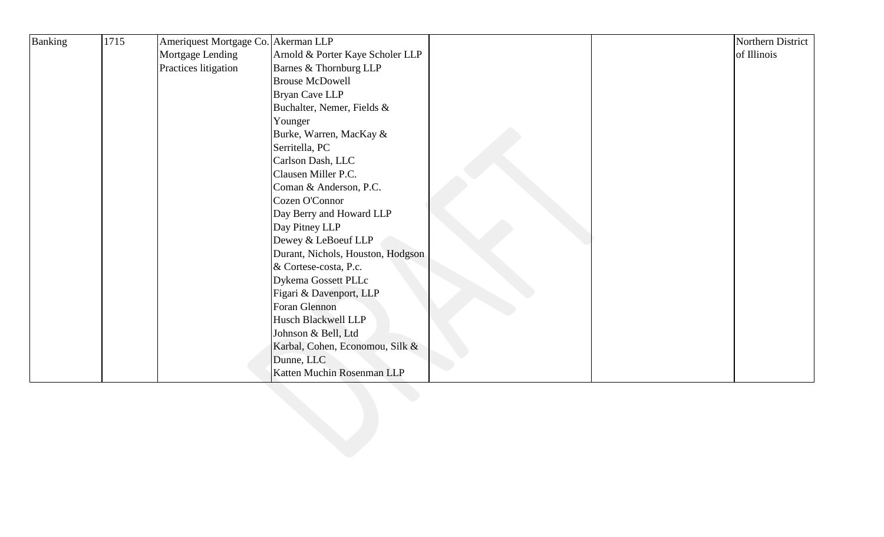| Banking | 1715 | Ameriquest Mortgage Co. Mortgage Lending Practices litigation | Akerman LLP<br>Arnold & Porter Kaye Scholer LLP<br>Barnes & Thornburg LLP<br>Brouse McDowell<br>Bryan Cave LLP<br>Buchalter, Nemer, Fields & Younger<br>Burke, Warren, MacKay & Serritella, PC<br>Carlson Dash, LLC<br>Clausen Miller P.C.<br>Coman & Anderson, P.C.<br>Cozen O'Connor<br>Day Berry and Howard LLP<br>Day Pitney LLP<br>Dewey & LeBoeuf LLP<br>Durant, Nichols, Houston, Hodgson & Cortese-costa, P.c.<br>Dykema Gossett PLLc<br>Figari & Davenport, LLP<br>Foran Glennon<br>Husch Blackwell LLP<br>Johnson & Bell, Ltd<br>Karbal, Cohen, Economou, Silk & Dunne, LLC<br>Katten Muchin Rosenman LLP | | | Northern District of Illinois |
|---|---|---|---|---|---|---|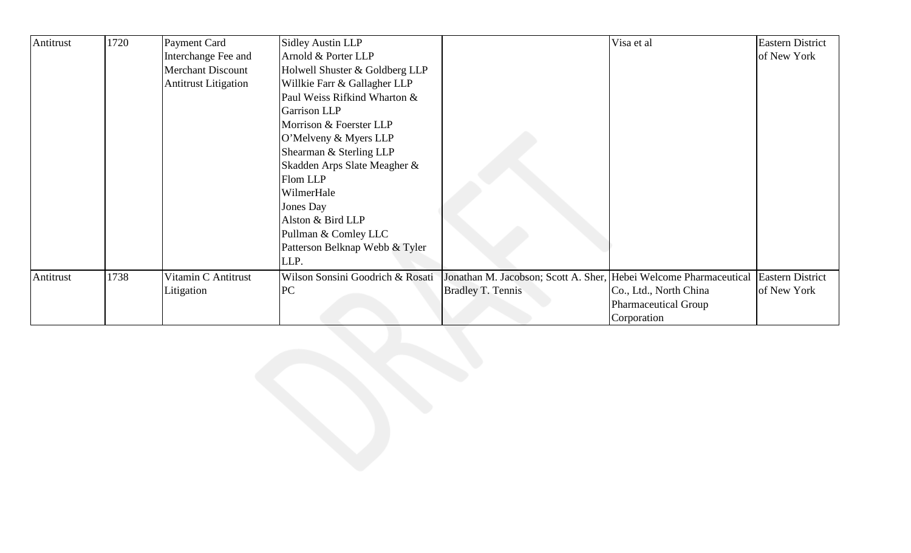| Antitrust | 1720 | Payment Card Interchange Fee and Merchant Discount Antitrust Litigation | Sidley Austin LLP<br>Arnold & Porter LLP<br>Holwell Shuster & Goldberg LLP<br>Willkie Farr & Gallagher LLP<br>Paul Weiss Rifkind Wharton & Garrison LLP<br>Morrison & Foerster LLP<br>O'Melveny & Myers LLP<br>Shearman & Sterling LLP<br>Skadden Arps Slate Meagher & Flom LLP<br>WilmerHale<br>Jones Day<br>Alston & Bird LLP<br>Pullman & Comley LLC<br>Patterson Belknap Webb & Tyler LLP. | | Visa et al | Eastern District of New York |
|---|---|---|---|---|---|---|
| Antitrust | 1738 | Vitamin C Antitrust Litigation | Wilson Sonsini Goodrich & Rosati PC | Jonathan M. Jacobson; Scott A. Sher, Bradley T. Tennis | Hebei Welcome Pharmaceutical Co., Ltd., North China Pharmaceutical Group Corporation | Eastern District of New York |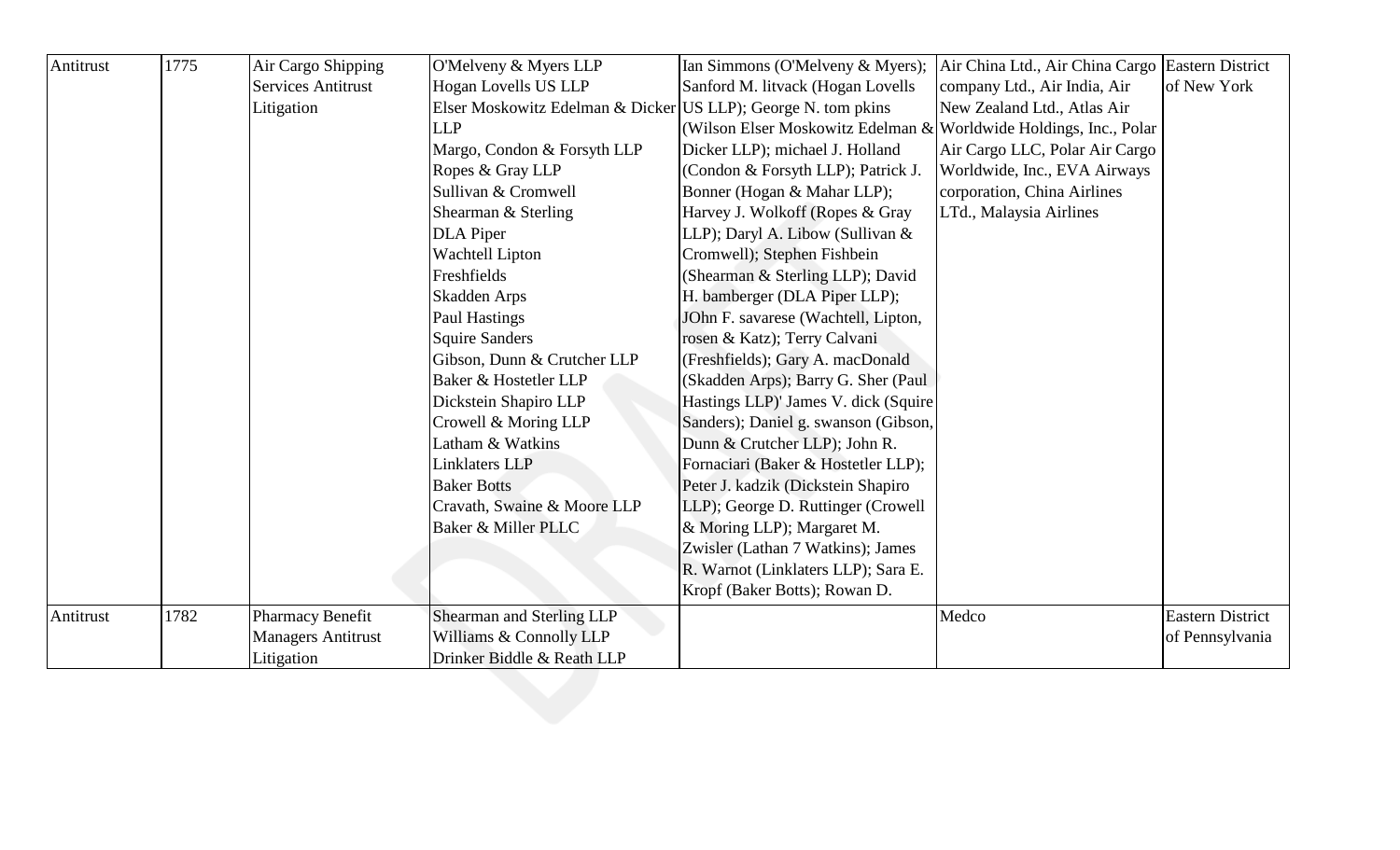| Antitrust | 1775 | Air Cargo Shipping Services Antitrust Litigation | O'Melveny & Myers LLP<br>Hogan Lovells US LLP<br>Elser Moskowitz Edelman & Dicker LLP<br>Margo, Condon & Forsyth LLP<br>Ropes & Gray LLP<br>Sullivan & Cromwell<br>Shearman & Sterling<br>DLA Piper<br>Wachtell Lipton<br>Freshfields<br>Skadden Arps<br>Paul Hastings<br>Squire Sanders<br>Gibson, Dunn & Crutcher LLP<br>Baker & Hostetler LLP<br>Dickstein Shapiro LLP<br>Crowell & Moring LLP<br>Latham & Watkins<br>Linklaters LLP<br>Baker Botts<br>Cravath, Swaine & Moore LLP<br>Baker & Miller PLLC | Ian Simmons (O'Melveny & Myers); Sanford M. litvack (Hogan Lovells US LLP); George N. tom pkins (Wilson Elser Moskowitz Edelman & Dicker LLP); michael J. Holland (Condon & Forsyth LLP); Patrick J. Bonner (Hogan & Mahar LLP); Harvey J. Wolkoff (Ropes & Gray LLP); Daryl A. Libow (Sullivan & Cromwell); Stephen Fishbein (Shearman & Sterling LLP); David H. bamberger (DLA Piper LLP); JOhn F. savarese (Wachtell, Lipton, rosen & Katz); Terry Calvani (Freshfields); Gary A. macDonald (Skadden Arps); Barry G. Sher (Paul Hastings LLP)' James V. dick (Squire Sanders); Daniel g. swanson (Gibson, Dunn & Crutcher LLP); John R. Fornaciari (Baker & Hostetler LLP); Peter J. kadzik (Dickstein Shapiro LLP); George D. Ruttinger (Crowell & Moring LLP); Margaret M. Zwisler (Lathan 7 Watkins); James R. Warnot (Linklaters LLP); Sara E. Kropf (Baker Botts); Rowan D. | Air China Ltd., Air China Cargo company Ltd., Air India, Air New Zealand Ltd., Atlas Air Worldwide Holdings, Inc., Polar Air Cargo LLC, Polar Air Cargo Worldwide, Inc., EVA Airways corporation, China Airlines LTd., Malaysia Airlines | Eastern District of New York |
|---|---|---|---|---|---|---|
| Antitrust | 1782 | Pharmacy Benefit Managers Antitrust Litigation | Shearman and Sterling LLP<br>Williams & Connolly LLP<br>Drinker Biddle & Reath LLP | | Medco | Eastern District of Pennsylvania |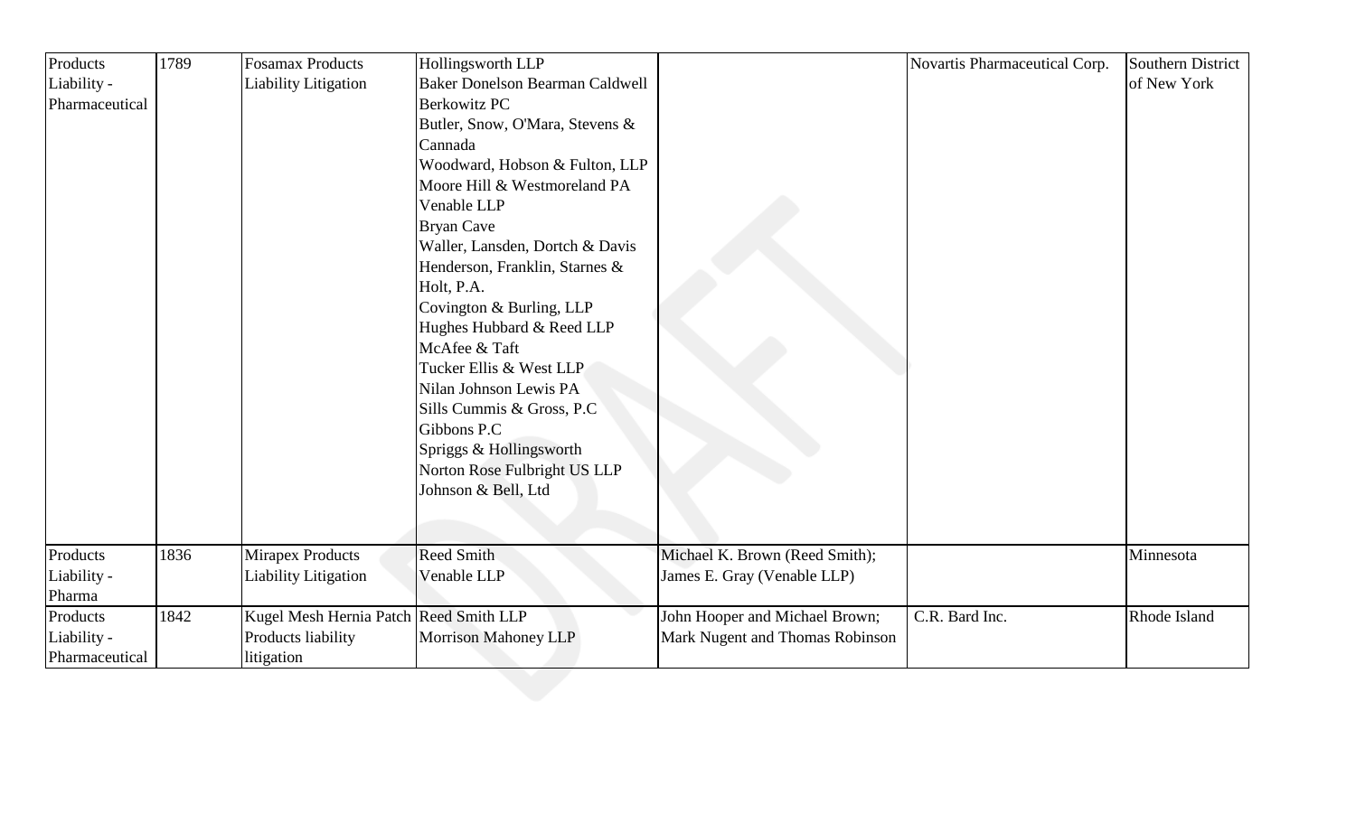| | | | | | | |
|---|---|---|---|---|---|---|
| Products Liability - Pharmaceutical | 1789 | Fosamax Products Liability Litigation | Hollingsworth LLP<br>Baker Donelson Bearman Caldwell Berkowitz PC<br>Butler, Snow, O'Mara, Stevens & Cannada<br>Woodward, Hobson & Fulton, LLP<br>Moore Hill & Westmoreland PA<br>Venable LLP<br>Bryan Cave<br>Waller, Lansden, Dortch & Davis<br>Henderson, Franklin, Starnes & Holt, P.A.<br>Covington & Burling, LLP<br>Hughes Hubbard & Reed LLP<br>McAfee & Taft<br>Tucker Ellis & West LLP<br>Nilan Johnson Lewis PA<br>Sills Cummis & Gross, P.C<br>Gibbons P.C<br>Spriggs & Hollingsworth<br>Norton Rose Fulbright US LLP<br>Johnson & Bell, Ltd | | Novartis Pharmaceutical Corp. | Southern District of New York |
| Products Liability - Pharma | 1836 | Mirapex Products Liability Litigation | Reed Smith<br>Venable LLP | Michael K. Brown (Reed Smith); James E. Gray (Venable LLP) | | Minnesota |
| Products Liability - Pharmaceutical | 1842 | Kugel Mesh Hernia Patch Products liability litigation | Reed Smith LLP<br>Morrison Mahoney LLP | John Hooper and Michael Brown; Mark Nugent and Thomas Robinson | C.R. Bard Inc. | Rhode Island |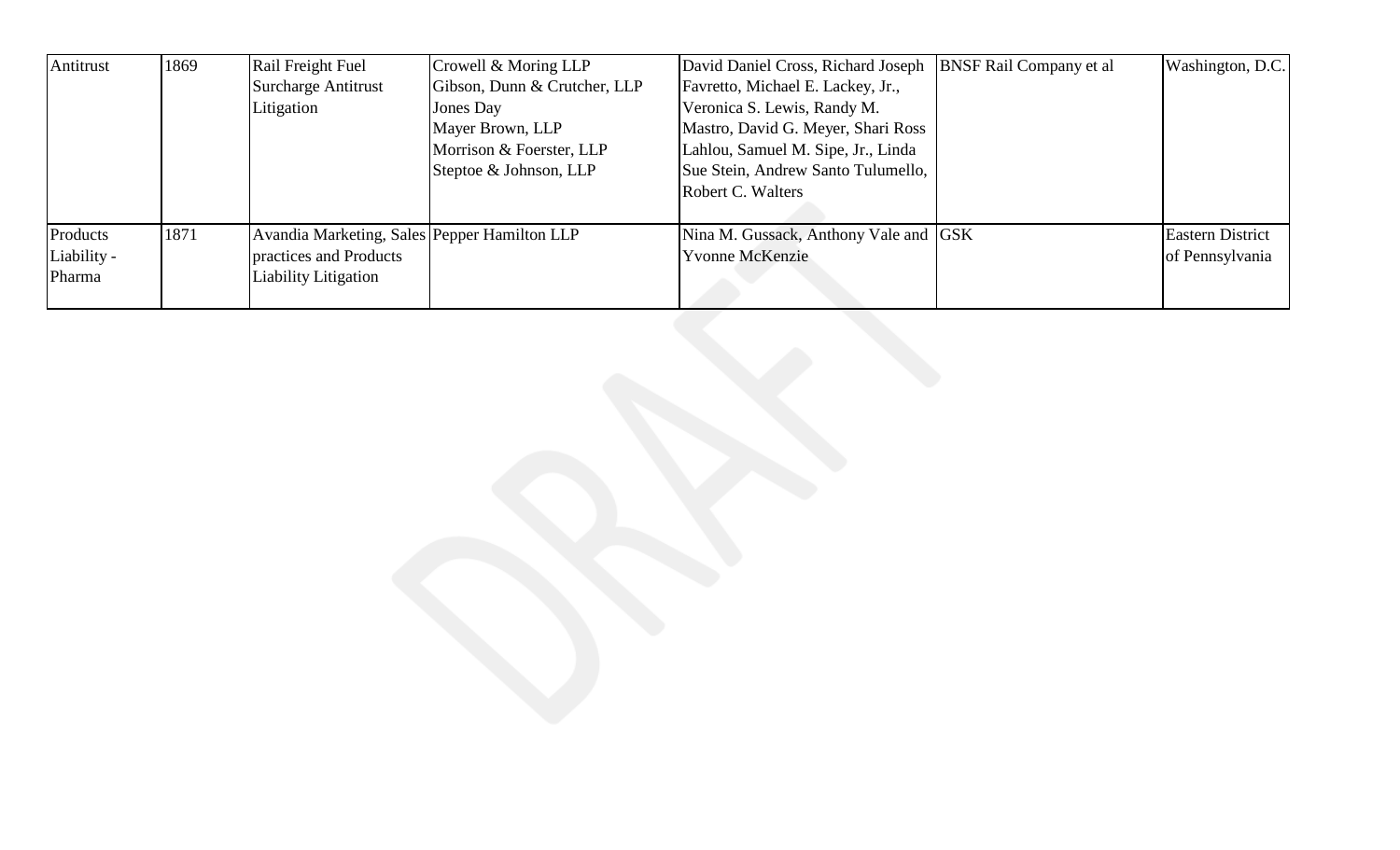| Antitrust | 1869 | Rail Freight Fuel Surcharge Antitrust Litigation | Crowell & Moring LLP<br>Gibson, Dunn & Crutcher, LLP<br>Jones Day<br>Mayer Brown, LLP<br>Morrison & Foerster, LLP<br>Steptoe & Johnson, LLP | David Daniel Cross, Richard Joseph Favretto, Michael E. Lackey, Jr., Veronica S. Lewis, Randy M. Mastro, David G. Meyer, Shari Ross Lahlou, Samuel M. Sipe, Jr., Linda Sue Stein, Andrew Santo Tulumello, Robert C. Walters | BNSF Rail Company et al | Washington, D.C. |
|---|---|---|---|---|---|---|
| Products Liability - Pharma | 1871 | Avandia Marketing, Sales practices and Products Liability Litigation | Pepper Hamilton LLP | Nina M. Gussack, Anthony Vale and Yvonne McKenzie | GSK | Eastern District of Pennsylvania |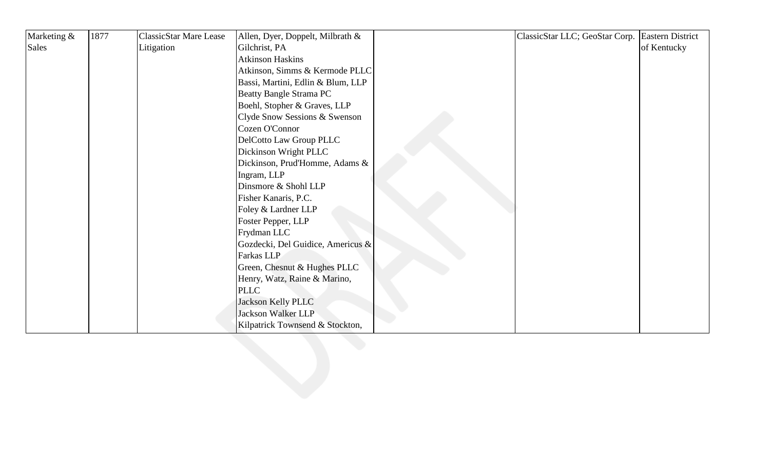| Marketing & Sales | 1877 | ClassicStar Mare Lease Litigation | Allen, Dyer, Doppelt, Milbrath & Gilchrist, PA<br>Atkinson Haskins<br>Atkinson, Simms & Kermode PLLC<br>Bassi, Martini, Edlin & Blum, LLP<br>Beatty Bangle Strama PC<br>Boehl, Stopher & Graves, LLP<br>Clyde Snow Sessions & Swenson<br>Cozen O'Connor<br>DelCotto Law Group PLLC<br>Dickinson Wright PLLC<br>Dickinson, Prud'Homme, Adams & Ingram, LLP<br>Dinsmore & Shohl LLP<br>Fisher Kanaris, P.C.<br>Foley & Lardner LLP<br>Foster Pepper, LLP<br>Frydman LLC<br>Gozdecki, Del Guidice, Americus & Farkas LLP<br>Green, Chesnut & Hughes PLLC<br>Henry, Watz, Raine & Marino, PLLC<br>Jackson Kelly PLLC<br>Jackson Walker LLP<br>Kilpatrick Townsend & Stockton, | | ClassicStar LLC; GeoStar Corp. | Eastern District of Kentucky |
|---|---|---|---|---|---|---|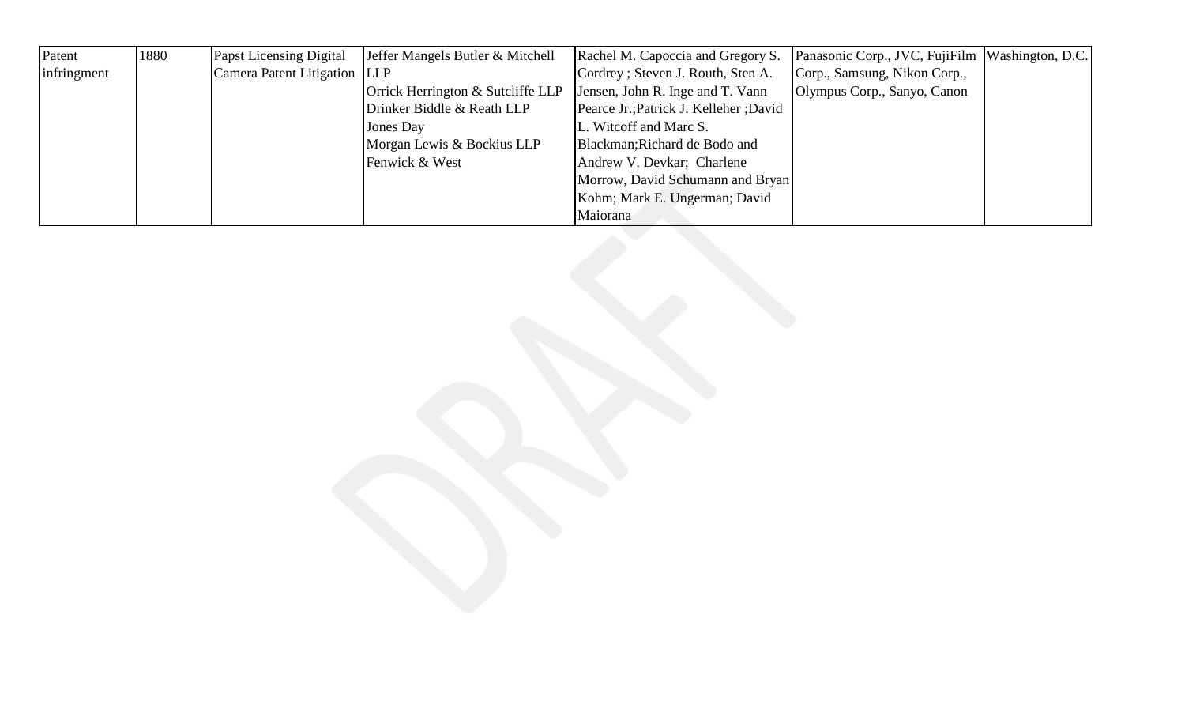| Patent infringment | 1880 | Papst Licensing Digital Camera Patent Litigation | Jeffer Mangels Butler & Mitchell LLP<br>Orrick Herrington & Sutcliffe LLP<br>Drinker Biddle & Reath LLP<br>Jones Day<br>Morgan Lewis & Bockius LLP<br>Fenwick & West | Rachel M. Capoccia and Gregory S. Cordrey ; Steven J. Routh, Sten A. Jensen, John R. Inge and T. Vann Pearce Jr.;Patrick J. Kelleher ;David L. Witcoff and Marc S. Blackman;Richard de Bodo and Andrew V. Devkar; Charlene Morrow, David Schumann and Bryan Kohm; Mark E. Ungerman; David Maiorana | Panasonic Corp., JVC, FujiFilm Corp., Samsung, Nikon Corp., Olympus Corp., Sanyo, Canon | Washington, D.C. |
|---|---|---|---|---|---|---|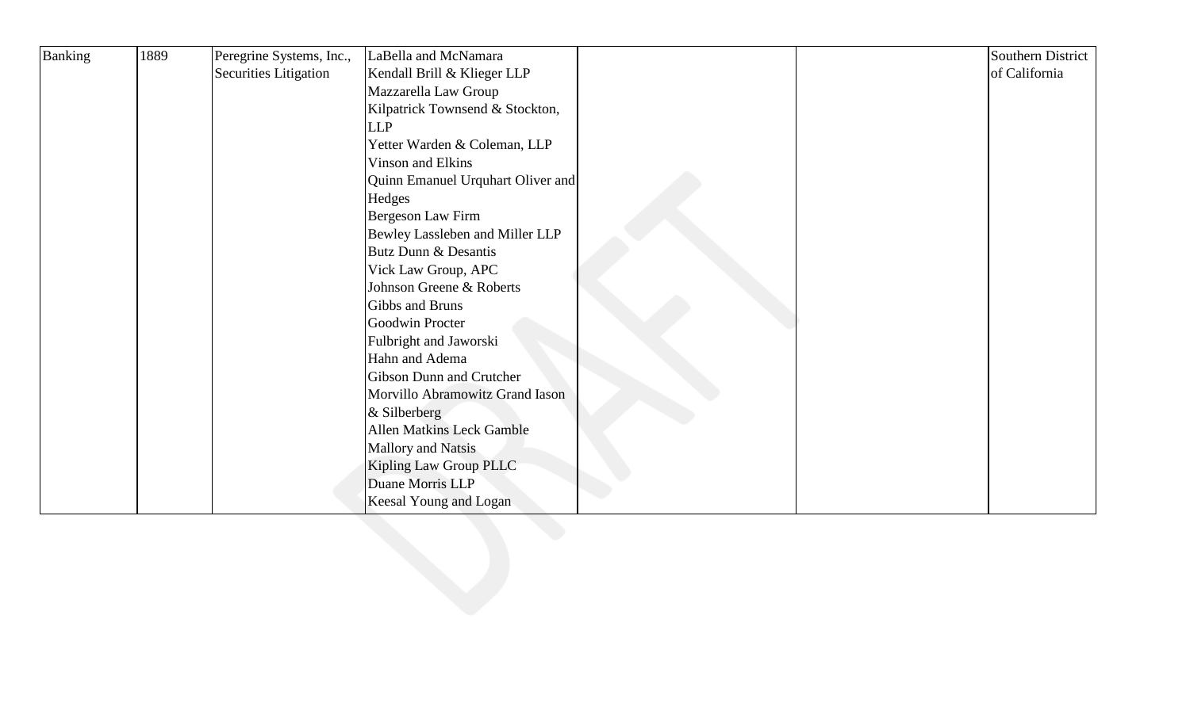| Banking | 1889 | Peregrine Systems, Inc., Securities Litigation | LaBella and McNamara<br>Kendall Brill & Klieger LLP<br>Mazzarella Law Group<br>Kilpatrick Townsend & Stockton, LLP<br>Yetter Warden & Coleman, LLP<br>Vinson and Elkins<br>Quinn Emanuel Urquhart Oliver and Hedges<br>Bergeson Law Firm<br>Bewley Lassleben and Miller LLP<br>Butz Dunn & Desantis<br>Vick Law Group, APC<br>Johnson Greene & Roberts<br>Gibbs and Bruns<br>Goodwin Procter<br>Fulbright and Jaworski<br>Hahn and Adema<br>Gibson Dunn and Crutcher<br>Morvillo Abramowitz Grand Iason & Silberberg<br>Allen Matkins Leck Gamble<br>Mallory and Natsis<br>Kipling Law Group PLLC<br>Duane Morris LLP<br>Keesal Young and Logan | | | Southern District of California |
|---|---|---|---|---|---|---|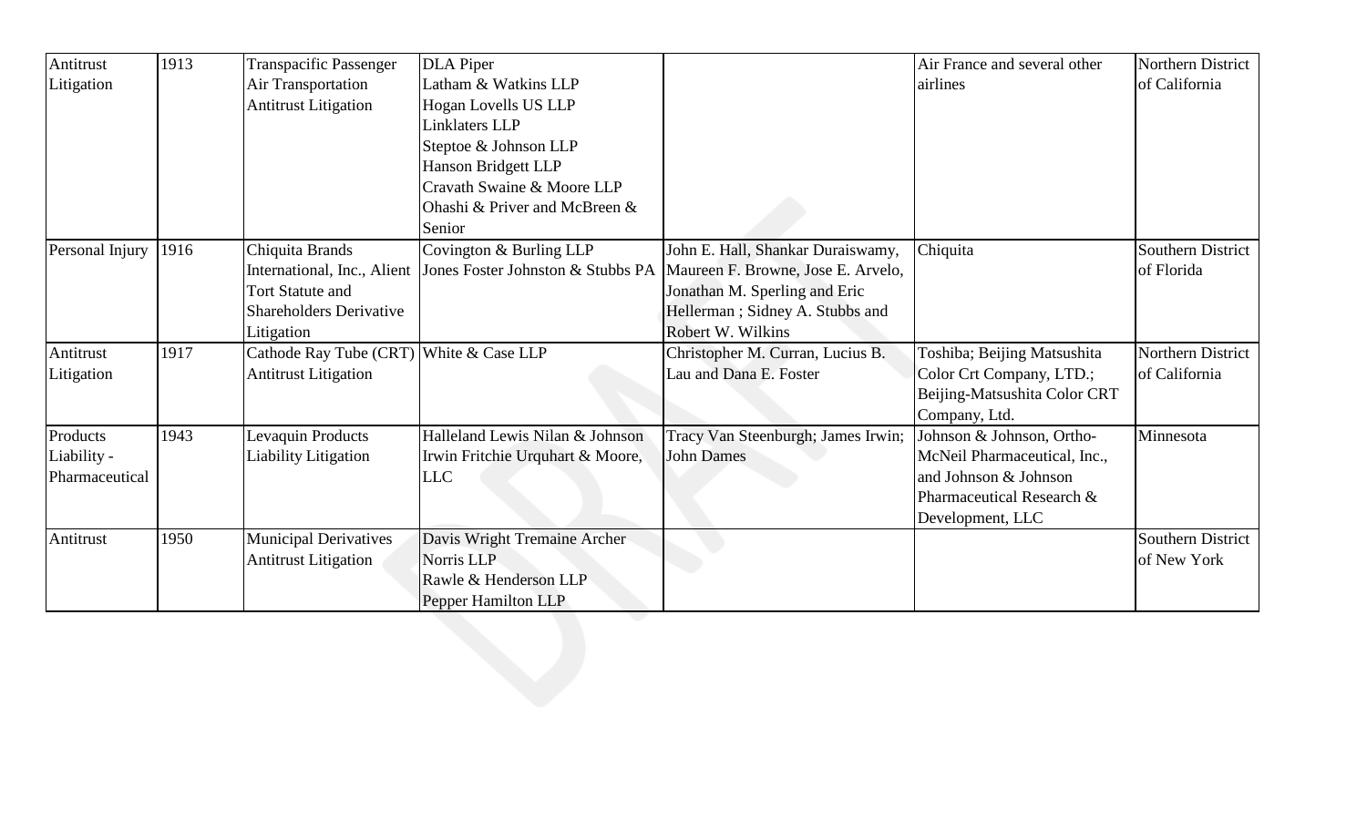| Antitrust Litigation | 1913 | Transpacific Passenger Air Transportation Antitrust Litigation | DLA Piper<br>Latham & Watkins LLP<br>Hogan Lovells US LLP<br>Linklaters LLP<br>Steptoe & Johnson LLP<br>Hanson Bridgett LLP<br>Cravath Swaine & Moore LLP<br>Ohashi & Priver and McBreen & Senior | | Air France and several other airlines | Northern District of California |
|---|---|---|---|---|---|---|
| Personal Injury | 1916 | Chiquita Brands International, Inc., Alient Tort Statute and Shareholders Derivative Litigation | Covington & Burling LLP<br>Jones Foster Johnston & Stubbs PA | John E. Hall, Shankar Duraiswamy, Maureen F. Browne, Jose E. Arvelo, Jonathan M. Sperling and Eric Hellerman ; Sidney A. Stubbs and Robert W. Wilkins | Chiquita | Southern District of Florida |
| Antitrust Litigation | 1917 | Cathode Ray Tube (CRT) Antitrust Litigation | White & Case LLP | Christopher M. Curran, Lucius B. Lau and Dana E. Foster | Toshiba; Beijing Matsushita Color Crt Company, LTD.; Beijing-Matsushita Color CRT Company, Ltd. | Northern District of California |
| Products Liability - Pharmaceutical | 1943 | Levaquin Products Liability Litigation | Halleland Lewis Nilan & Johnson<br>Irwin Fritchie Urquhart & Moore, LLC | Tracy Van Steenburgh; James Irwin; John Dames | Johnson & Johnson, Ortho-McNeil Pharmaceutical, Inc., and Johnson & Johnson Pharmaceutical Research & Development, LLC | Minnesota |
| Antitrust | 1950 | Municipal Derivatives Antitrust Litigation | Davis Wright Tremaine Archer Norris LLP<br>Rawle & Henderson LLP<br>Pepper Hamilton LLP | | | Southern District of New York |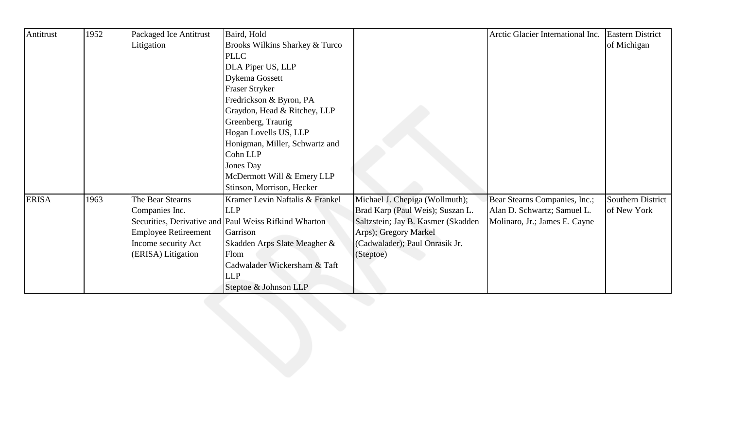| Antitrust | 1952 | Packaged Ice Antitrust Litigation | Baird, Hold<br>Brooks Wilkins Sharkey & Turco PLLC<br>DLA Piper US, LLP<br>Dykema Gossett<br>Fraser Stryker<br>Fredrickson & Byron, PA<br>Graydon, Head & Ritchey, LLP<br>Greenberg, Traurig<br>Hogan Lovells US, LLP<br>Honigman, Miller, Schwartz and Cohn LLP<br>Jones Day<br>McDermott Will & Emery LLP<br>Stinson, Morrison, Hecker | | Arctic Glacier International Inc. | Eastern District of Michigan |
|---|---|---|---|---|---|---|
| ERISA | 1963 | The Bear Stearns Companies Inc. Securities, Derivative and Employee Retireement Income security Act (ERISA) Litigation | Kramer Levin Naftalis & Frankel LLP<br>Paul Weiss Rifkind Wharton Garrison<br>Skadden Arps Slate Meagher & Flom<br>Cadwalader Wickersham & Taft LLP<br>Steptoe & Johnson LLP | Michael J. Chepiga (Wollmuth); Brad Karp (Paul Weis); Suszan L. Saltzstein; Jay B. Kasmer (Skadden Arps); Gregory Markel (Cadwalader); Paul Onrasik Jr. (Steptoe) | Bear Stearns Companies, Inc.; Alan D. Schwartz; Samuel L. Molinaro, Jr.; James E. Cayne | Southern District of New York |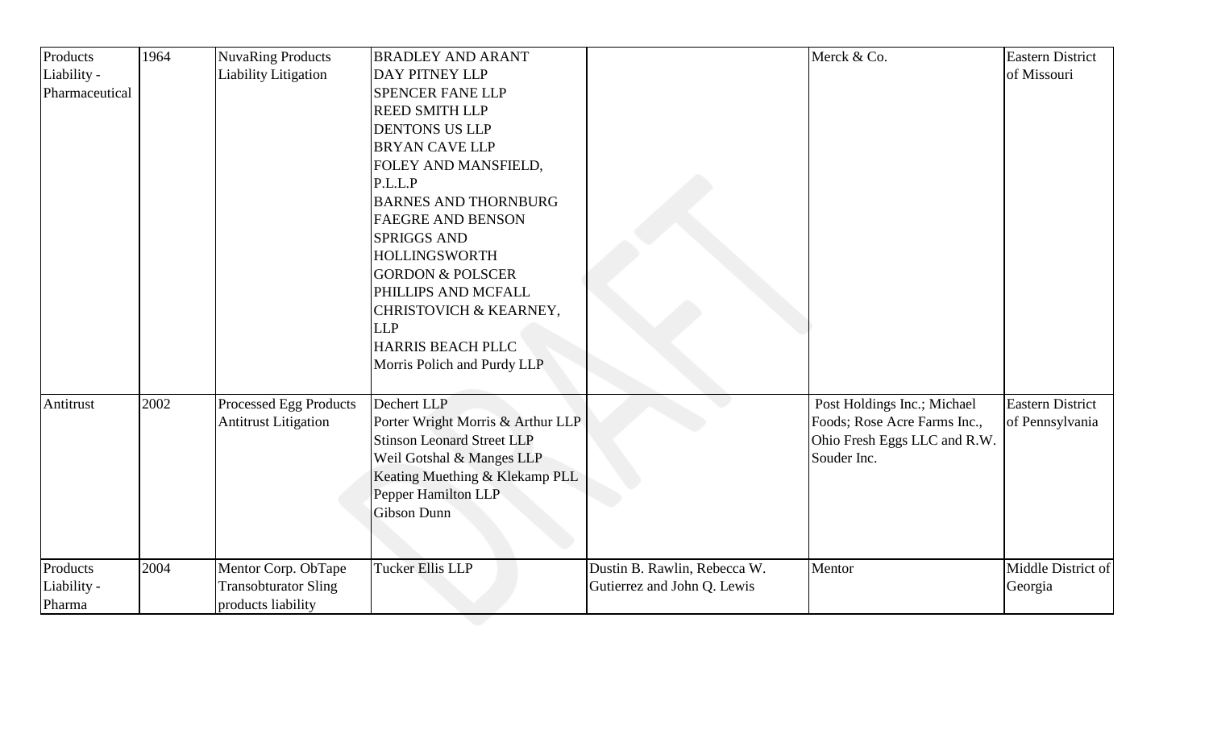| | | | | | | |
|---|---|---|---|---|---|---|
| Products Liability - Pharmaceutical | 1964 | NuvaRing Products Liability Litigation | BRADLEY AND ARANT<br>DAY PITNEY LLP<br>SPENCER FANE LLP<br>REED SMITH LLP<br>DENTONS US LLP<br>BRYAN CAVE LLP<br>FOLEY AND MANSFIELD, P.L.L.P<br>BARNES AND THORNBURG<br>FAEGRE AND BENSON<br>SPRIGGS AND HOLLINGSWORTH<br>GORDON & POLSCER<br>PHILLIPS AND MCFALL<br>CHRISTOVICH & KEARNEY, LLP<br>HARRIS BEACH PLLC<br>Morris Polich and Purdy LLP | | Merck & Co. | Eastern District of Missouri |
| Antitrust | 2002 | Processed Egg Products Antitrust Litigation | Dechert LLP<br>Porter Wright Morris & Arthur LLP<br>Stinson Leonard Street LLP<br>Weil Gotshal & Manges LLP<br>Keating Muething & Klekamp PLL<br>Pepper Hamilton LLP<br>Gibson Dunn | | Post Holdings Inc.; Michael Foods; Rose Acre Farms Inc., Ohio Fresh Eggs LLC and R.W. Souder Inc. | Eastern District of Pennsylvania |
| Products Liability - Pharma | 2004 | Mentor Corp. ObTape Transobturator Sling products liability | Tucker Ellis LLP | Dustin B. Rawlin, Rebecca W. Gutierrez and John Q. Lewis | Mentor | Middle District of Georgia |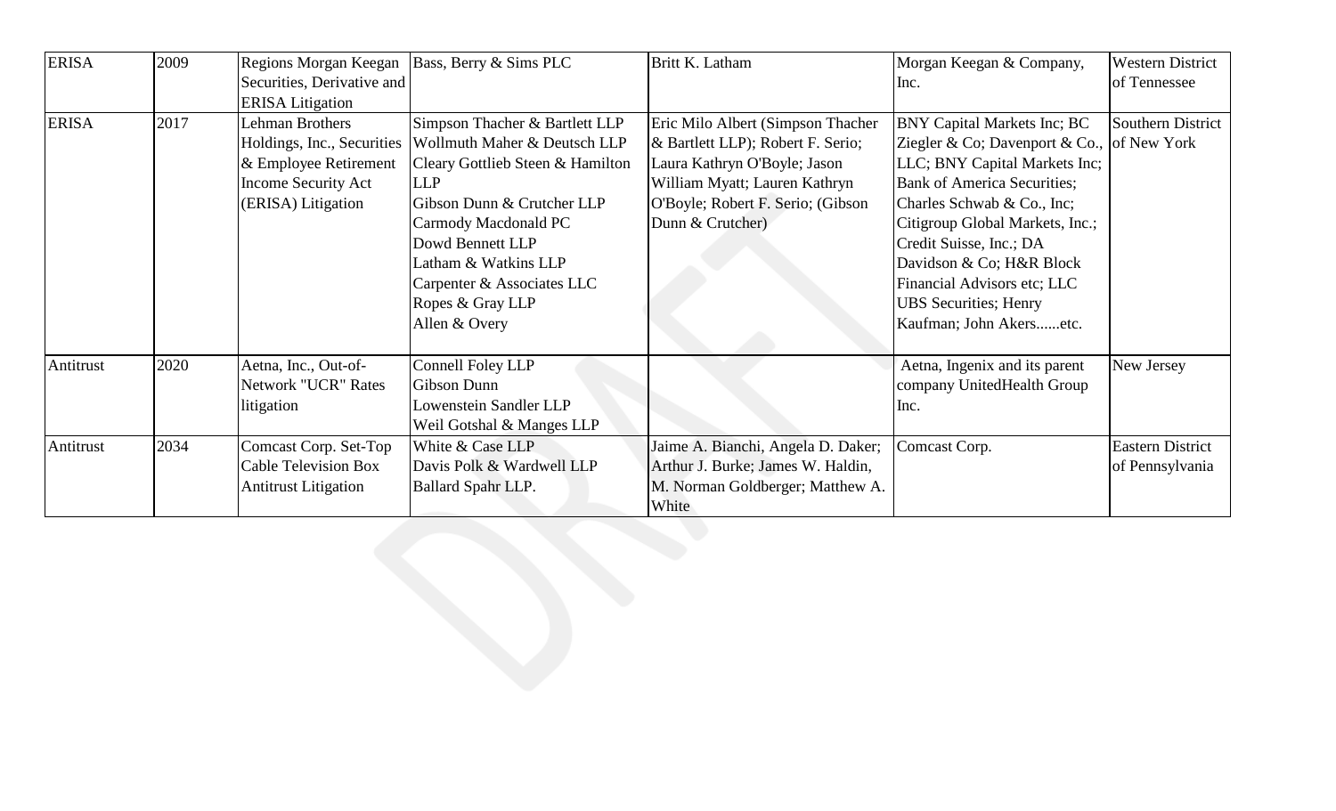| ERISA | 2009 | Regions Morgan Keegan Securities, Derivative and ERISA Litigation | Bass, Berry & Sims PLC | Britt K. Latham | Morgan Keegan & Company, Inc. | Western District of Tennessee |
|---|---|---|---|---|---|---|
| ERISA | 2017 | Lehman Brothers Holdings, Inc., Securities & Employee Retirement Income Security Act (ERISA) Litigation | Simpson Thacher & Bartlett LLP<br>Wollmuth Maher & Deutsch LLP<br>Cleary Gottlieb Steen & Hamilton LLP<br>Gibson Dunn & Crutcher LLP<br>Carmody Macdonald PC<br>Dowd Bennett LLP<br>Latham & Watkins LLP<br>Carpenter & Associates LLC<br>Ropes & Gray LLP<br>Allen & Overy | Eric Milo Albert (Simpson Thacher & Bartlett LLP); Robert F. Serio; Laura Kathryn O'Boyle; Jason William Myatt; Lauren Kathryn O'Boyle; Robert F. Serio; (Gibson Dunn & Crutcher) | BNY Capital Markets Inc; BC Ziegler & Co; Davenport & Co., LLC; BNY Capital Markets Inc; Bank of America Securities; Charles Schwab & Co., Inc; Citigroup Global Markets, Inc.; Credit Suisse, Inc.; DA Davidson & Co; H&R Block Financial Advisors etc; LLC UBS Securities; Henry Kaufman; John Akers......etc. | Southern District of New York |
| Antitrust | 2020 | Aetna, Inc., Out-of-Network "UCR" Rates litigation | Connell Foley LLP<br>Gibson Dunn<br>Lowenstein Sandler LLP<br>Weil Gotshal & Manges LLP | | Aetna, Ingenix and its parent company UnitedHealth Group Inc. | New Jersey |
| Antitrust | 2034 | Comcast Corp. Set-Top Cable Television Box Antitrust Litigation | White & Case LLP<br>Davis Polk & Wardwell LLP<br>Ballard Spahr LLP. | Jaime A. Bianchi, Angela D. Daker; Arthur J. Burke; James W. Haldin, M. Norman Goldberger; Matthew A. White | Comcast Corp. | Eastern District of Pennsylvania |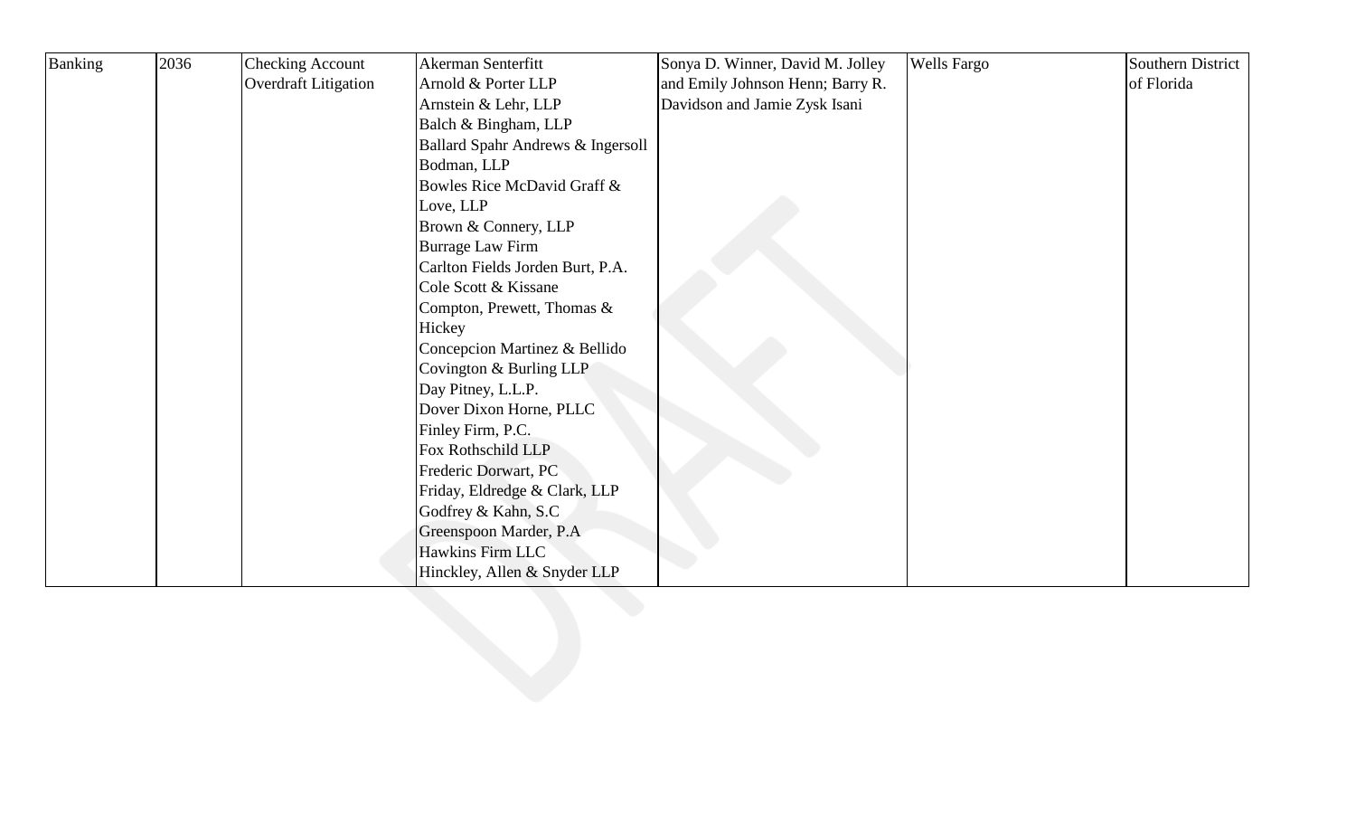| Banking | 2036 | Checking Account Overdraft Litigation | Akerman Senterfitt<br>Arnold & Porter LLP<br>Arnstein & Lehr, LLP<br>Balch & Bingham, LLP<br>Ballard Spahr Andrews & Ingersoll<br>Bodman, LLP<br>Bowles Rice McDavid Graff & Love, LLP<br>Brown & Connery, LLP<br>Burrage Law Firm<br>Carlton Fields Jorden Burt, P.A.<br>Cole Scott & Kissane<br>Compton, Prewett, Thomas & Hickey<br>Concepcion Martinez & Bellido<br>Covington & Burling LLP<br>Day Pitney, L.L.P.<br>Dover Dixon Horne, PLLC<br>Finley Firm, P.C.<br>Fox Rothschild LLP<br>Frederic Dorwart, PC<br>Friday, Eldredge & Clark, LLP<br>Godfrey & Kahn, S.C<br>Greenspoon Marder, P.A<br>Hawkins Firm LLC<br>Hinckley, Allen & Snyder LLP | Sonya D. Winner, David M. Jolley and Emily Johnson Henn; Barry R. Davidson and Jamie Zysk Isani | Wells Fargo | Southern District of Florida |
|---|---|---|---|---|---|---|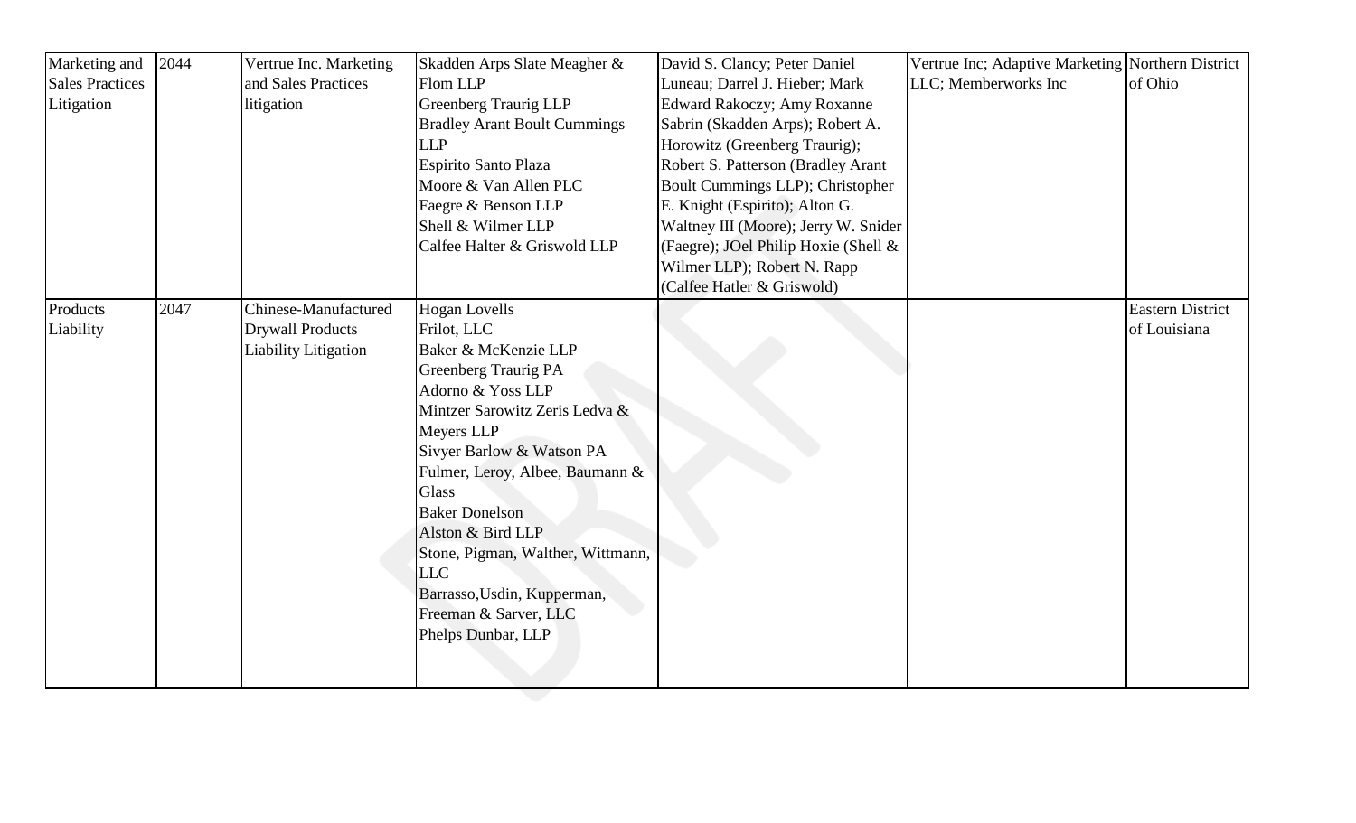| Marketing and Sales Practices Litigation | 2044 | Vertrue Inc. Marketing and Sales Practices litigation | Skadden Arps Slate Meagher & Flom LLP<br>Greenberg Traurig LLP<br>Bradley Arant Boult Cummings LLP<br>Espirito Santo Plaza<br>Moore & Van Allen PLC<br>Faegre & Benson LLP<br>Shell & Wilmer LLP<br>Calfee Halter & Griswold LLP | David S. Clancy; Peter Daniel Luneau; Darrel J. Hieber; Mark Edward Rakoczy; Amy Roxanne Sabrin (Skadden Arps); Robert A. Horowitz (Greenberg Traurig); Robert S. Patterson (Bradley Arant Boult Cummings LLP); Christopher E. Knight (Espirito); Alton G. Waltney III (Moore); Jerry W. Snider (Faegre); JOel Philip Hoxie (Shell & Wilmer LLP); Robert N. Rapp (Calfee Hatler & Griswold) | Vertrue Inc; Adaptive Marketing LLC; Memberworks Inc | Northern District of Ohio |
|---|---|---|---|---|---|---|
| Products Liability | 2047 | Chinese-Manufactured Drywall Products Liability Litigation | Hogan Lovells<br>Frilot, LLC<br>Baker & McKenzie LLP<br>Greenberg Traurig PA<br>Adorno & Yoss LLP<br>Mintzer Sarowitz Zeris Ledva & Meyers LLP<br>Sivyer Barlow & Watson PA<br>Fulmer, Leroy, Albee, Baumann & Glass<br>Baker Donelson<br>Alston & Bird LLP<br>Stone, Pigman, Walther, Wittmann, LLC<br>Barrasso,Usdin, Kupperman, Freeman & Sarver, LLC<br>Phelps Dunbar, LLP | | | Eastern District of Louisiana |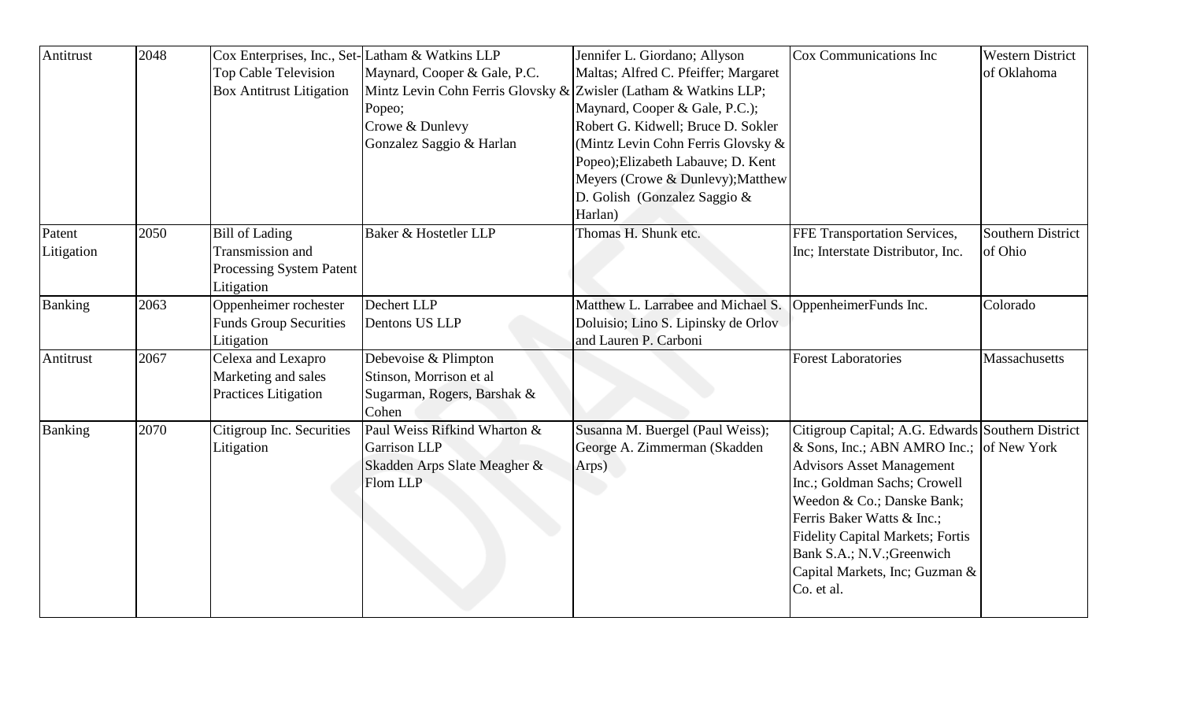| Antitrust | 2048 | Cox Enterprises, Inc., Set-Top Cable Television Box Antitrust Litigation | Latham & Watkins LLP<br>Maynard, Cooper & Gale, P.C.<br>Mintz Levin Cohn Ferris Glovsky & Popeo;<br>Crowe & Dunlevy<br>Gonzalez Saggio & Harlan | Jennifer L. Giordano; Allyson Maltas; Alfred C. Pfeiffer; Margaret Zwisler (Latham & Watkins LLP; Maynard, Cooper & Gale, P.C.); Robert G. Kidwell; Bruce D. Sokler (Mintz Levin Cohn Ferris Glovsky & Popeo);Elizabeth Labauve; D. Kent Meyers (Crowe & Dunlevy);Matthew D. Golish (Gonzalez Saggio & Harlan) | Cox Communications Inc | Western District of Oklahoma |
|---|---|---|---|---|---|---|
| Patent Litigation | 2050 | Bill of Lading Transmission and Processing System Patent Litigation | Baker & Hostetler LLP | Thomas H. Shunk etc. | FFE Transportation Services, Inc; Interstate Distributor, Inc. | Southern District of Ohio |
| Banking | 2063 | Oppenheimer rochester Funds Group Securities Litigation | Dechert LLP<br>Dentons US LLP | Matthew L. Larrabee and Michael S. Doluisio; Lino S. Lipinsky de Orlov and Lauren P. Carboni | OppenheimerFunds Inc. | Colorado |
| Antitrust | 2067 | Celexa and Lexapro Marketing and sales Practices Litigation | Debevoise & Plimpton<br>Stinson, Morrison et al<br>Sugarman, Rogers, Barshak & Cohen | | Forest Laboratories | Massachusetts |
| Banking | 2070 | Citigroup Inc. Securities Litigation | Paul Weiss Rifkind Wharton & Garrison LLP<br>Skadden Arps Slate Meagher & Flom LLP | Susanna M. Buergel (Paul Weiss); George A. Zimmerman (Skadden Arps) | Citigroup Capital; A.G. Edwards & Sons, Inc.; ABN AMRO Inc.; Advisors Asset Management Inc.; Goldman Sachs; Crowell Weedon & Co.; Danske Bank; Ferris Baker Watts & Inc.; Fidelity Capital Markets; Fortis Bank S.A.; N.V.;Greenwich Capital Markets, Inc; Guzman & Co. et al. | Southern District of New York |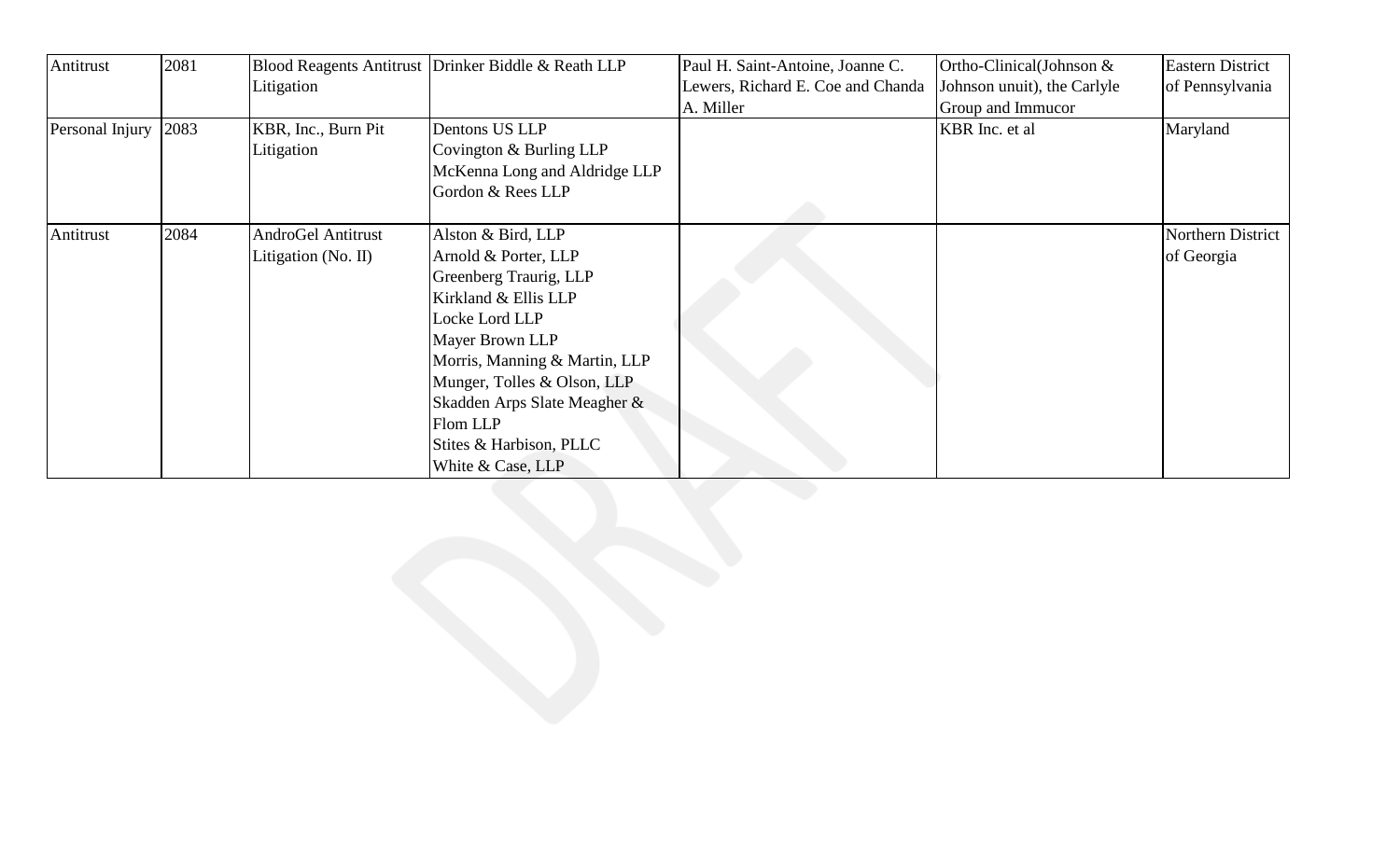| Antitrust | 2081 | Blood Reagents Antitrust Litigation | Drinker Biddle & Reath LLP | Paul H. Saint-Antoine, Joanne C. Lewers, Richard E. Coe and Chanda A. Miller | Ortho-Clinical(Johnson & Johnson unuit), the Carlyle Group and Immucor | Eastern District of Pennsylvania |
|---|---|---|---|---|---|---|
| Personal Injury | 2083 | KBR, Inc., Burn Pit Litigation | Dentons US LLP<br>Covington & Burling LLP<br>McKenna Long and Aldridge LLP<br>Gordon & Rees LLP | | KBR Inc. et al | Maryland |
| Antitrust | 2084 | AndroGel Antitrust Litigation (No. II) | Alston & Bird, LLP<br>Arnold & Porter, LLP<br>Greenberg Traurig, LLP<br>Kirkland & Ellis LLP<br>Locke Lord LLP<br>Mayer Brown LLP<br>Morris, Manning & Martin, LLP<br>Munger, Tolles & Olson, LLP<br>Skadden Arps Slate Meagher & Flom LLP<br>Stites & Harbison, PLLC<br>White & Case, LLP | | | Northern District of Georgia |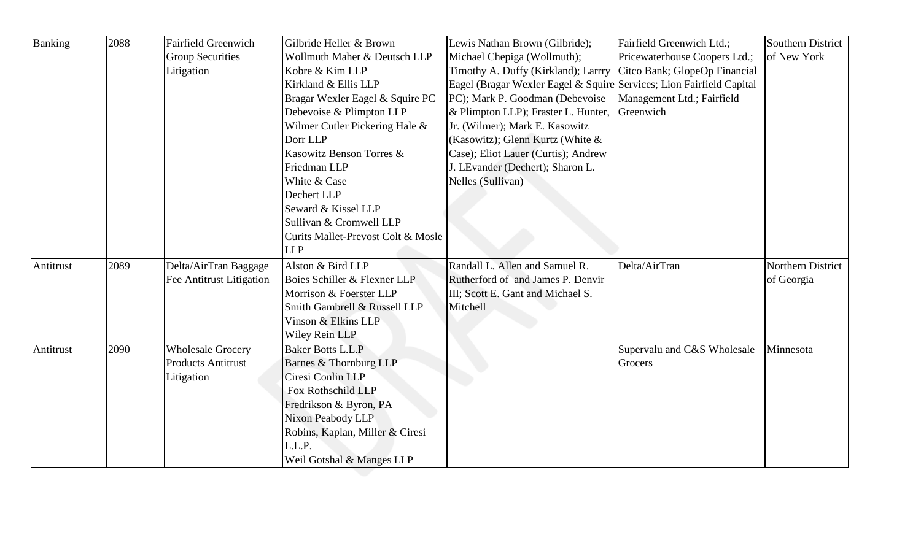| Banking | 2088 | Fairfield Greenwich Group Securities Litigation | Gilbride Heller & Brown<br>Wollmuth Maher & Deutsch LLP<br>Kobre & Kim LLP<br>Kirkland & Ellis LLP<br>Bragar Wexler Eagel & Squire PC<br>Debevoise & Plimpton LLP<br>Wilmer Cutler Pickering Hale & Dorr LLP<br>Kasowitz Benson Torres & Friedman LLP<br>White & Case<br>Dechert LLP<br>Seward & Kissel LLP<br>Sullivan & Cromwell LLP<br>Curits Mallet-Prevost Colt & Mosle LLP | Lewis Nathan Brown (Gilbride); Michael Chepiga (Wollmuth); Timothy A. Duffy (Kirkland); Larrry Eagel (Bragar Wexler Eagel & Squire PC); Mark P. Goodman (Debevoise & Plimpton LLP); Fraster L. Hunter, Jr. (Wilmer); Mark E. Kasowitz (Kasowitz); Glenn Kurtz (White & Case); Eliot Lauer (Curtis); Andrew J. LEvander (Dechert); Sharon L. Nelles (Sullivan) | Fairfield Greenwich Ltd.; Pricewaterhouse Coopers Ltd.; Citco Bank; GlopeOp Financial Services; Lion Fairfield Capital Management Ltd.; Fairfield Greenwich | Southern District of New York |
|---|---|---|---|---|---|---|
| Antitrust | 2089 | Delta/AirTran Baggage Fee Antitrust Litigation | Alston & Bird LLP<br>Boies Schiller & Flexner LLP<br>Morrison & Foerster LLP<br>Smith Gambrell & Russell LLP<br>Vinson & Elkins LLP<br>Wiley Rein LLP | Randall L. Allen and Samuel R. Rutherford of and James P. Denvir III; Scott E. Gant and Michael S. Mitchell | Delta/AirTran | Northern District of Georgia |
| Antitrust | 2090 | Wholesale Grocery Products Antitrust Litigation | Baker Botts L.L.P<br>Barnes & Thornburg LLP<br>Ciresi Conlin LLP<br>Fox Rothschild LLP<br>Fredrikson & Byron, PA<br>Nixon Peabody LLP<br>Robins, Kaplan, Miller & Ciresi L.L.P.<br>Weil Gotshal & Manges LLP | | Supervalu and C&S Wholesale Grocers | Minnesota |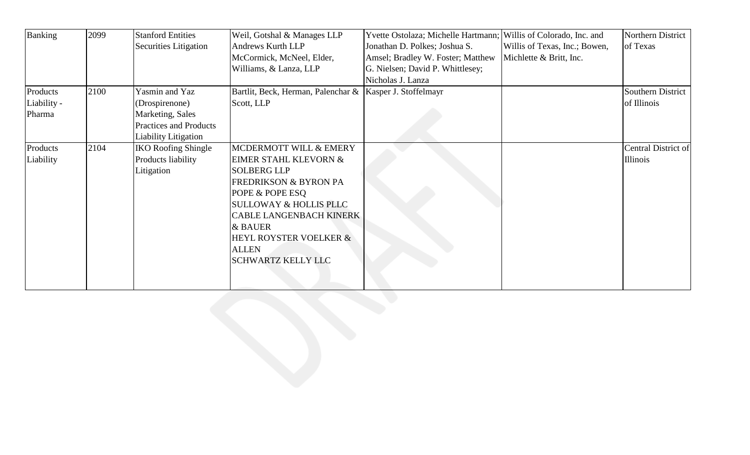| Banking | 2099 | Stanford Entities Securities Litigation | Weil, Gotshal & Manages LLP Andrews Kurth LLP McCormick, McNeel, Elder, Williams, & Lanza, LLP | Yvette Ostolaza; Michelle Hartmann; Jonathan D. Polkes; Joshua S. Amsel; Bradley W. Foster; Matthew G. Nielsen; David P. Whittlesey; Nicholas J. Lanza | Willis of Colorado, Inc. and Willis of Texas, Inc.; Bowen, Michlette & Britt, Inc. | Northern District of Texas |
|---|---|---|---|---|---|---|
| Products Liability - Pharma | 2100 | Yasmin and Yaz (Drospirenone) Marketing, Sales Practices and Products Liability Litigation | Bartlit, Beck, Herman, Palenchar & Scott, LLP | Kasper J. Stoffelmayr | | Southern District of Illinois |
| Products Liability | 2104 | IKO Roofing Shingle Products liability Litigation | MCDERMOTT WILL & EMERY EIMER STAHL KLEVORN & SOLBERG LLP FREDRIKSON & BYRON PA POPE & POPE ESQ SULLOWAY & HOLLIS PLLC CABLE LANGENBACH KINERK & BAUER HEYL ROYSTER VOELKER & ALLEN SCHWARTZ KELLY LLC | | | Central District of Illinois |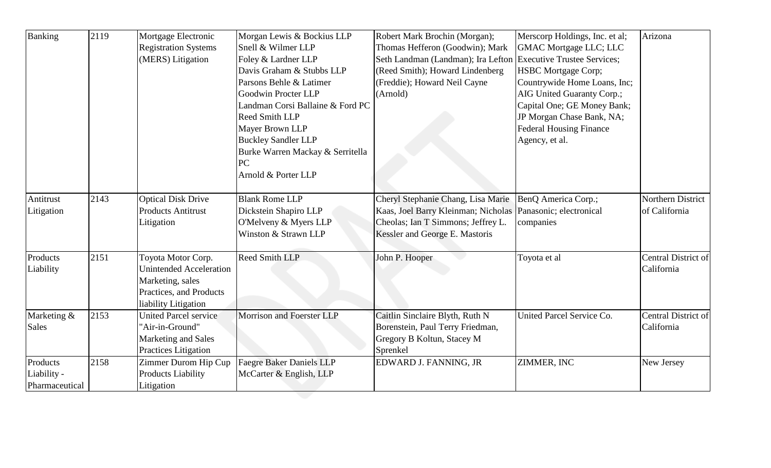| Banking | 2119 | Mortgage Electronic Registration Systems (MERS) Litigation | Morgan Lewis & Bockius LLP<br>Snell & Wilmer LLP<br>Foley & Lardner LLP<br>Davis Graham & Stubbs LLP<br>Parsons Behle & Latimer<br>Goodwin Procter LLP<br>Landman Corsi Ballaine & Ford PC<br>Reed Smith LLP<br>Mayer Brown LLP<br>Buckley Sandler LLP<br>Burke Warren Mackay & Serritella PC<br>Arnold & Porter LLP | Robert Mark Brochin (Morgan); Thomas Hefferon (Goodwin); Mark Seth Landman (Landman); Ira Lefton (Reed Smith); Howard Lindenberg (Freddie); Howard Neil Cayne (Arnold) | Merscorp Holdings, Inc. et al; GMAC Mortgage LLC; LLC Executive Trustee Services; HSBC Mortgage Corp; Countrywide Home Loans, Inc; AIG United Guaranty Corp.; Capital One; GE Money Bank; JP Morgan Chase Bank, NA; Federal Housing Finance Agency, et al. | Arizona |
|---|---|---|---|---|---|---|
| Antitrust Litigation | 2143 | Optical Disk Drive Products Antitrust Litigation | Blank Rome LLP<br>Dickstein Shapiro LLP<br>O'Melveny & Myers LLP<br>Winston & Strawn LLP | Cheryl Stephanie Chang, Lisa Marie Kaas, Joel Barry Kleinman; Nicholas Cheolas; Ian T Simmons; Jeffrey L. Kessler and George E. Mastoris | BenQ America Corp.; Panasonic; electronical companies | Northern District of California |
| Products Liability | 2151 | Toyota Motor Corp. Unintended Acceleration Marketing, sales Practices, and Products liability Litigation | Reed Smith LLP | John P. Hooper | Toyota et al | Central District of California |
| Marketing & Sales | 2153 | United Parcel service "Air-in-Ground" Marketing and Sales Practices Litigation | Morrison and Foerster LLP | Caitlin Sinclaire Blyth, Ruth N Borenstein, Paul Terry Friedman, Gregory B Koltun, Stacey M Sprenkel | United Parcel Service Co. | Central District of California |
| Products Liability - Pharmaceutical | 2158 | Zimmer Durom Hip Cup Products Liability Litigation | Faegre Baker Daniels LLP<br>McCarter & English, LLP | EDWARD J. FANNING, JR | ZIMMER, INC | New Jersey |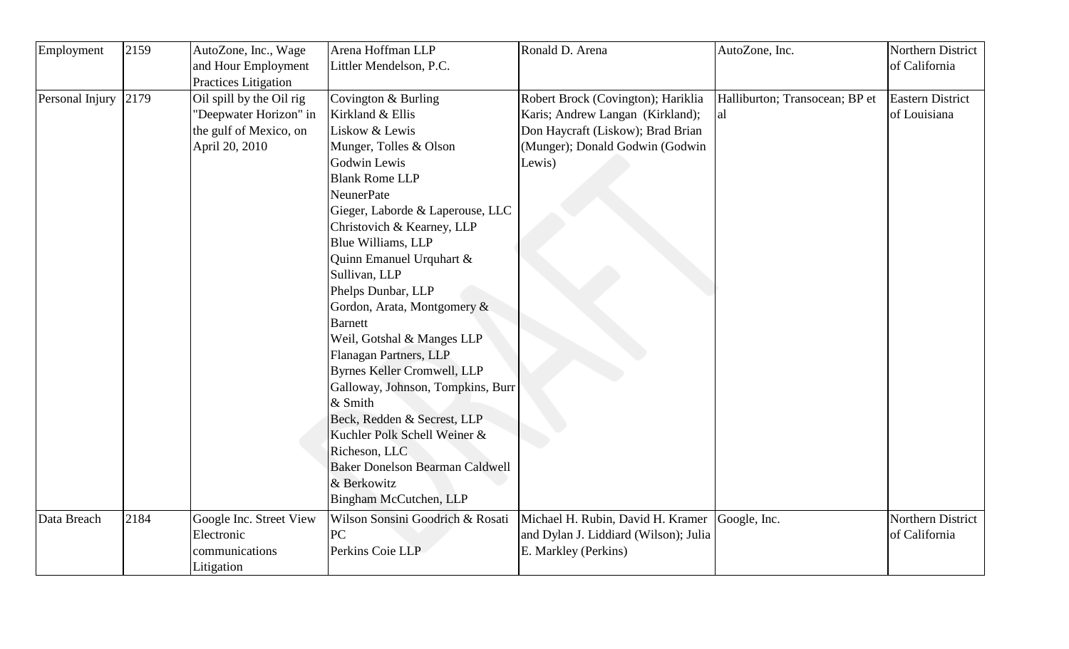| Employment | 2159 | AutoZone, Inc., Wage and Hour Employment Practices Litigation | Arena Hoffman LLP<br>Littler Mendelson, P.C. | Ronald D. Arena | AutoZone, Inc. | Northern District of California |
|---|---|---|---|---|---|---|
| Personal Injury | 2179 | Oil spill by the Oil rig "Deepwater Horizon" in the gulf of Mexico, on April 20, 2010 | Covington & Burling<br>Kirkland & Ellis<br>Liskow & Lewis<br>Munger, Tolles & Olson<br>Godwin Lewis<br>Blank Rome LLP<br>NeunerPate<br>Gieger, Laborde & Laperouse, LLC<br>Christovich & Kearney, LLP<br>Blue Williams, LLP<br>Quinn Emanuel Urquhart & Sullivan, LLP<br>Phelps Dunbar, LLP<br>Gordon, Arata, Montgomery & Barnett<br>Weil, Gotshal & Manges LLP<br>Flanagan Partners, LLP<br>Byrnes Keller Cromwell, LLP<br>Galloway, Johnson, Tompkins, Burr & Smith<br>Beck, Redden & Secrest, LLP<br>Kuchler Polk Schell Weiner & Richeson, LLC<br>Baker Donelson Bearman Caldwell & Berkowitz<br>Bingham McCutchen, LLP | Robert Brock (Covington); Hariklia Karis; Andrew Langan (Kirkland); Don Haycraft (Liskow); Brad Brian (Munger); Donald Godwin (Godwin Lewis) | Halliburton; Transocean; BP et al | Eastern District of Louisiana |
| Data Breach | 2184 | Google Inc. Street View Electronic communications Litigation | Wilson Sonsini Goodrich & Rosati PC<br>Perkins Coie LLP | Michael H. Rubin, David H. Kramer and Dylan J. Liddiard (Wilson); Julia E. Markley (Perkins) | Google, Inc. | Northern District of California |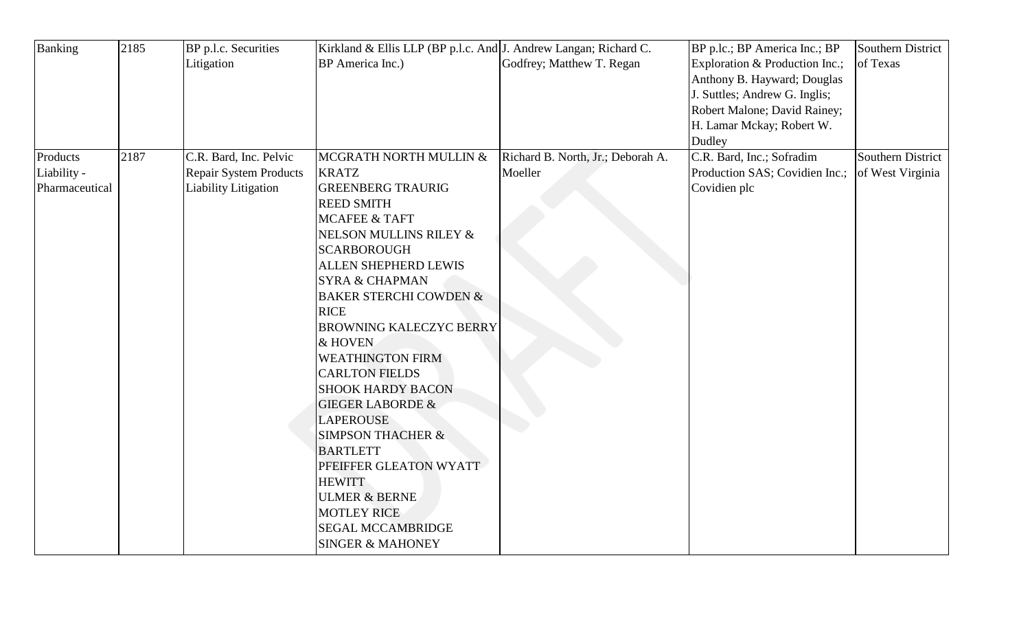| Banking | 2185 | BP p.l.c. Securities Litigation | Kirkland & Ellis LLP (BP p.l.c. And BP America Inc.) | J. Andrew Langan; Richard C. Godfrey; Matthew T. Regan | BP p.lc.; BP America Inc.; BP Exploration & Production Inc.; Anthony B. Hayward; Douglas J. Suttles; Andrew G. Inglis; Robert Malone; David Rainey; H. Lamar Mckay; Robert W. Dudley | Southern District of Texas |
|---|---|---|---|---|---|---|
| Products Liability - Pharmaceutical | 2187 | C.R. Bard, Inc. Pelvic Repair System Products Liability Litigation | MCGRATH NORTH MULLIN & KRATZ<br>GREENBERG TRAURIG<br>REED SMITH<br>MCAFEE & TAFT<br>NELSON MULLINS RILEY & SCARBOROUGH<br>ALLEN SHEPHERD LEWIS SYRA & CHAPMAN<br>BAKER STERCHI COWDEN & RICE<br>BROWNING KALECZYC BERRY & HOVEN<br>WEATHINGTON FIRM<br>CARLTON FIELDS<br>SHOOK HARDY BACON<br>GIEGER LABORDE & LAPEROUSE<br>SIMPSON THACHER & BARTLETT<br>PFEIFFER GLEATON WYATT HEWITT<br>ULMER & BERNE<br>MOTLEY RICE<br>SEGAL MCCAMBRIDGE SINGER & MAHONEY | Richard B. North, Jr.; Deborah A. Moeller | C.R. Bard, Inc.; Sofradim Production SAS; Covidien Inc.; Covidien plc | Southern District of West Virginia |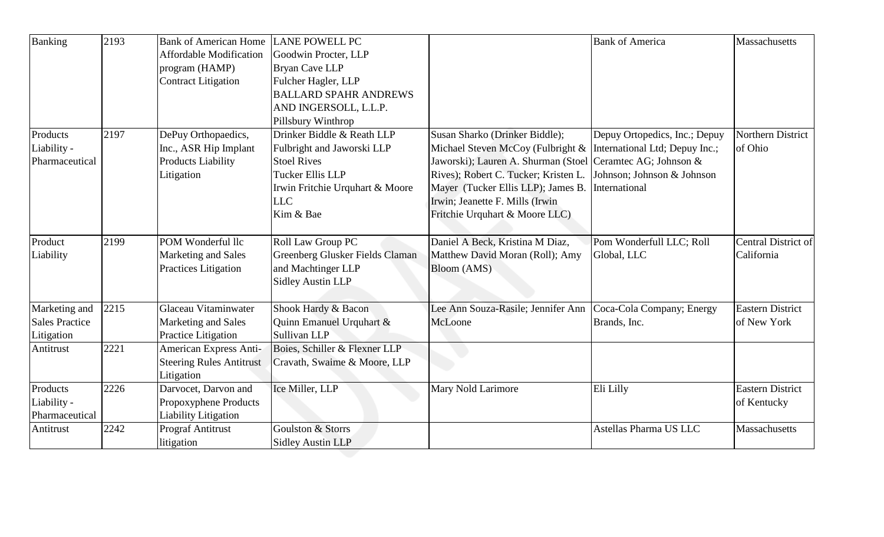| Banking | 2193 | Bank of American Home Affordable Modification program (HAMP) Contract Litigation | LANE POWELL PC<br>Goodwin Procter, LLP<br>Bryan Cave LLP<br>Fulcher Hagler, LLP<br>BALLARD SPAHR ANDREWS AND INGERSOLL, L.L.P.<br>Pillsbury Winthrop | | Bank of America | Massachusetts |
|---|---|---|---|---|---|---|
| Products Liability - Pharmaceutical | 2197 | DePuy Orthopaedics, Inc., ASR Hip Implant Products Liability Litigation | Drinker Biddle & Reath LLP<br>Fulbright and Jaworski LLP<br>Stoel Rives<br>Tucker Ellis LLP<br>Irwin Fritchie Urquhart & Moore LLC<br>Kim & Bae | Susan Sharko (Drinker Biddle); Michael Steven McCoy (Fulbright & Jaworski); Lauren A. Shurman (Stoel Rives); Robert C. Tucker; Kristen L. Mayer (Tucker Ellis LLP); James B. Irwin; Jeanette F. Mills (Irwin Fritchie Urquhart & Moore LLC) | Depuy Ortopedics, Inc.; Depuy International Ltd; Depuy Inc.; Ceramtec AG; Johnson & Johnson; Johnson & Johnson International | Northern District of Ohio |
| Product Liability | 2199 | POM Wonderful llc Marketing and Sales Practices Litigation | Roll Law Group PC<br>Greenberg Glusker Fields Claman and Machtinger LLP<br>Sidley Austin LLP | Daniel A Beck, Kristina M Diaz, Matthew David Moran (Roll); Amy Bloom (AMS) | Pom Wonderfull LLC; Roll Global, LLC | Central District of California |
| Marketing and Sales Practice Litigation | 2215 | Glaceau Vitaminwater Marketing and Sales Practice Litigation | Shook Hardy & Bacon<br>Quinn Emanuel Urquhart & Sullivan LLP | Lee Ann Souza-Rasile; Jennifer Ann McLoone | Coca-Cola Company; Energy Brands, Inc. | Eastern District of New York |
| Antitrust | 2221 | American Express Anti-Steering Rules Antitrust Litigation | Boies, Schiller & Flexner LLP<br>Cravath, Swaime & Moore, LLP | | | |
| Products Liability - Pharmaceutical | 2226 | Darvocet, Darvon and Propoxyphene Products Liability Litigation | Ice Miller, LLP | Mary Nold Larimore | Eli Lilly | Eastern District of Kentucky |
| Antitrust | 2242 | Prograf Antitrust litigation | Goulston & Storrs<br>Sidley Austin LLP | | Astellas Pharma US LLC | Massachusetts |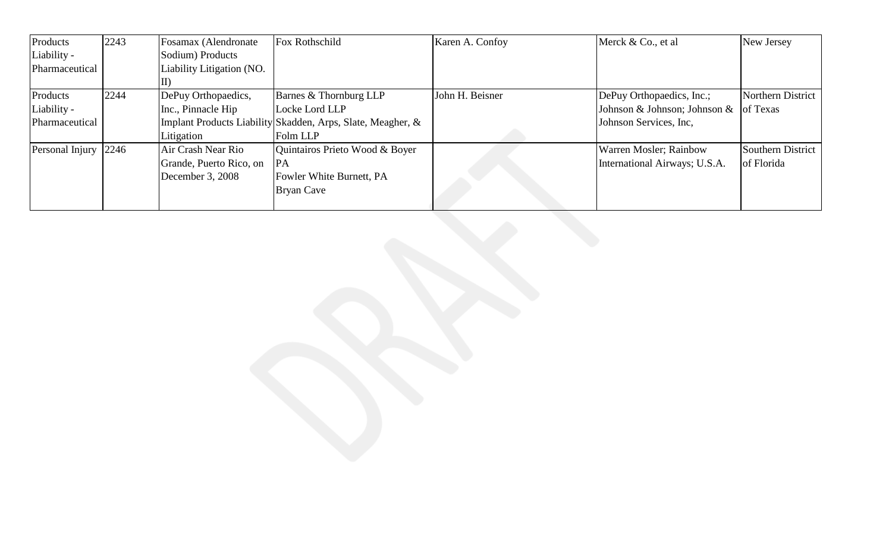| Products Liability - Pharmaceutical | 2243 | Fosamax (Alendronate Sodium) Products Liability Litigation (NO. II) | Fox Rothschild | Karen A. Confoy | Merck & Co., et al | New Jersey |
|---|---|---|---|---|---|---|
| Products Liability - Pharmaceutical | 2244 | DePuy Orthopaedics, Inc., Pinnacle Hip Implant Products Liability Litigation | Barnes & Thornburg LLP<br>Locke Lord LLP<br>Skadden, Arps, Slate, Meagher, & Folm LLP | John H. Beisner | DePuy Orthopaedics, Inc.; Johnson & Johnson; Johnson & Johnson Services, Inc, | Northern District of Texas |
| Personal Injury | 2246 | Air Crash Near Rio Grande, Puerto Rico, on December 3, 2008 | Quintairos Prieto Wood & Boyer PA<br>Fowler White Burnett, PA<br>Bryan Cave | | Warren Mosler; Rainbow International Airways; U.S.A. | Southern District of Florida |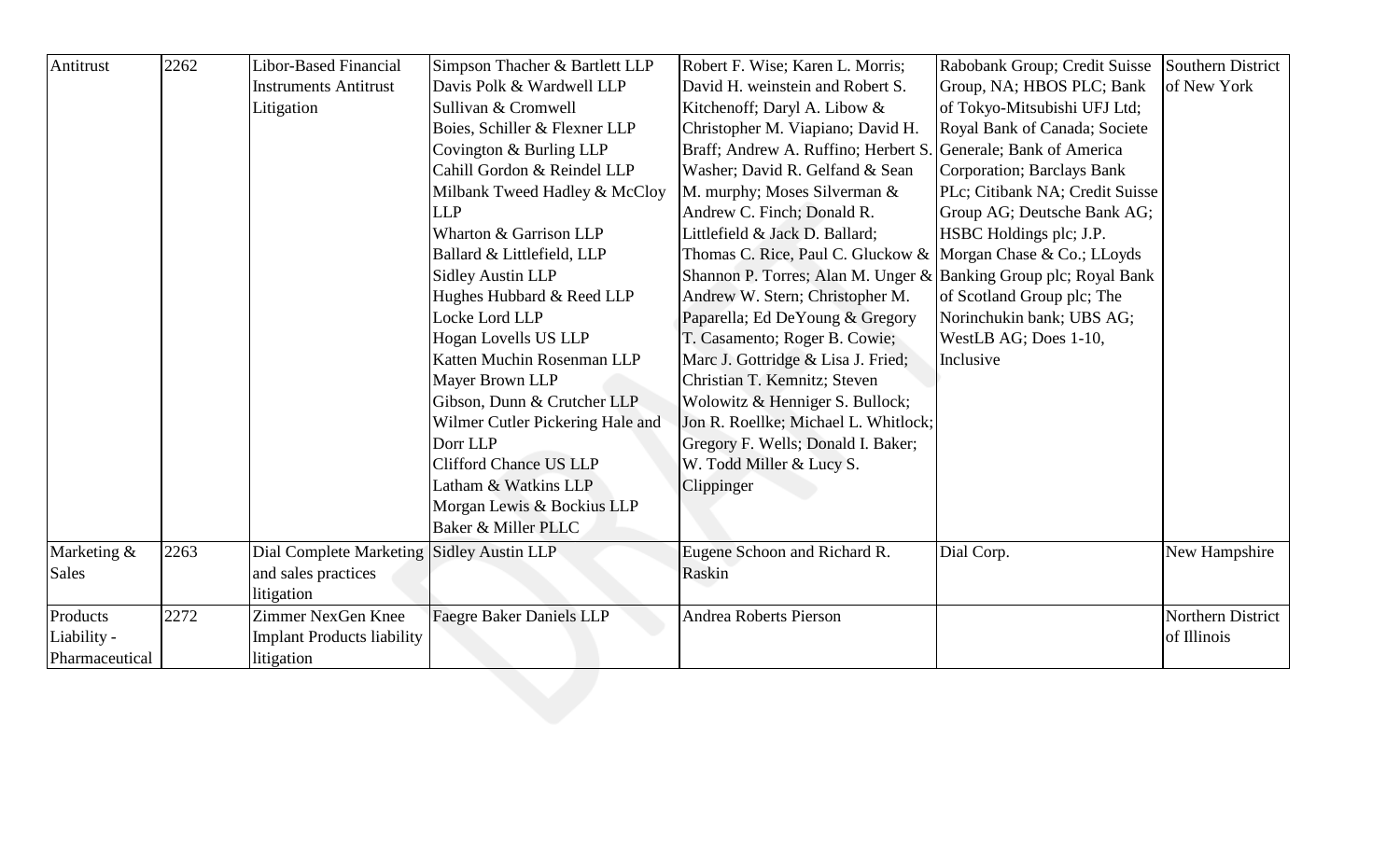| Antitrust | 2262 | Libor-Based Financial Instruments Antitrust Litigation | Simpson Thacher & Bartlett LLP Davis Polk & Wardwell LLP Sullivan & Cromwell Boies, Schiller & Flexner LLP Covington & Burling LLP Cahill Gordon & Reindel LLP Milbank Tweed Hadley & McCloy LLP Wharton & Garrison LLP Ballard & Littlefield, LLP Sidley Austin LLP Hughes Hubbard & Reed LLP Locke Lord LLP Hogan Lovells US LLP Katten Muchin Rosenman LLP Mayer Brown LLP Gibson, Dunn & Crutcher LLP Wilmer Cutler Pickering Hale and Dorr LLP Clifford Chance US LLP Latham & Watkins LLP Morgan Lewis & Bockius LLP Baker & Miller PLLC | Robert F. Wise; Karen L. Morris; David H. weinstein and Robert S. Kitchenoff; Daryl A. Libow & Christopher M. Viapiano; David H. Braff; Andrew A. Ruffino; Herbert S. Washer; David R. Gelfand & Sean M. murphy; Moses Silverman & Andrew C. Finch; Donald R. Littlefield & Jack D. Ballard; Thomas C. Rice, Paul C. Gluckow & Shannon P. Torres; Alan M. Unger & Andrew W. Stern; Christopher M. Paparella; Ed DeYoung & Gregory T. Casamento; Roger B. Cowie; Marc J. Gottridge & Lisa J. Fried; Christian T. Kemnitz; Steven Wolowitz & Henniger S. Bullock; Jon R. Roellke; Michael L. Whitlock; Gregory F. Wells; Donald I. Baker; W. Todd Miller & Lucy S. Clippinger | Rabobank Group; Credit Suisse Group, NA; HBOS PLC; Bank of Tokyo-Mitsubishi UFJ Ltd; Royal Bank of Canada; Societe Generale; Bank of America Corporation; Barclays Bank PLc; Citibank NA; Credit Suisse Group AG; Deutsche Bank AG; HSBC Holdings plc; J.P. Morgan Chase & Co.; LLoyds Banking Group plc; Royal Bank of Scotland Group plc; The Norinchukin bank; UBS AG; WestLB AG; Does 1-10, Inclusive | Southern District of New York |
|---|---|---|---|---|---|---|
| Marketing & Sales | 2263 | Dial Complete Marketing and sales practices litigation | Sidley Austin LLP | Eugene Schoon and Richard R. Raskin | Dial Corp. | New Hampshire |
| Products Liability - Pharmaceutical | 2272 | Zimmer NexGen Knee Implant Products liability litigation | Faegre Baker Daniels LLP | Andrea Roberts Pierson | | Northern District of Illinois |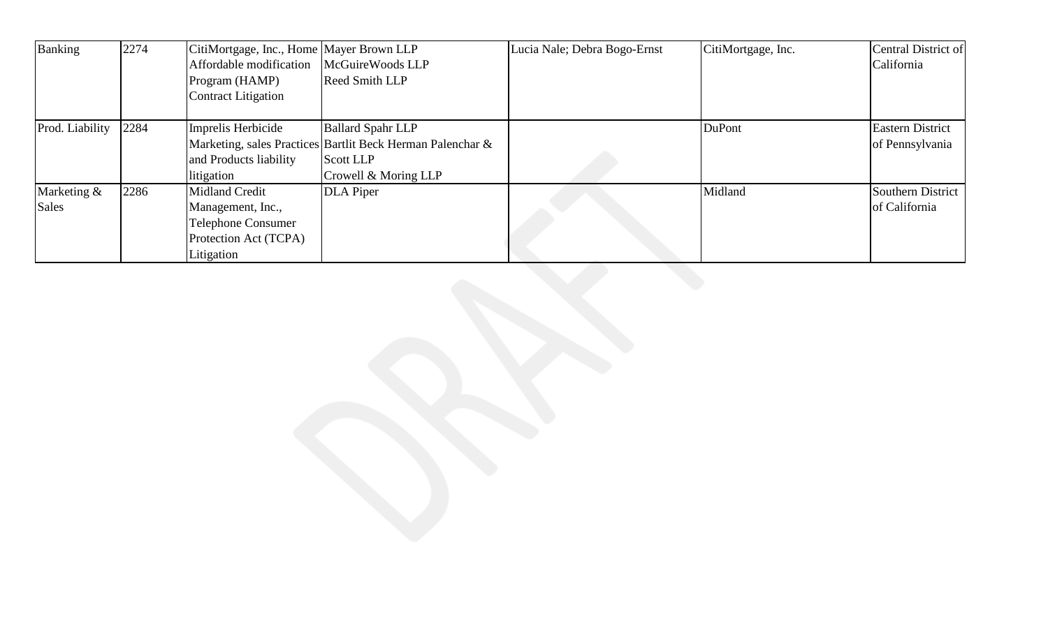| Banking | 2274 | CitiMortgage, Inc., Home Affordable modification Program (HAMP) Contract Litigation | Mayer Brown LLP<br>McGuireWoods LLP<br>Reed Smith LLP | Lucia Nale; Debra Bogo-Ernst | CitiMortgage, Inc. | Central District of California |
|---|---|---|---|---|---|---|
| Prod. Liability | 2284 | Imprelis Herbicide Marketing, sales Practices and Products liability litigation | Ballard Spahr LLP<br>Bartlit Beck Herman Palenchar & Scott LLP<br>Crowell & Moring LLP | | DuPont | Eastern District of Pennsylvania |
| Marketing & Sales | 2286 | Midland Credit Management, Inc., Telephone Consumer Protection Act (TCPA) Litigation | DLA Piper | | Midland | Southern District of California |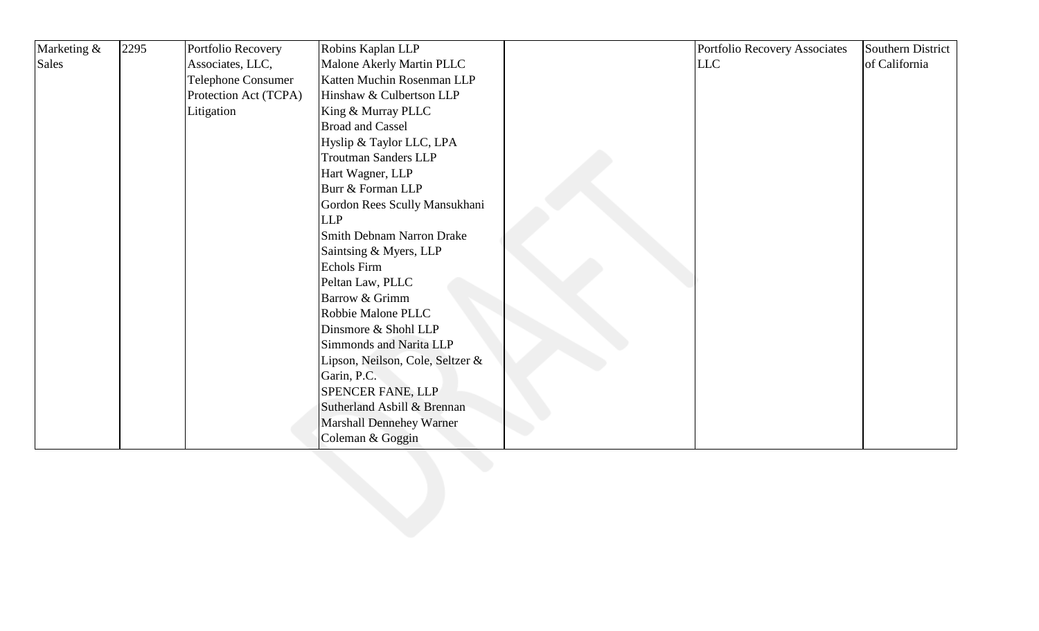| Marketing & Sales | 2295 | Portfolio Recovery Associates, LLC, Telephone Consumer Protection Act (TCPA) Litigation | Robins Kaplan LLP<br>Malone Akerly Martin PLLC<br>Katten Muchin Rosenman LLP<br>Hinshaw & Culbertson LLP<br>King & Murray PLLC<br>Broad and Cassel<br>Hyslip & Taylor LLC, LPA<br>Troutman Sanders LLP<br>Hart Wagner, LLP<br>Burr & Forman LLP<br>Gordon Rees Scully Mansukhani LLP<br>Smith Debnam Narron Drake Saintsing & Myers, LLP<br>Echols Firm<br>Peltan Law, PLLC<br>Barrow & Grimm<br>Robbie Malone PLLC<br>Dinsmore & Shohl LLP<br>Simmonds and Narita LLP<br>Lipson, Neilson, Cole, Seltzer & Garin, P.C.<br>SPENCER FANE, LLP<br>Sutherland Asbill & Brennan<br>Marshall Dennehey Warner Coleman & Goggin | | Portfolio Recovery Associates LLC | Southern District of California |
|---|---|---|---|---|---|---|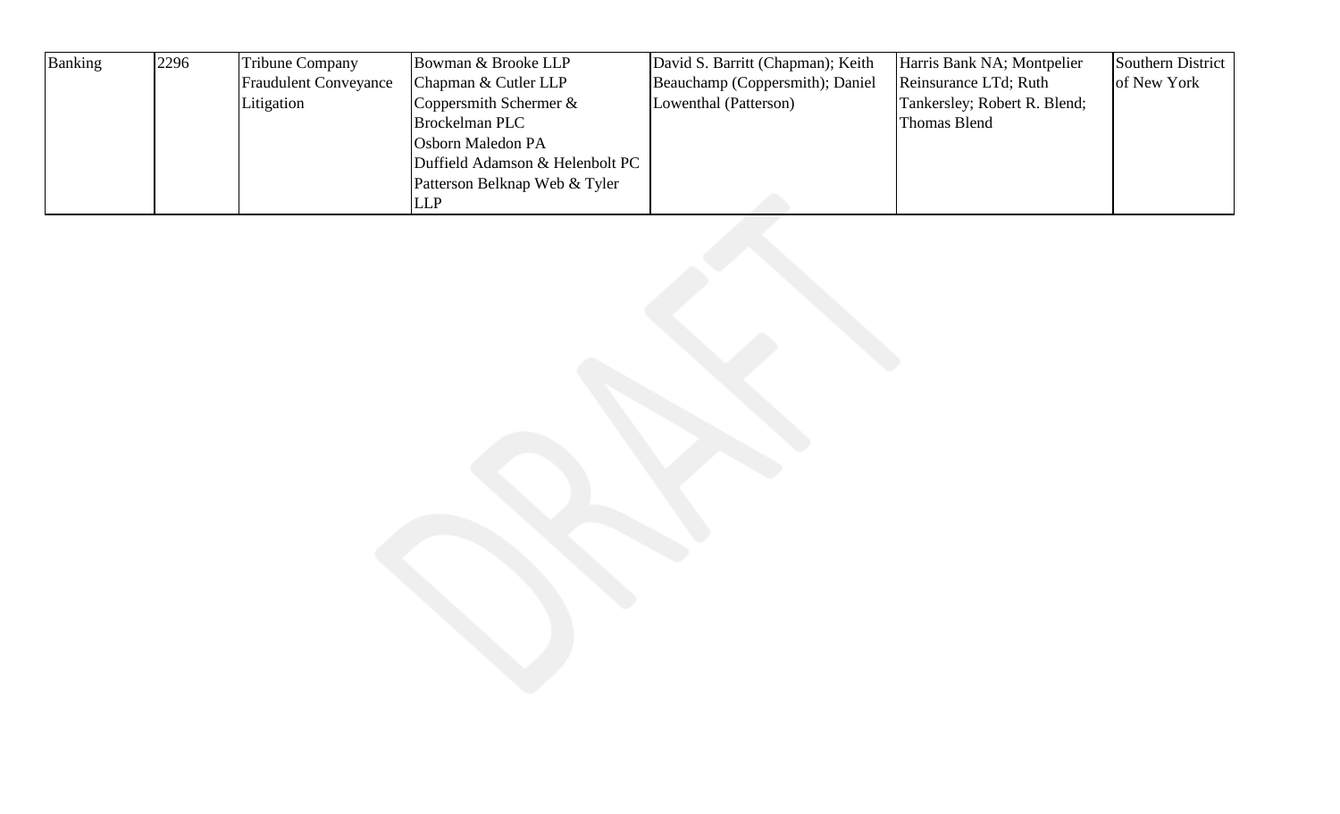| Banking | 2296 | Tribune Company Fraudulent Conveyance Litigation | Bowman & Brooke LLP<br>Chapman & Cutler LLP<br>Coppersmith Schermer & Brockelman PLC<br>Osborn Maledon PA<br>Duffield Adamson & Helenbolt PC<br>Patterson Belknap Web & Tyler LLP | David S. Barritt (Chapman); Keith Beauchamp (Coppersmith); Daniel Lowenthal (Patterson) | Harris Bank NA; Montpelier Reinsurance LTd; Ruth Tankersley; Robert R. Blend; Thomas Blend | Southern District of New York |
|---|---|---|---|---|---|---|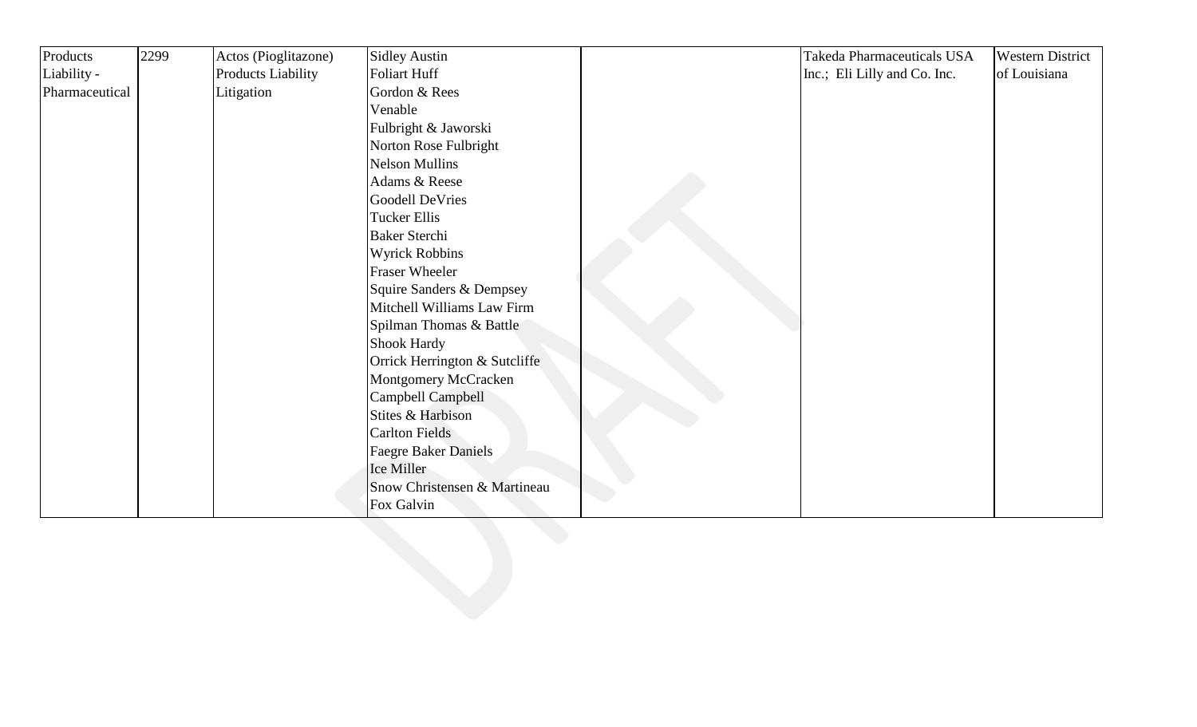| Products Liability - Pharmaceutical | 2299 | Actos (Pioglitazone) Products Liability Litigation | Sidley Austin<br>Foliart Huff<br>Gordon & Rees<br>Venable<br>Fulbright & Jaworski<br>Norton Rose Fulbright<br>Nelson Mullins<br>Adams & Reese<br>Goodell DeVries<br>Tucker Ellis<br>Baker Sterchi<br>Wyrick Robbins<br>Fraser Wheeler<br>Squire Sanders & Dempsey<br>Mitchell Williams Law Firm<br>Spilman Thomas & Battle<br>Shook Hardy<br>Orrick Herrington & Sutcliffe<br>Montgomery McCracken<br>Campbell Campbell<br>Stites & Harbison<br>Carlton Fields<br>Faegre Baker Daniels<br>Ice Miller<br>Snow Christensen & Martineau<br>Fox Galvin | | Takeda Pharmaceuticals USA Inc.; Eli Lilly and Co. Inc. | Western District of Louisiana |
|---|---|---|---|---|---|---|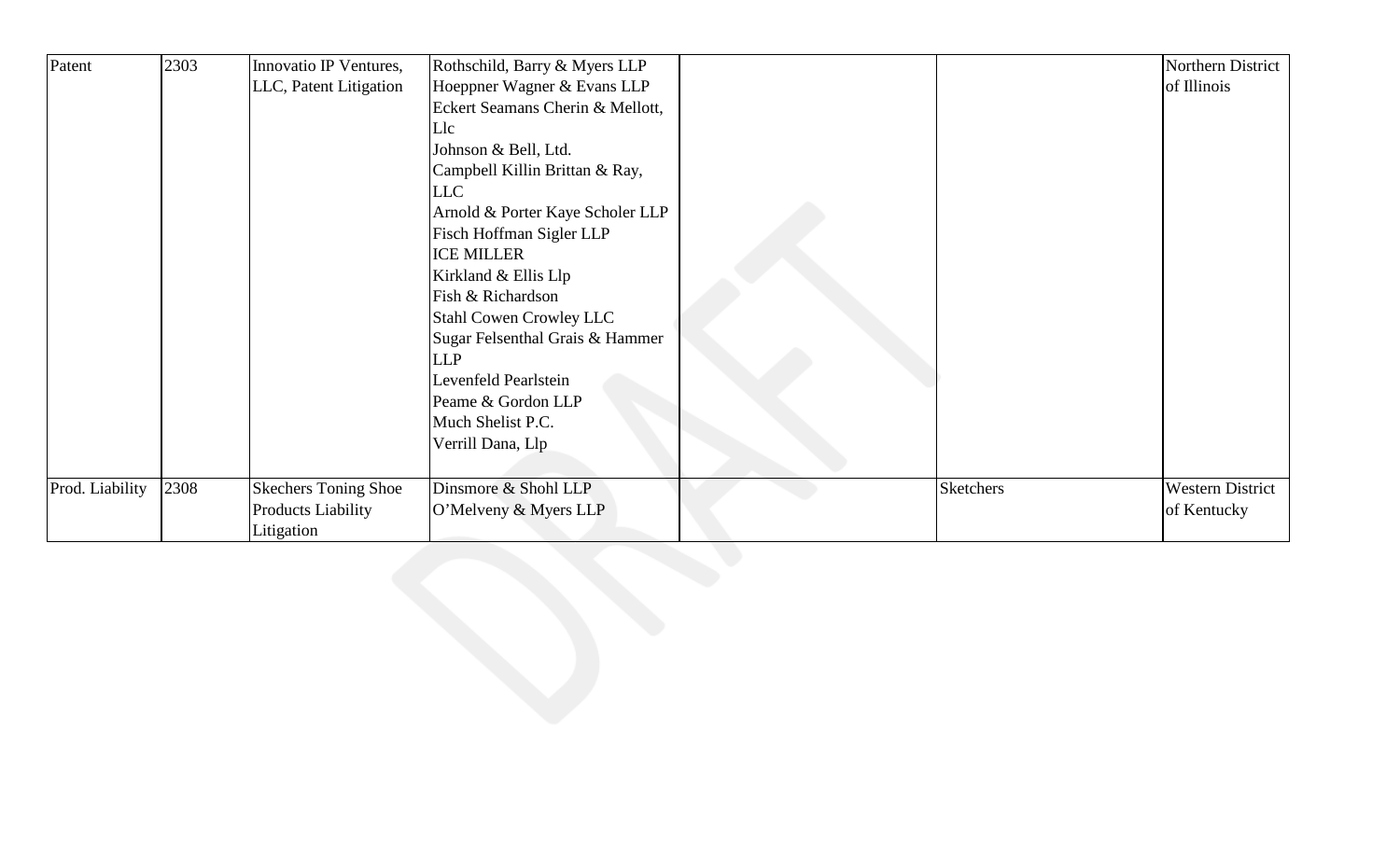| | | | | | | |
|---|---|---|---|---|---|---|
| Patent | 2303 | Innovatio IP Ventures, LLC, Patent Litigation | Rothschild, Barry & Myers LLP<br>Hoeppner Wagner & Evans LLP<br>Eckert Seamans Cherin & Mellott, Llc<br>Johnson & Bell, Ltd.<br>Campbell Killin Brittan & Ray, LLC<br>Arnold & Porter Kaye Scholer LLP<br>Fisch Hoffman Sigler LLP<br>ICE MILLER<br>Kirkland & Ellis Llp<br>Fish & Richardson<br>Stahl Cowen Crowley LLC<br>Sugar Felsenthal Grais & Hammer LLP<br>Levenfeld Pearlstein<br>Peame & Gordon LLP<br>Much Shelist P.C.<br>Verrill Dana, Llp | | | Northern District of Illinois |
| Prod. Liability | 2308 | Skechers Toning Shoe Products Liability Litigation | Dinsmore & Shohl LLP<br>O'Melveny & Myers LLP | | Sketchers | Western District of Kentucky |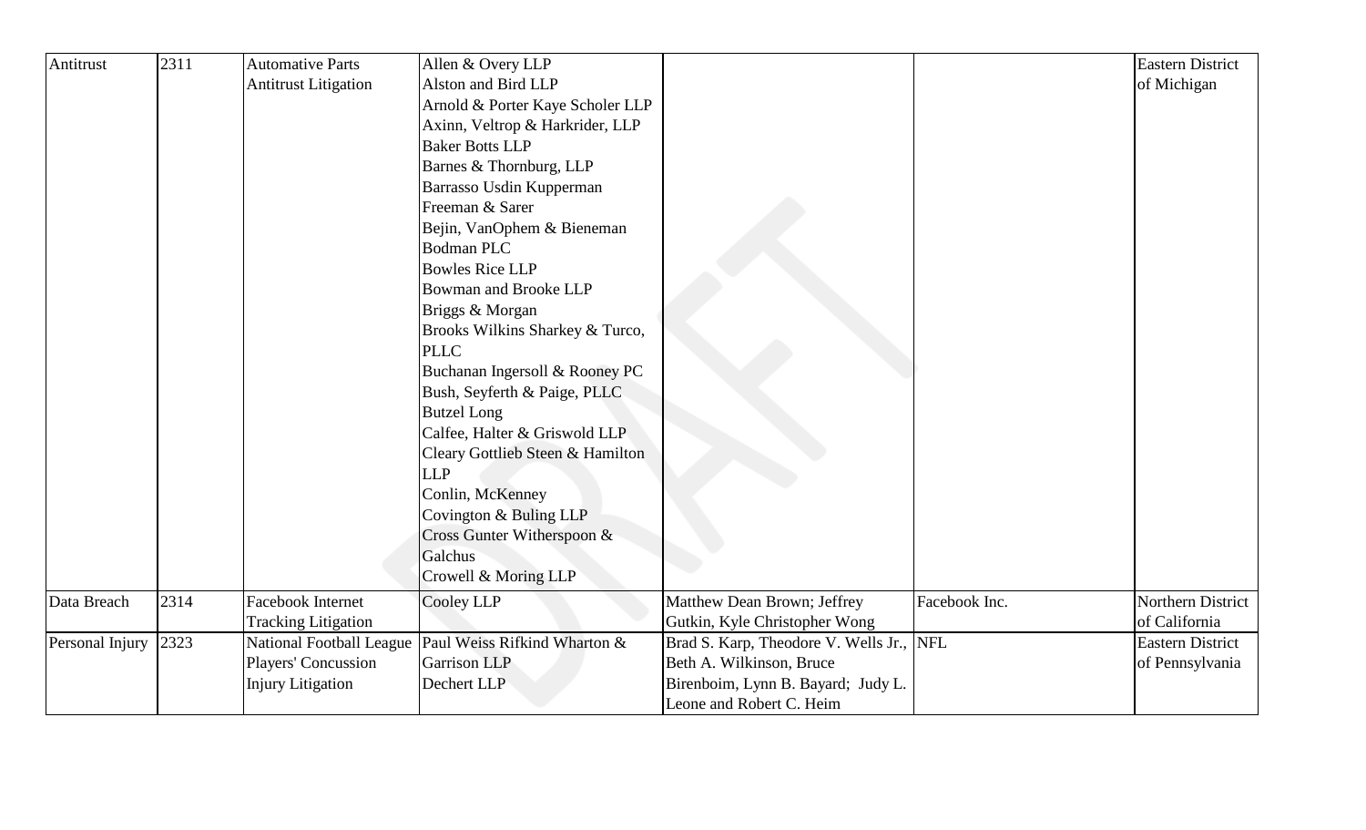| Antitrust | 2311 | Automative Parts Antitrust Litigation | Allen & Overy LLP<br>Alston and Bird LLP<br>Arnold & Porter Kaye Scholer LLP<br>Axinn, Veltrop & Harkrider, LLP<br>Baker Botts LLP<br>Barnes & Thornburg, LLP<br>Barrasso Usdin Kupperman Freeman & Sarer<br>Bejin, VanOphem & Bieneman<br>Bodman PLC<br>Bowles Rice LLP<br>Bowman and Brooke LLP<br>Briggs & Morgan<br>Brooks Wilkins Sharkey & Turco, PLLC<br>Buchanan Ingersoll & Rooney PC<br>Bush, Seyferth & Paige, PLLC<br>Butzel Long<br>Calfee, Halter & Griswold LLP<br>Cleary Gottlieb Steen & Hamilton LLP<br>Conlin, McKenney<br>Covington & Buling LLP<br>Cross Gunter Witherspoon & Galchus<br>Crowell & Moring LLP | | | Eastern District of Michigan |
|---|---|---|---|---|---|---|
| Data Breach | 2314 | Facebook Internet Tracking Litigation | Cooley LLP | Matthew Dean Brown; Jeffrey Gutkin, Kyle Christopher Wong | Facebook Inc. | Northern District of California |
| Personal Injury | 2323 | National Football League Players' Concussion Injury Litigation | Paul Weiss Rifkind Wharton & Garrison LLP<br>Dechert LLP | Brad S. Karp, Theodore V. Wells Jr., Beth A. Wilkinson, Bruce Birenboim, Lynn B. Bayard; Judy L. Leone and Robert C. Heim | NFL | Eastern District of Pennsylvania |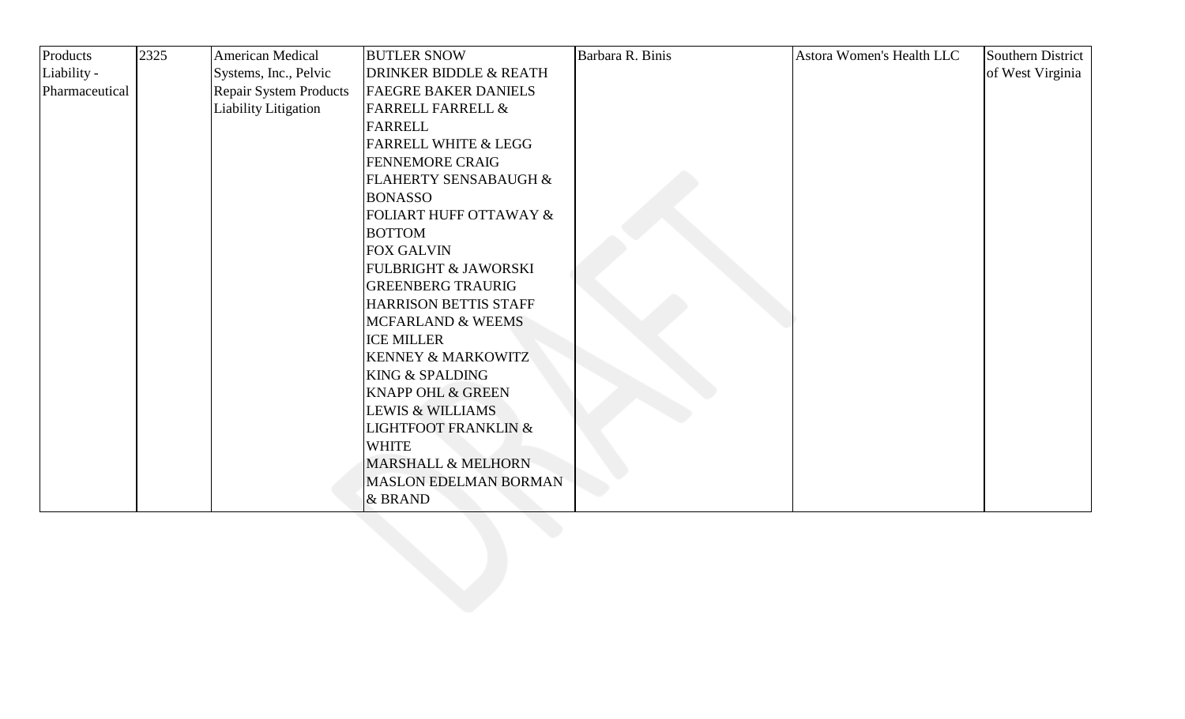| Products Liability - Pharmaceutical | 2325 | American Medical Systems, Inc., Pelvic Repair System Products Liability Litigation | BUTLER SNOW<br>DRINKER BIDDLE & REATH<br>FAEGRE BAKER DANIELS<br>FARRELL FARRELL & FARRELL<br>FARRELL WHITE & LEGG<br>FENNEMORE CRAIG<br>FLAHERTY SENSABAUGH & BONASSO<br>FOLIART HUFF OTTAWAY & BOTTOM<br>FOX GALVIN<br>FULBRIGHT & JAWORSKI<br>GREENBERG TRAURIG<br>HARRISON BETTIS STAFF MCFARLAND & WEEMS<br>ICE MILLER<br>KENNEY & MARKOWITZ<br>KING & SPALDING<br>KNAPP OHL & GREEN<br>LEWIS & WILLIAMS<br>LIGHTFOOT FRANKLIN & WHITE<br>MARSHALL & MELHORN<br>MASLON EDELMAN BORMAN & BRAND | Barbara R. Binis | Astora Women's Health LLC | Southern District of West Virginia |
|---|---|---|---|---|---|---|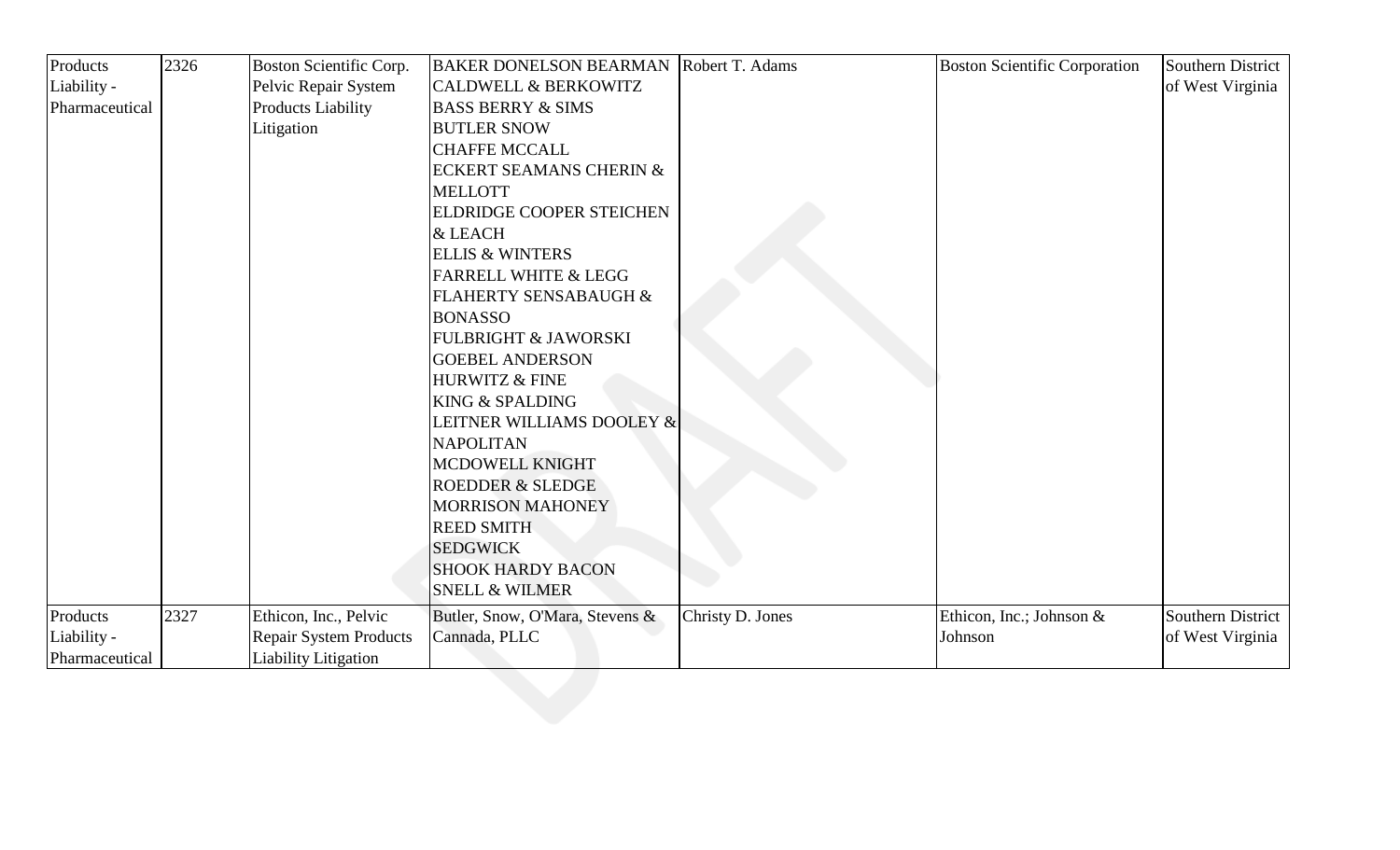| Products Liability - Pharmaceutical | 2326 | Boston Scientific Corp. Pelvic Repair System Products Liability Litigation | BAKER DONELSON BEARMAN CALDWELL & BERKOWITZ BASS BERRY & SIMS BUTLER SNOW CHAFFE MCCALL ECKERT SEAMANS CHERIN & MELLOTT ELDRIDGE COOPER STEICHEN & LEACH ELLIS & WINTERS FARRELL WHITE & LEGG FLAHERTY SENSABAUGH & BONASSO FULBRIGHT & JAWORSKI GOEBEL ANDERSON HURWITZ & FINE KING & SPALDING LEITNER WILLIAMS DOOLEY & NAPOLITAN MCDOWELL KNIGHT ROEDDER & SLEDGE MORRISON MAHONEY REED SMITH SEDGWICK SHOOK HARDY BACON SNELL & WILMER | Robert T. Adams | Boston Scientific Corporation | Southern District of West Virginia |
|---|---|---|---|---|---|---|
| Products Liability - Pharmaceutical | 2327 | Ethicon, Inc., Pelvic Repair System Products Liability Litigation | Butler, Snow, O'Mara, Stevens & Cannada, PLLC | Christy D. Jones | Ethicon, Inc.; Johnson & Johnson | Southern District of West Virginia |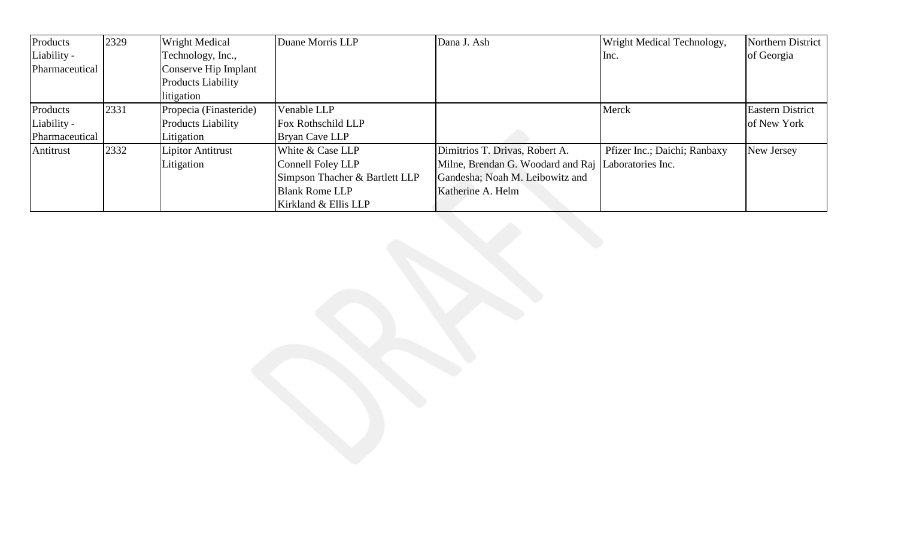| Products Liability - Pharmaceutical | 2329 | Wright Medical Technology, Inc., Conserve Hip Implant Products Liability litigation | Duane Morris LLP | Dana J. Ash | Wright Medical Technology, Inc. | Northern District of Georgia |
|---|---|---|---|---|---|---|
| Products Liability - Pharmaceutical | 2331 | Propecia (Finasteride) Products Liability Litigation | Venable LLP<br>Fox Rothschild LLP<br>Bryan Cave LLP | | Merck | Eastern District of New York |
| Antitrust | 2332 | Lipitor Antitrust Litigation | White & Case LLP<br>Connell Foley LLP<br>Simpson Thacher & Bartlett LLP<br>Blank Rome LLP<br>Kirkland & Ellis LLP | Dimitrios T. Drivas, Robert A. Milne, Brendan G. Woodard and Raj Gandesha; Noah M. Leibowitz and Katherine A. Helm | Pfizer Inc.; Daichi; Ranbaxy Laboratories Inc. | New Jersey |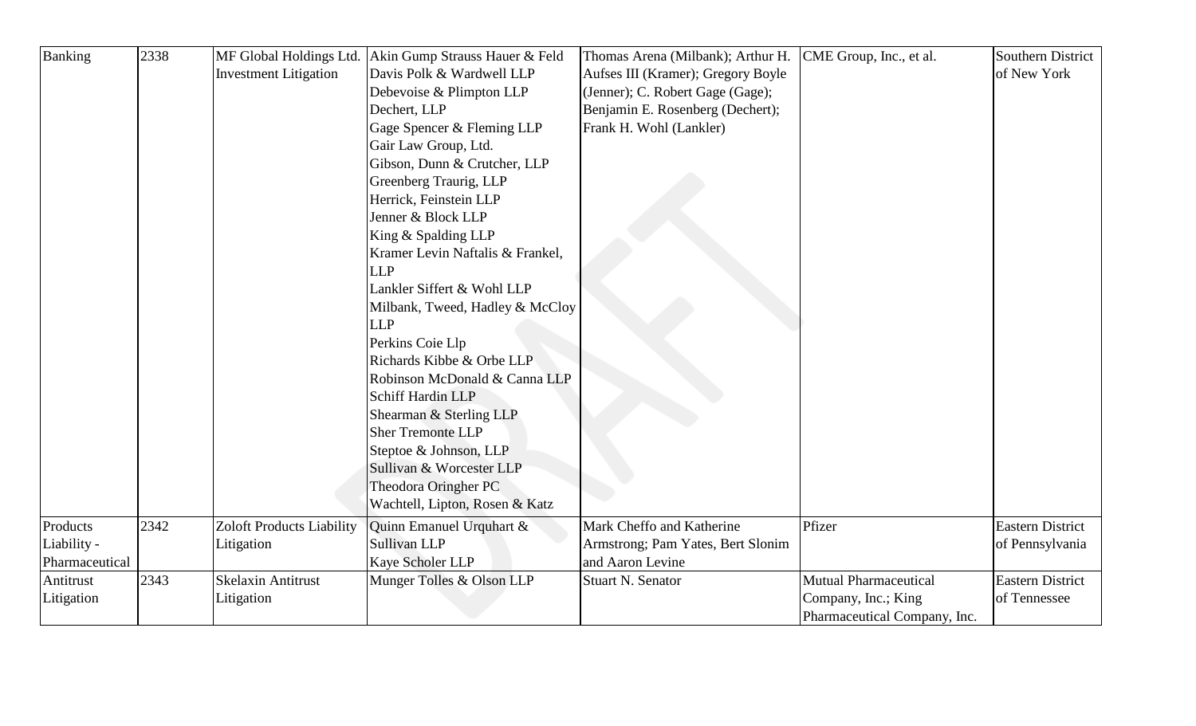| Banking | 2338 | MF Global Holdings Ltd. Investment Litigation | Akin Gump Strauss Hauer & Feld<br>Davis Polk & Wardwell LLP<br>Debevoise & Plimpton LLP<br>Dechert, LLP<br>Gage Spencer & Fleming LLP<br>Gair Law Group, Ltd.<br>Gibson, Dunn & Crutcher, LLP<br>Greenberg Traurig, LLP<br>Herrick, Feinstein LLP<br>Jenner & Block LLP<br>King & Spalding LLP<br>Kramer Levin Naftalis & Frankel, LLP<br>Lankler Siffert & Wohl LLP<br>Milbank, Tweed, Hadley & McCloy LLP<br>Perkins Coie Llp<br>Richards Kibbe & Orbe LLP<br>Robinson McDonald & Canna LLP<br>Schiff Hardin LLP<br>Shearman & Sterling LLP<br>Sher Tremonte LLP<br>Steptoe & Johnson, LLP<br>Sullivan & Worcester LLP<br>Theodora Oringher PC<br>Wachtell, Lipton, Rosen & Katz | Thomas Arena (Milbank); Arthur H. Aufses III (Kramer); Gregory Boyle (Jenner); C. Robert Gage (Gage); Benjamin E. Rosenberg (Dechert); Frank H. Wohl (Lankler) | CME Group, Inc., et al. | Southern District of New York |
|---|---|---|---|---|---|---|
| Products Liability - Pharmaceutical | 2342 | Zoloft Products Liability Litigation | Quinn Emanuel Urquhart & Sullivan LLP<br>Kaye Scholer LLP | Mark Cheffo and Katherine Armstrong; Pam Yates, Bert Slonim and Aaron Levine | Pfizer | Eastern District of Pennsylvania |
| Antitrust Litigation | 2343 | Skelaxin Antitrust Litigation | Munger Tolles & Olson LLP | Stuart N. Senator | Mutual Pharmaceutical Company, Inc.; King Pharmaceutical Company, Inc. | Eastern District of Tennessee |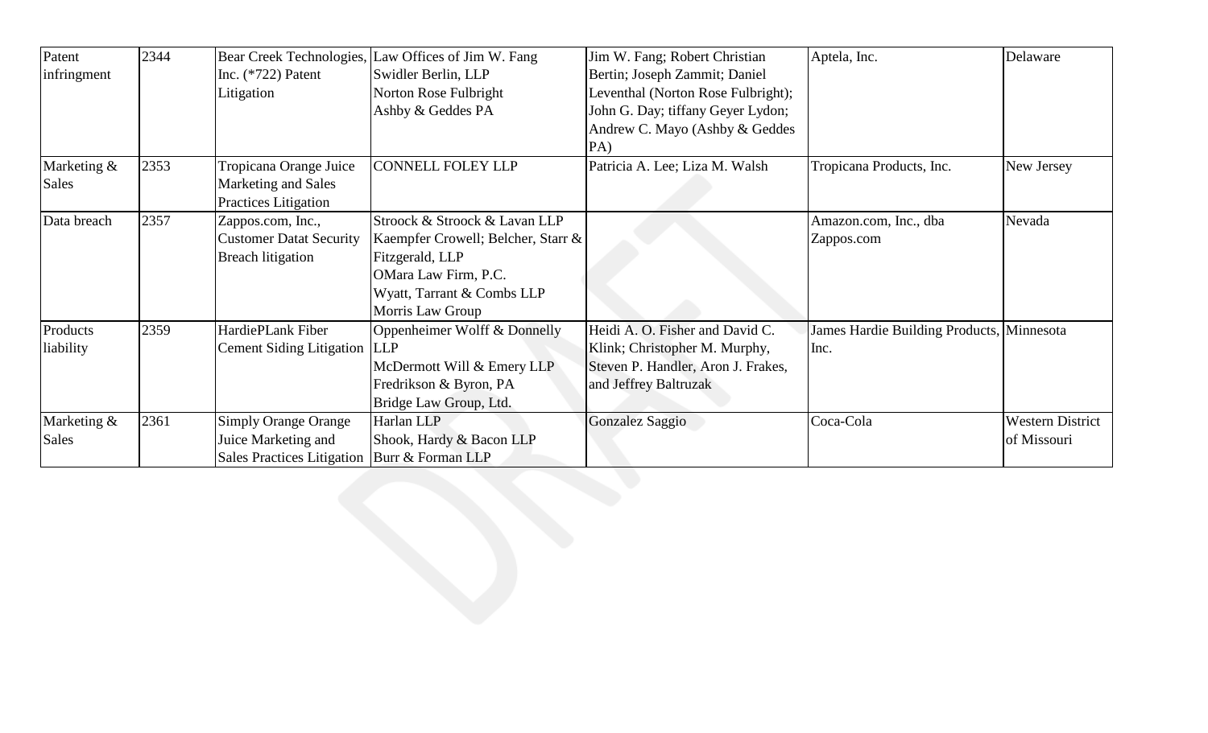| Patent infringment | 2344 | Bear Creek Technologies, Inc. (*722) Patent Litigation | Law Offices of Jim W. Fang<br>Swidler Berlin, LLP<br>Norton Rose Fulbright<br>Ashby & Geddes PA | Jim W. Fang; Robert Christian Bertin; Joseph Zammit; Daniel Leventhal (Norton Rose Fulbright); John G. Day; tiffany Geyer Lydon; Andrew C. Mayo (Ashby & Geddes PA) | Aptela, Inc. | Delaware |
|---|---|---|---|---|---|---|
| Marketing & Sales | 2353 | Tropicana Orange Juice Marketing and Sales Practices Litigation | CONNELL FOLEY LLP | Patricia A. Lee; Liza M. Walsh | Tropicana Products, Inc. | New Jersey |
| Data breach | 2357 | Zappos.com, Inc., Customer Datat Security Breach litigation | Stroock & Stroock & Lavan LLP<br>Kaempfer Crowell; Belcher, Starr & Fitzgerald, LLP<br>OMara Law Firm, P.C.<br>Wyatt, Tarrant & Combs LLP<br>Morris Law Group | | Amazon.com, Inc., dba Zappos.com | Nevada |
| Products liability | 2359 | HardiePLank Fiber Cement Siding Litigation | Oppenheimer Wolff & Donnelly LLP<br>McDermott Will & Emery LLP<br>Fredrikson & Byron, PA<br>Bridge Law Group, Ltd. | Heidi A. O. Fisher and David C. Klink; Christopher M. Murphy, Steven P. Handler, Aron J. Frakes, and Jeffrey Baltruzak | James Hardie Building Products, Inc. | Minnesota |
| Marketing & Sales | 2361 | Simply Orange Orange Juice Marketing and Sales Practices Litigation | Harlan LLP<br>Shook, Hardy & Bacon LLP<br>Burr & Forman LLP | Gonzalez Saggio | Coca-Cola | Western District of Missouri |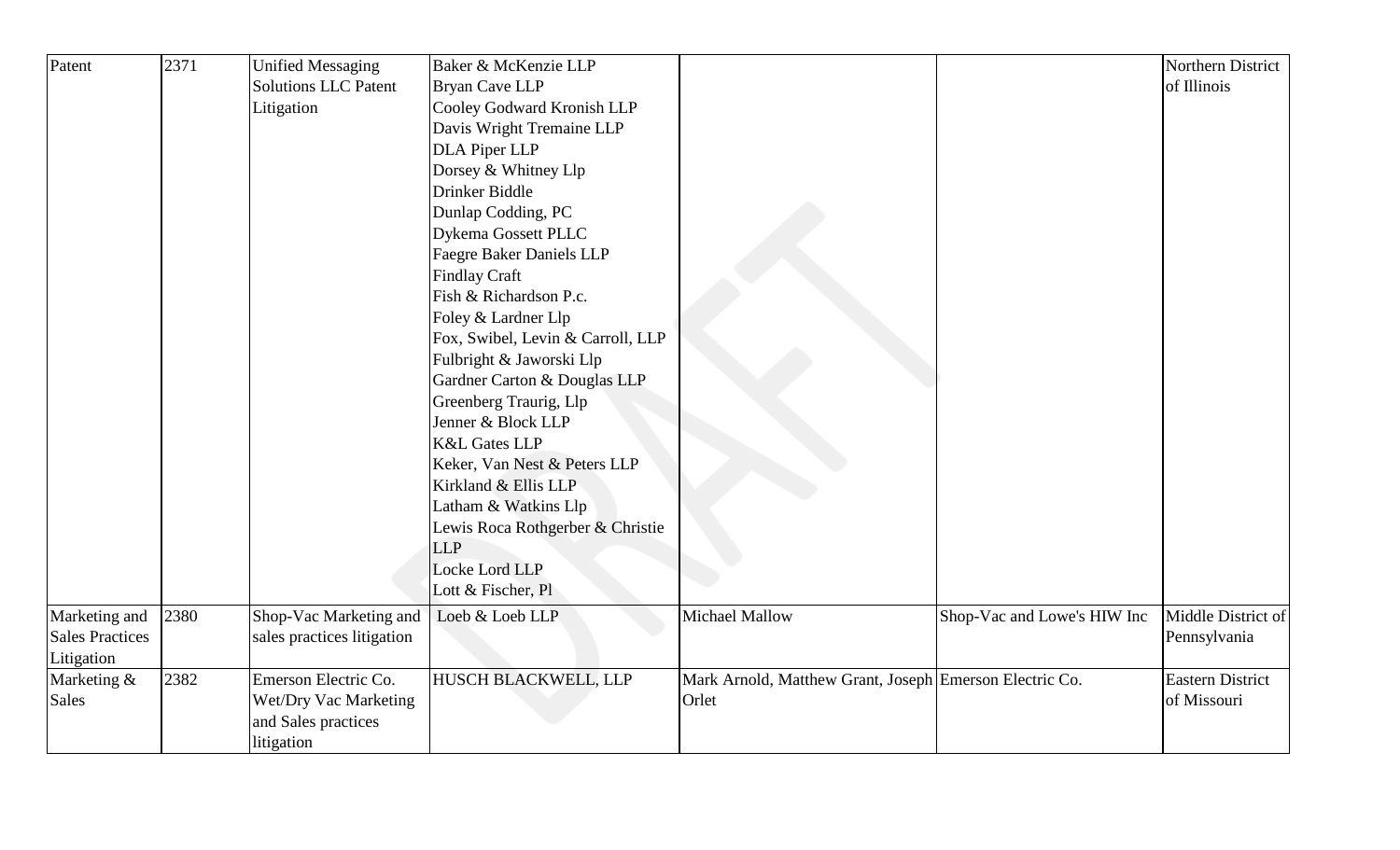| | | | | | | |
|---|---|---|---|---|---|---|
| Patent | 2371 | Unified Messaging Solutions LLC Patent Litigation | Baker & McKenzie LLP<br>Bryan Cave LLP<br>Cooley Godward Kronish LLP<br>Davis Wright Tremaine LLP<br>DLA Piper LLP<br>Dorsey & Whitney Llp<br>Drinker Biddle<br>Dunlap Codding, PC<br>Dykema Gossett PLLC<br>Faegre Baker Daniels LLP<br>Findlay Craft<br>Fish & Richardson P.c.<br>Foley & Lardner Llp<br>Fox, Swibel, Levin & Carroll, LLP<br>Fulbright & Jaworski Llp<br>Gardner Carton & Douglas LLP<br>Greenberg Traurig, Llp<br>Jenner & Block LLP<br>K&L Gates LLP<br>Keker, Van Nest & Peters LLP<br>Kirkland & Ellis LLP<br>Latham & Watkins Llp<br>Lewis Roca Rothgerber & Christie LLP<br>Locke Lord LLP<br>Lott & Fischer, Pl | | | Northern District of Illinois |
| Marketing and Sales Practices Litigation | 2380 | Shop-Vac Marketing and sales practices litigation | Loeb & Loeb LLP | Michael Mallow | Shop-Vac and Lowe's HIW Inc | Middle District of Pennsylvania |
| Marketing & Sales | 2382 | Emerson Electric Co. Wet/Dry Vac Marketing and Sales practices litigation | HUSCH BLACKWELL, LLP | Mark Arnold, Matthew Grant, Joseph Orlet | Emerson Electric Co. | Eastern District of Missouri |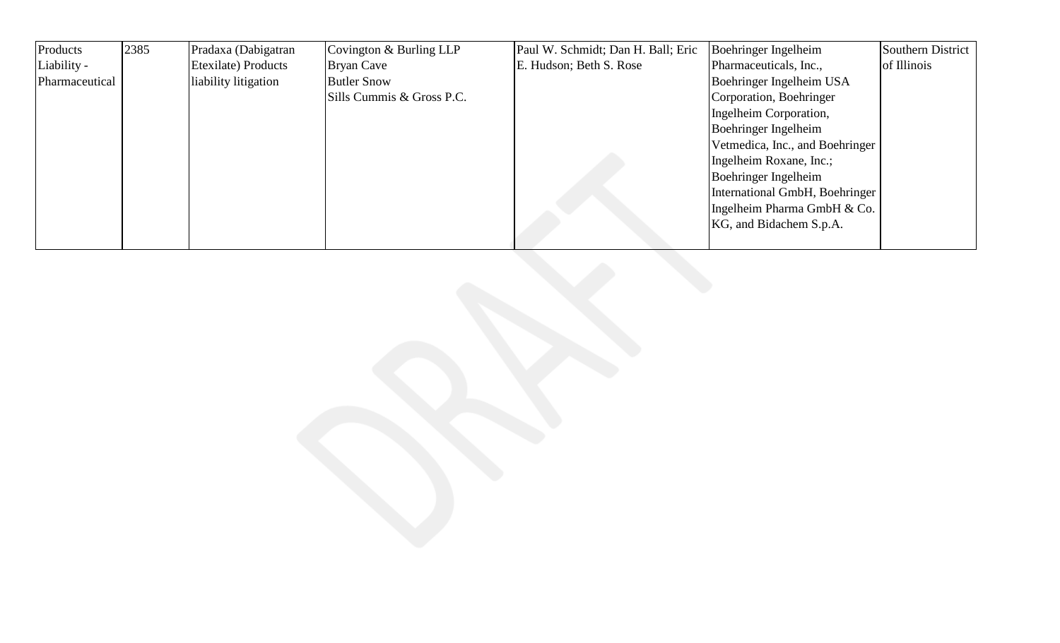| Products Liability - Pharmaceutical | 2385 | Pradaxa (Dabigatran Etexilate) Products liability litigation | Covington & Burling LLP<br>Bryan Cave<br>Butler Snow<br>Sills Cummis & Gross P.C. | Paul W. Schmidt; Dan H. Ball; Eric E. Hudson; Beth S. Rose | Boehringer Ingelheim Pharmaceuticals, Inc., Boehringer Ingelheim USA Corporation, Boehringer Ingelheim Corporation, Boehringer Ingelheim Vetmedica, Inc., and Boehringer Ingelheim Roxane, Inc.; Boehringer Ingelheim International GmbH, Boehringer Ingelheim Pharma GmbH & Co. KG, and Bidachem S.p.A. | Southern District of Illinois |
|---|---|---|---|---|---|---|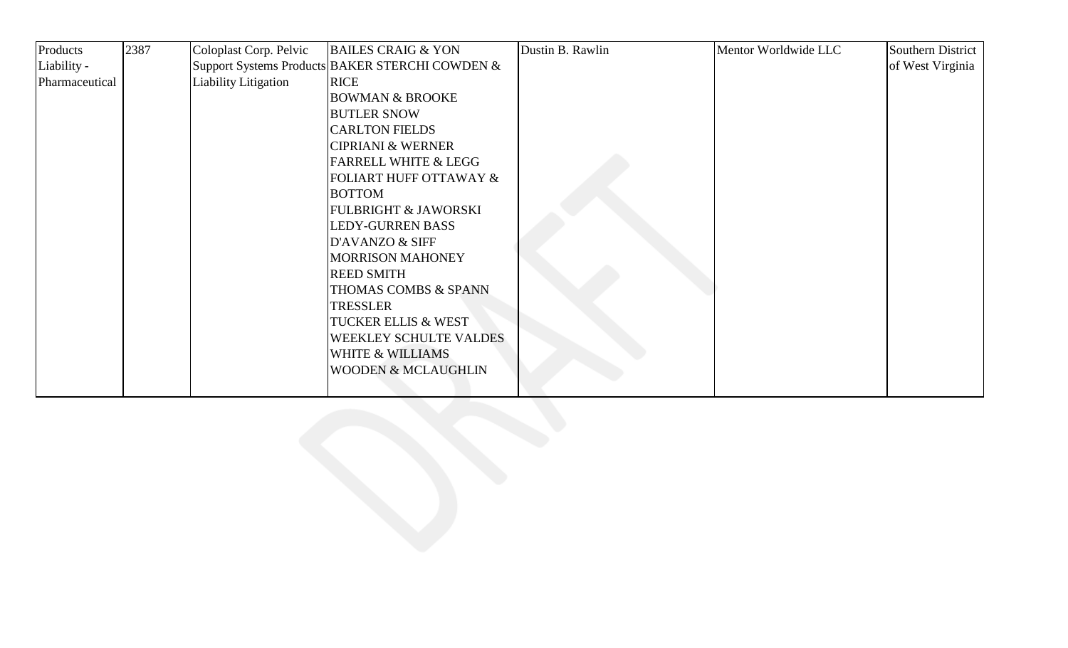| Products Liability - Pharmaceutical | 2387 | Coloplast Corp. Pelvic Support Systems Products Liability Litigation | BAILES CRAIG & YON<br>BAKER STERCHI COWDEN & RICE<br>BOWMAN & BROOKE<br>BUTLER SNOW<br>CARLTON FIELDS<br>CIPRIANI & WERNER<br>FARRELL WHITE & LEGG<br>FOLIART HUFF OTTAWAY & BOTTOM<br>FULBRIGHT & JAWORSKI<br>LEDY-GURREN BASS D'AVANZO & SIFF<br>MORRISON MAHONEY<br>REED SMITH<br>THOMAS COMBS & SPANN<br>TRESSLER<br>TUCKER ELLIS & WEST<br>WEEKLEY SCHULTE VALDES<br>WHITE & WILLIAMS<br>WOODEN & MCLAUGHLIN | Dustin B. Rawlin | Mentor Worldwide LLC | Southern District of West Virginia |
|---|---|---|---|---|---|---|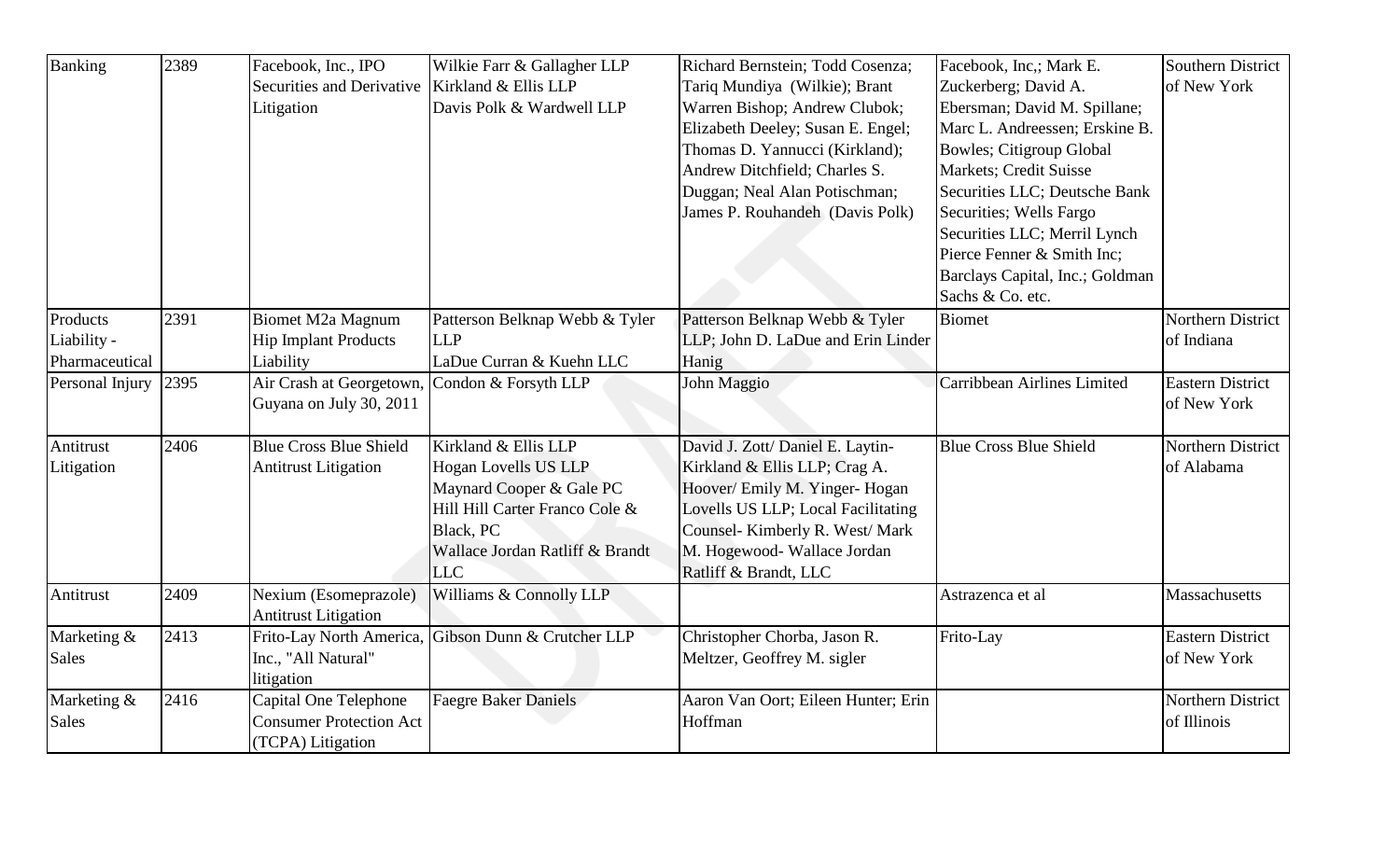| Banking | 2389 | Facebook, Inc., IPO Securities and Derivative Litigation | Wilkie Farr & Gallagher LLP<br>Kirkland & Ellis LLP<br>Davis Polk & Wardwell LLP | Richard Bernstein; Todd Cosenza; Tariq Mundiya (Wilkie); Brant Warren Bishop; Andrew Clubok; Elizabeth Deeley; Susan E. Engel; Thomas D. Yannucci (Kirkland); Andrew Ditchfield; Charles S. Duggan; Neal Alan Potischman; James P. Rouhandeh (Davis Polk) | Facebook, Inc,; Mark E. Zuckerberg; David A. Ebersman; David M. Spillane; Marc L. Andreessen; Erskine B. Bowles; Citigroup Global Markets; Credit Suisse Securities LLC; Deutsche Bank Securities; Wells Fargo Securities LLC; Merril Lynch Pierce Fenner & Smith Inc; Barclays Capital, Inc.; Goldman Sachs & Co. etc. | Southern District of New York |
|---|---|---|---|---|---|---|
| Products Liability - Pharmaceutical | 2391 | Biomet M2a Magnum Hip Implant Products Liability | Patterson Belknap Webb & Tyler LLP<br>LaDue Curran & Kuehn LLC | Patterson Belknap Webb & Tyler LLP; John D. LaDue and Erin Linder Hanig | Biomet | Northern District of Indiana |
| Personal Injury | 2395 | Air Crash at Georgetown, Guyana on July 30, 2011 | Condon & Forsyth LLP | John Maggio | Carribbean Airlines Limited | Eastern District of New York |
| Antitrust Litigation | 2406 | Blue Cross Blue Shield Antitrust Litigation | Kirkland & Ellis LLP<br>Hogan Lovells US LLP<br>Maynard Cooper & Gale PC<br>Hill Hill Carter Franco Cole & Black, PC<br>Wallace Jordan Ratliff & Brandt LLC | David J. Zott/ Daniel E. Laytin- Kirkland & Ellis LLP; Crag A. Hoover/ Emily M. Yinger- Hogan Lovells US LLP; Local Facilitating Counsel- Kimberly R. West/ Mark M. Hogewood- Wallace Jordan Ratliff & Brandt, LLC | Blue Cross Blue Shield | Northern District of Alabama |
| Antitrust | 2409 | Nexium (Esomeprazole) Antitrust Litigation | Williams & Connolly LLP | | Astrazenca et al | Massachusetts |
| Marketing & Sales | 2413 | Frito-Lay North America, Inc., "All Natural" litigation | Gibson Dunn & Crutcher LLP | Christopher Chorba, Jason R. Meltzer, Geoffrey M. sigler | Frito-Lay | Eastern District of New York |
| Marketing & Sales | 2416 | Capital One Telephone Consumer Protection Act (TCPA) Litigation | Faegre Baker Daniels | Aaron Van Oort; Eileen Hunter; Erin Hoffman | | Northern District of Illinois |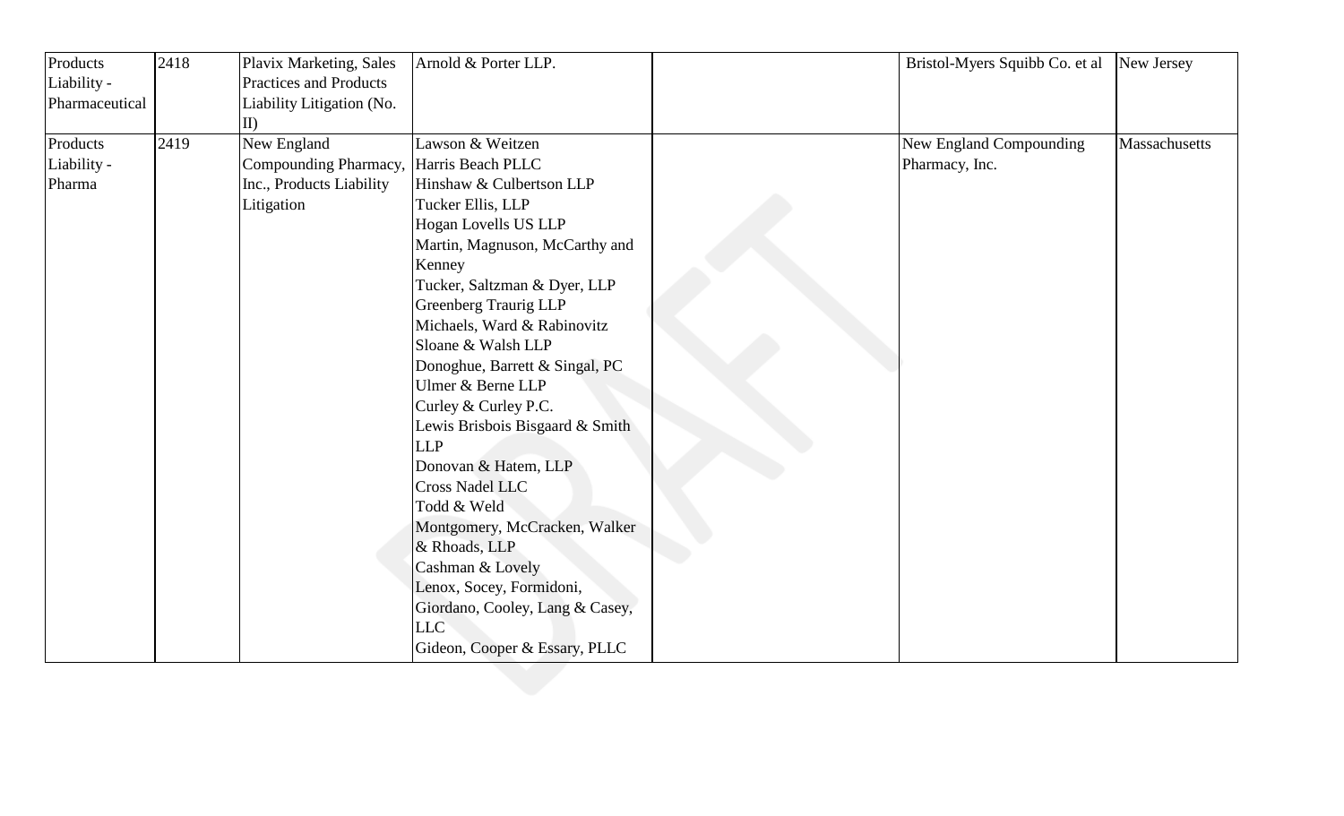| | | | | | | |
|---|---|---|---|---|---|---|
| Products Liability - Pharmaceutical | 2418 | Plavix Marketing, Sales Practices and Products Liability Litigation (No. II) | Arnold & Porter LLP. | | Bristol-Myers Squibb Co. et al | New Jersey |
| Products Liability - Pharma | 2419 | New England Compounding Pharmacy, Inc., Products Liability Litigation | Lawson & Weitzen<br>Harris Beach PLLC<br>Hinshaw & Culbertson LLP<br>Tucker Ellis, LLP<br>Hogan Lovells US LLP<br>Martin, Magnuson, McCarthy and Kenney<br>Tucker, Saltzman & Dyer, LLP<br>Greenberg Traurig LLP<br>Michaels, Ward & Rabinovitz<br>Sloane & Walsh LLP<br>Donoghue, Barrett & Singal, PC<br>Ulmer & Berne LLP<br>Curley & Curley P.C.<br>Lewis Brisbois Bisgaard & Smith LLP<br>Donovan & Hatem, LLP<br>Cross Nadel LLC<br>Todd & Weld<br>Montgomery, McCracken, Walker & Rhoads, LLP<br>Cashman & Lovely<br>Lenox, Socey, Formidoni, Giordano, Cooley, Lang & Casey, LLC<br>Gideon, Cooper & Essary, PLLC | | New England Compounding Pharmacy, Inc. | Massachusetts |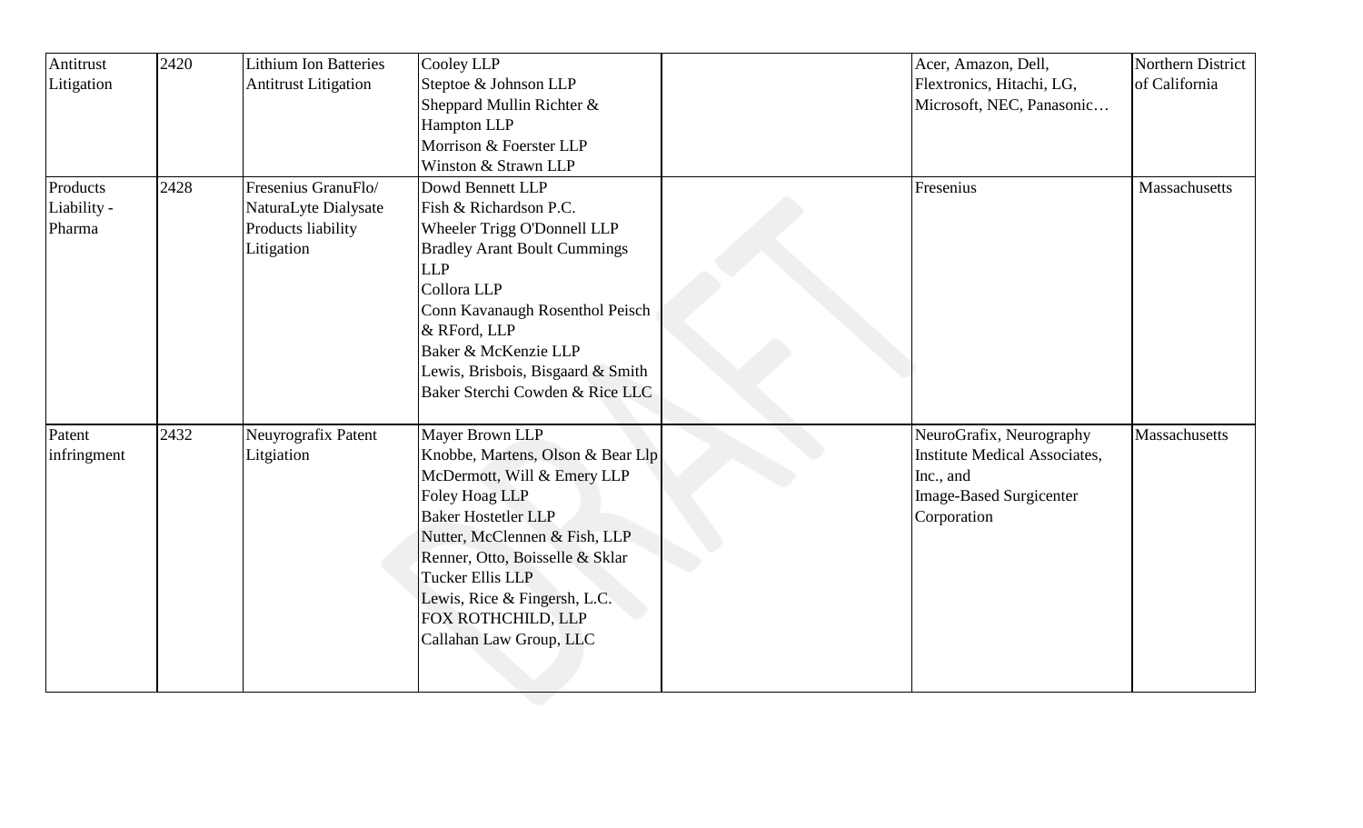| Antitrust Litigation | 2420 | Lithium Ion Batteries Antitrust Litigation | Cooley LLP<br>Steptoe & Johnson LLP<br>Sheppard Mullin Richter & Hampton LLP<br>Morrison & Foerster LLP<br>Winston & Strawn LLP | | Acer, Amazon, Dell, Flextronics, Hitachi, LG, Microsoft, NEC, Panasonic… | Northern District of California |
|---|---|---|---|---|---|---|
| Products Liability - Pharma | 2428 | Fresenius GranuFlo/ NaturaLyte Dialysate Products liability Litigation | Dowd Bennett LLP<br>Fish & Richardson P.C.<br>Wheeler Trigg O'Donnell LLP<br>Bradley Arant Boult Cummings LLP<br>Collora LLP<br>Conn Kavanaugh Rosenthol Peisch & RFord, LLP<br>Baker & McKenzie LLP<br>Lewis, Brisbois, Bisgaard & Smith<br>Baker Sterchi Cowden & Rice LLC | | Fresenius | Massachusetts |
| Patent infringment | 2432 | Neuyrografix Patent Litgiation | Mayer Brown LLP<br>Knobbe, Martens, Olson & Bear Llp<br>McDermott, Will & Emery LLP<br>Foley Hoag LLP<br>Baker Hostetler LLP<br>Nutter, McClennen & Fish, LLP<br>Renner, Otto, Boisselle & Sklar<br>Tucker Ellis LLP<br>Lewis, Rice & Fingersh, L.C.<br>FOX ROTHCHILD, LLP<br>Callahan Law Group, LLC | | NeuroGrafix, Neurography Institute Medical Associates, Inc., and Image-Based Surgicenter Corporation | Massachusetts |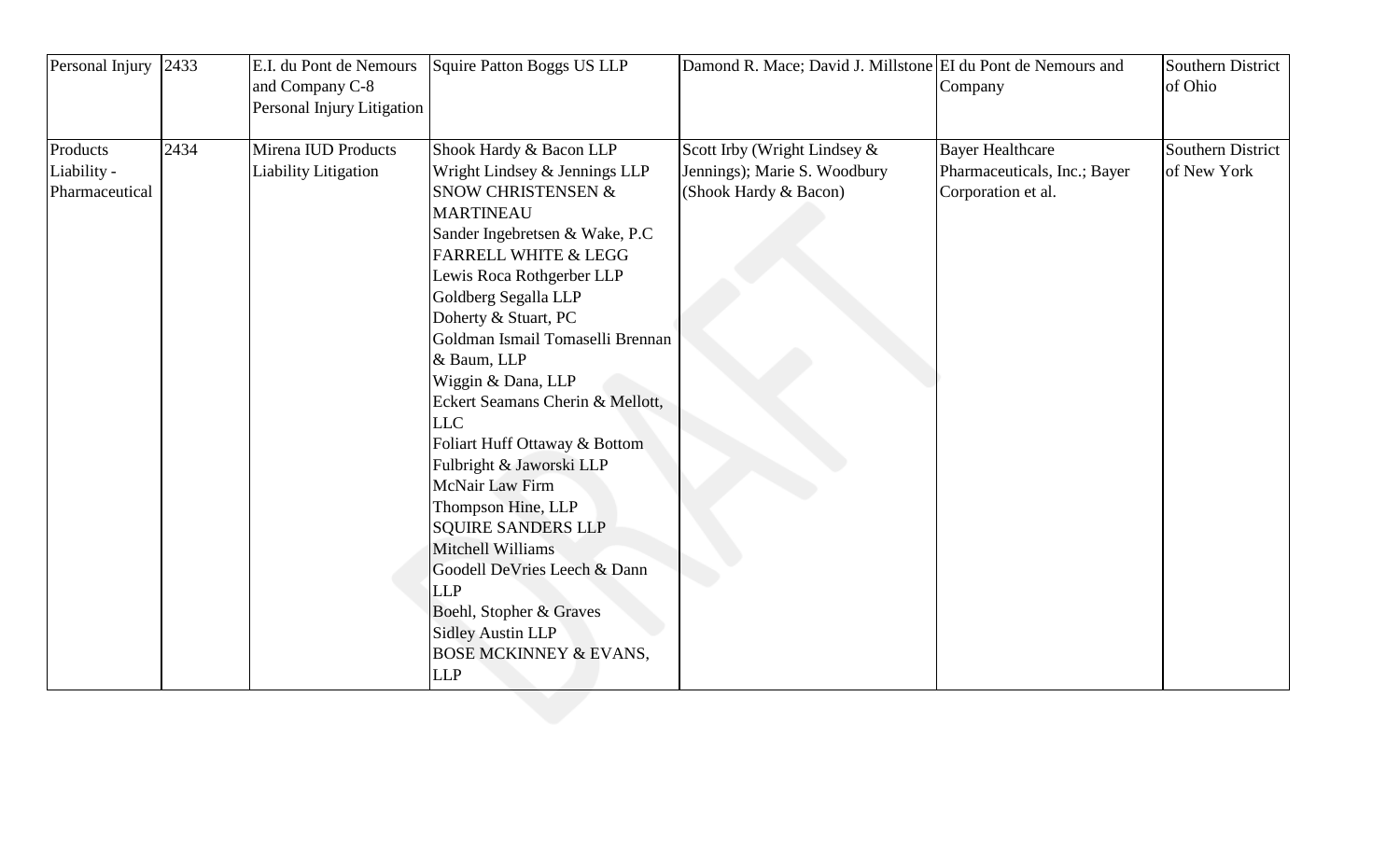| Personal Injury | 2433 | E.I. du Pont de Nemours and Company C-8 Personal Injury Litigation | Squire Patton Boggs US LLP | Damond R. Mace; David J. Millstone | EI du Pont de Nemours and Company | Southern District of Ohio |
|---|---|---|---|---|---|---|
| Products Liability - Pharmaceutical | 2434 | Mirena IUD Products Liability Litigation | Shook Hardy & Bacon LLP<br>Wright Lindsey & Jennings LLP<br>SNOW CHRISTENSEN & MARTINEAU<br>Sander Ingebretsen & Wake, P.C<br>FARRELL WHITE & LEGG<br>Lewis Roca Rothgerber LLP<br>Goldberg Segalla LLP<br>Doherty & Stuart, PC<br>Goldman Ismail Tomaselli Brennan & Baum, LLP<br>Wiggin & Dana, LLP<br>Eckert Seamans Cherin & Mellott, LLC<br>Foliart Huff Ottaway & Bottom<br>Fulbright & Jaworski LLP<br>McNair Law Firm<br>Thompson Hine, LLP<br>SQUIRE SANDERS LLP<br>Mitchell Williams<br>Goodell DeVries Leech & Dann LLP<br>Boehl, Stopher & Graves<br>Sidley Austin LLP<br>BOSE MCKINNEY & EVANS, LLP | Scott Irby (Wright Lindsey & Jennings); Marie S. Woodbury (Shook Hardy & Bacon) | Bayer Healthcare Pharmaceuticals, Inc.; Bayer Corporation et al. | Southern District of New York |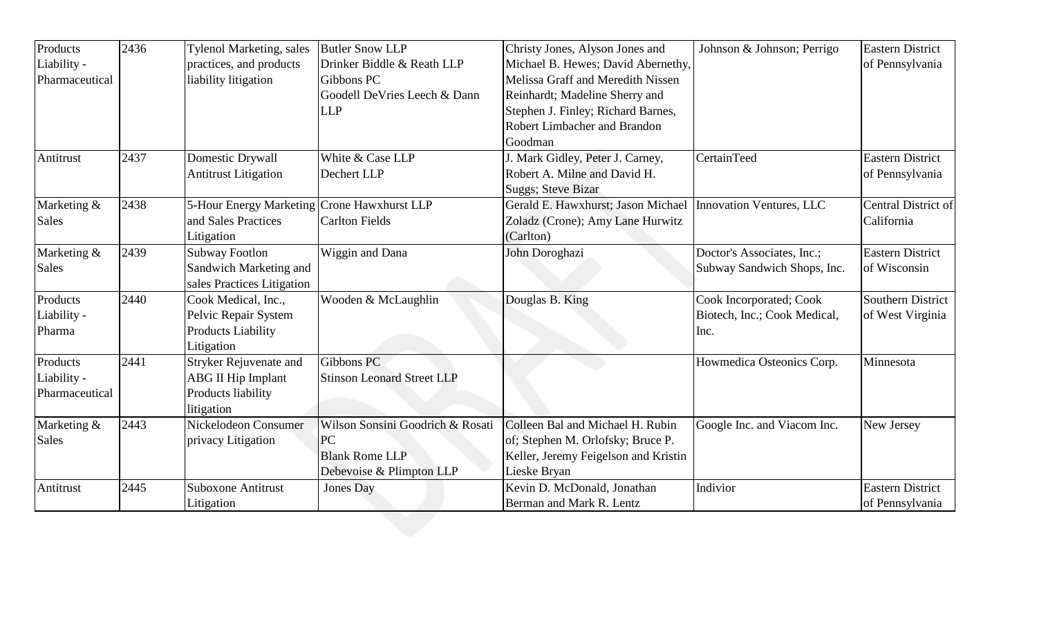| Products Liability - Pharmaceutical | 2436 | Tylenol Marketing, sales practices, and products liability litigation | Butler Snow LLP<br>Drinker Biddle & Reath LLP<br>Gibbons PC<br>Goodell DeVries Leech & Dann LLP | Christy Jones, Alyson Jones and Michael B. Hewes; David Abernethy, Melissa Graff and Meredith Nissen Reinhardt; Madeline Sherry and Stephen J. Finley; Richard Barnes, Robert Limbacher and Brandon Goodman | Johnson & Johnson; Perrigo | Eastern District of Pennsylvania |
|---|---|---|---|---|---|---|
| Antitrust | 2437 | Domestic Drywall Antitrust Litigation | White & Case LLP<br>Dechert LLP | J. Mark Gidley, Peter J. Carney, Robert A. Milne and David H. Suggs; Steve Bizar | CertainTeed | Eastern District of Pennsylvania |
| Marketing & Sales | 2438 | 5-Hour Energy Marketing and Sales Practices Litigation | Crone Hawxhurst LLP<br>Carlton Fields | Gerald E. Hawxhurst; Jason Michael Zoladz (Crone); Amy Lane Hurwitz (Carlton) | Innovation Ventures, LLC | Central District of California |
| Marketing & Sales | 2439 | Subway Footlon Sandwich Marketing and sales Practices Litigation | Wiggin and Dana | John Doroghazi | Doctor's Associates, Inc.; Subway Sandwich Shops, Inc. | Eastern District of Wisconsin |
| Products Liability - Pharma | 2440 | Cook Medical, Inc., Pelvic Repair System Products Liability Litigation | Wooden & McLaughlin | Douglas B. King | Cook Incorporated; Cook Biotech, Inc.; Cook Medical, Inc. | Southern District of West Virginia |
| Products Liability - Pharmaceutical | 2441 | Stryker Rejuvenate and ABG II Hip Implant Products liability litigation | Gibbons PC<br>Stinson Leonard Street LLP | | Howmedica Osteonics Corp. | Minnesota |
| Marketing & Sales | 2443 | Nickelodeon Consumer privacy Litigation | Wilson Sonsini Goodrich & Rosati PC<br>Blank Rome LLP<br>Debevoise & Plimpton LLP | Colleen Bal and Michael H. Rubin of; Stephen M. Orlofsky; Bruce P. Keller, Jeremy Feigelson and Kristin Lieske Bryan | Google Inc. and Viacom Inc. | New Jersey |
| Antitrust | 2445 | Suboxone Antitrust Litigation | Jones Day | Kevin D. McDonald, Jonathan Berman and Mark R. Lentz | Indivior | Eastern District of Pennsylvania |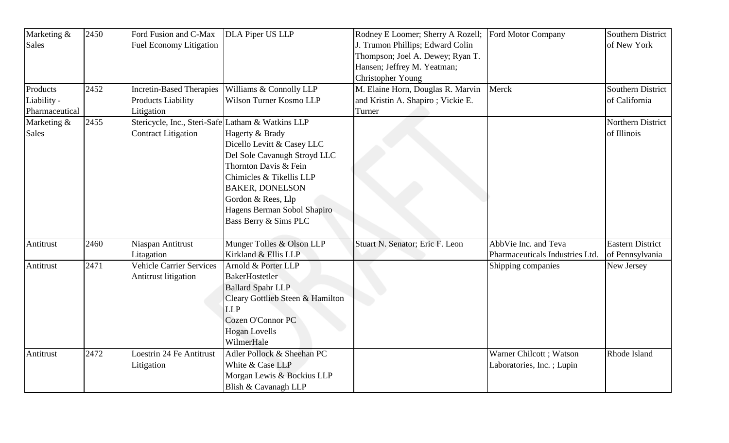| Marketing & Sales | 2450 | Ford Fusion and C-Max Fuel Economy Litigation | DLA Piper US LLP | Rodney E Loomer; Sherry A Rozell; J. Trumon Phillips; Edward Colin Thompson; Joel A. Dewey; Ryan T. Hansen; Jeffrey M. Yeatman; Christopher Young | Ford Motor Company | Southern District of New York |
|---|---|---|---|---|---|---|
| Products Liability - Pharmaceutical | 2452 | Incretin-Based Therapies Products Liability Litigation | Williams & Connolly LLP<br>Wilson Turner Kosmo LLP | M. Elaine Horn, Douglas R. Marvin and Kristin A. Shapiro ; Vickie E. Turner | Merck | Southern District of California |
| Marketing & Sales | 2455 | Stericycle, Inc., Steri-Safe Contract Litigation | Latham & Watkins LLP<br>Hagerty & Brady<br>Dicello Levitt & Casey LLC<br>Del Sole Cavanugh Stroyd LLC<br>Thornton Davis & Fein<br>Chimicles & Tikellis LLP<br>BAKER, DONELSON<br>Gordon & Rees, Llp<br>Hagens Berman Sobol Shapiro<br>Bass Berry & Sims PLC | | | Northern District of Illinois |
| Antitrust | 2460 | Niaspan Antitrust Litagation | Munger Tolles & Olson LLP<br>Kirkland & Ellis LLP | Stuart N. Senator; Eric F. Leon | AbbVie Inc. and Teva Pharmaceuticals Industries Ltd. | Eastern District of Pennsylvania |
| Antitrust | 2471 | Vehicle Carrier Services Antitrust litigation | Arnold & Porter LLP<br>BakerHostetler<br>Ballard Spahr LLP<br>Cleary Gottlieb Steen & Hamilton LLP<br>Cozen O'Connor PC<br>Hogan Lovells<br>WilmerHale | | Shipping companies | New Jersey |
| Antitrust | 2472 | Loestrin 24 Fe Antitrust Litigation | Adler Pollock & Sheehan PC<br>White & Case LLP<br>Morgan Lewis & Bockius LLP<br>Blish & Cavanagh LLP | | Warner Chilcott ; Watson Laboratories, Inc. ; Lupin | Rhode Island |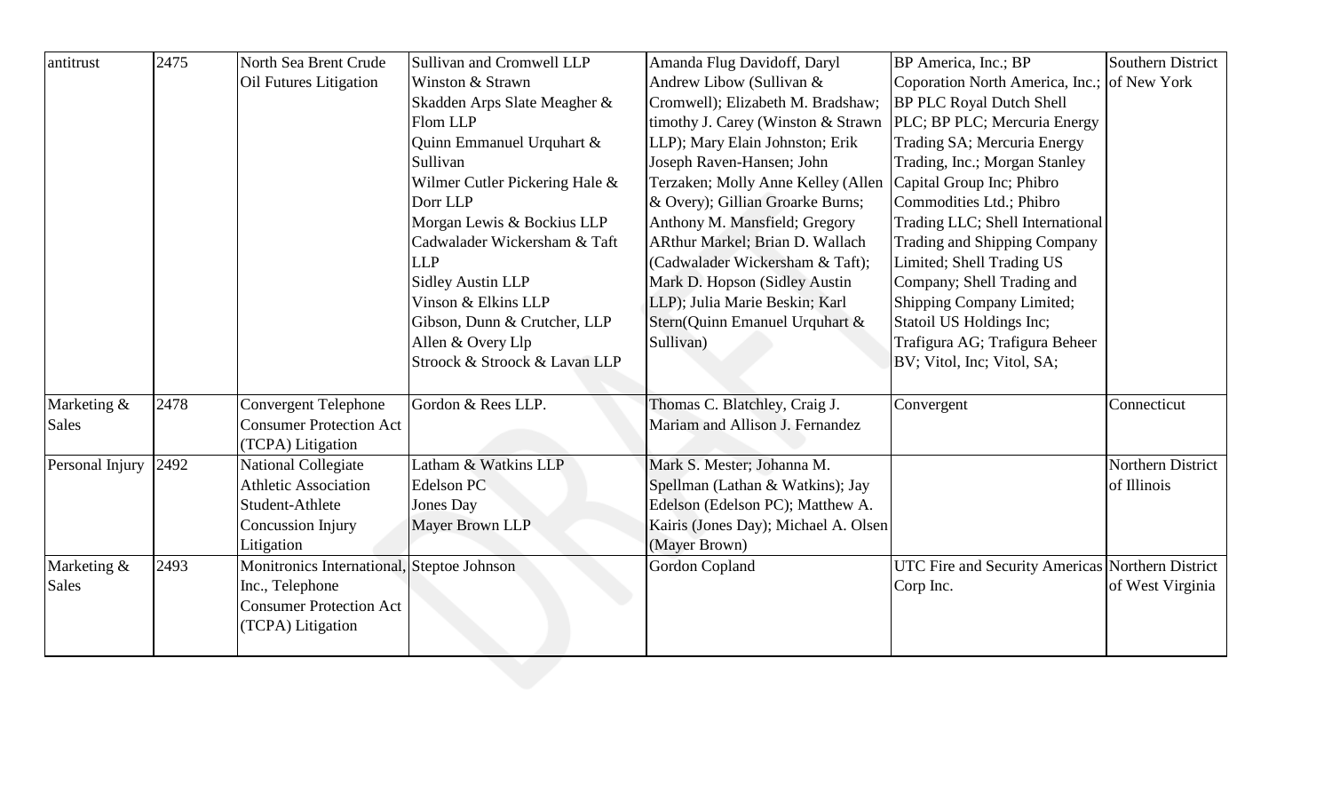| antitrust | 2475 | North Sea Brent Crude Oil Futures Litigation | Sullivan and Cromwell LLP<br>Winston & Strawn<br>Skadden Arps Slate Meagher & Flom LLP<br>Quinn Emmanuel Urquhart & Sullivan<br>Wilmer Cutler Pickering Hale & Dorr LLP<br>Morgan Lewis & Bockius LLP<br>Cadwalader Wickersham & Taft LLP<br>Sidley Austin LLP<br>Vinson & Elkins LLP<br>Gibson, Dunn & Crutcher, LLP<br>Allen & Overy Llp<br>Stroock & Stroock & Lavan LLP | Amanda Flug Davidoff, Daryl Andrew Libow (Sullivan & Cromwell); Elizabeth M. Bradshaw; timothy J. Carey (Winston & Strawn LLP); Mary Elain Johnston; Erik Joseph Raven-Hansen; John Terzaken; Molly Anne Kelley (Allen & Overy); Gillian Groarke Burns; Anthony M. Mansfield; Gregory ARthur Markel; Brian D. Wallach (Cadwalader Wickersham & Taft); Mark D. Hopson (Sidley Austin LLP); Julia Marie Beskin; Karl Stern(Quinn Emanuel Urquhart & Sullivan) | BP America, Inc.; BP Coporation North America, Inc.; BP PLC Royal Dutch Shell PLC; BP PLC; Mercuria Energy Trading SA; Mercuria Energy Trading, Inc.; Morgan Stanley Capital Group Inc; Phibro Commodities Ltd.; Phibro Trading LLC; Shell International Trading and Shipping Company Limited; Shell Trading US Company; Shell Trading and Shipping Company Limited; Statoil US Holdings Inc; Trafigura AG; Trafigura Beheer BV; Vitol, Inc; Vitol, SA; | Southern District of New York |
|---|---|---|---|---|---|---|
| Marketing & Sales | 2478 | Convergent Telephone Consumer Protection Act (TCPA) Litigation | Gordon & Rees LLP. | Thomas C. Blatchley, Craig J. Mariam and Allison J. Fernandez | Convergent | Connecticut |
| Personal Injury | 2492 | National Collegiate Athletic Association Student-Athlete Concussion Injury Litigation | Latham & Watkins LLP<br>Edelson PC<br>Jones Day<br>Mayer Brown LLP | Mark S. Mester; Johanna M. Spellman (Lathan & Watkins); Jay Edelson (Edelson PC); Matthew A. Kairis (Jones Day); Michael A. Olsen (Mayer Brown) | | Northern District of Illinois |
| Marketing & Sales | 2493 | Monitronics International, Inc., Telephone Consumer Protection Act (TCPA) Litigation | Steptoe Johnson | Gordon Copland | UTC Fire and Security Americas Corp Inc. | Northern District of West Virginia |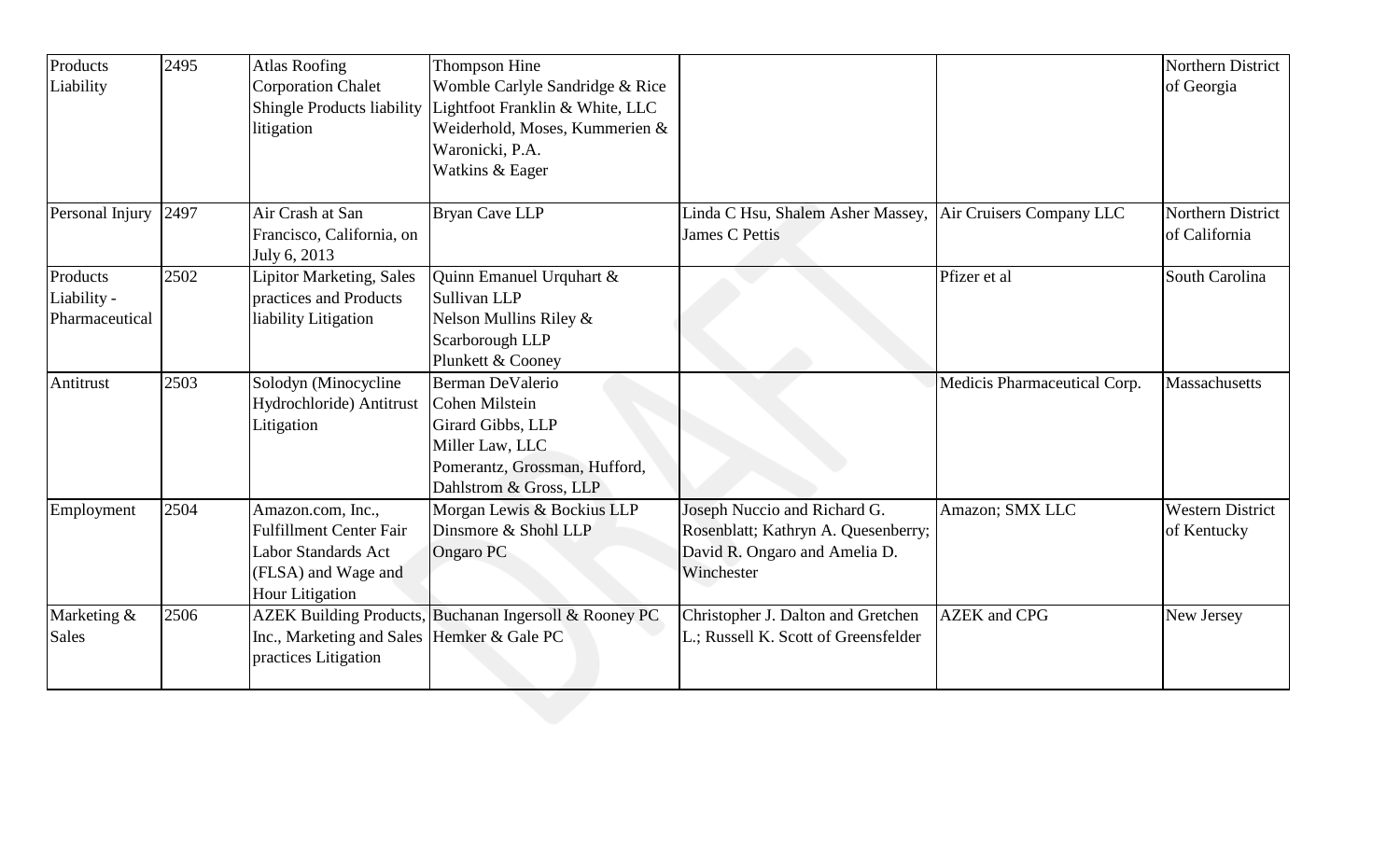| Products Liability | 2495 | Atlas Roofing Corporation Chalet Shingle Products liability litigation | Thompson Hine<br>Womble Carlyle Sandridge & Rice<br>Lightfoot Franklin & White, LLC<br>Weiderhold, Moses, Kummerien & Waronicki, P.A.<br>Watkins & Eager | | | Northern District of Georgia |
|---|---|---|---|---|---|---|
| Personal Injury | 2497 | Air Crash at San Francisco, California, on July 6, 2013 | Bryan Cave LLP | Linda C Hsu, Shalem Asher Massey, James C Pettis | Air Cruisers Company LLC | Northern District of California |
| Products Liability - Pharmaceutical | 2502 | Lipitor Marketing, Sales practices and Products liability Litigation | Quinn Emanuel Urquhart & Sullivan LLP<br>Nelson Mullins Riley & Scarborough LLP<br>Plunkett & Cooney | | Pfizer et al | South Carolina |
| Antitrust | 2503 | Solodyn (Minocycline Hydrochloride) Antitrust Litigation | Berman DeValerio<br>Cohen Milstein<br>Girard Gibbs, LLP<br>Miller Law, LLC<br>Pomerantz, Grossman, Hufford, Dahlstrom & Gross, LLP | | Medicis Pharmaceutical Corp. | Massachusetts |
| Employment | 2504 | Amazon.com, Inc., Fulfillment Center Fair Labor Standards Act (FLSA) and Wage and Hour Litigation | Morgan Lewis & Bockius LLP<br>Dinsmore & Shohl LLP<br>Ongaro PC | Joseph Nuccio and Richard G. Rosenblatt; Kathryn A. Quesenberry; David R. Ongaro and Amelia D. Winchester | Amazon; SMX LLC | Western District of Kentucky |
| Marketing & Sales | 2506 | AZEK Building Products, Inc., Marketing and Sales practices Litigation | Buchanan Ingersoll & Rooney PC<br>Hemker & Gale PC | Christopher J. Dalton and Gretchen L.; Russell K. Scott of Greensfelder | AZEK and CPG | New Jersey |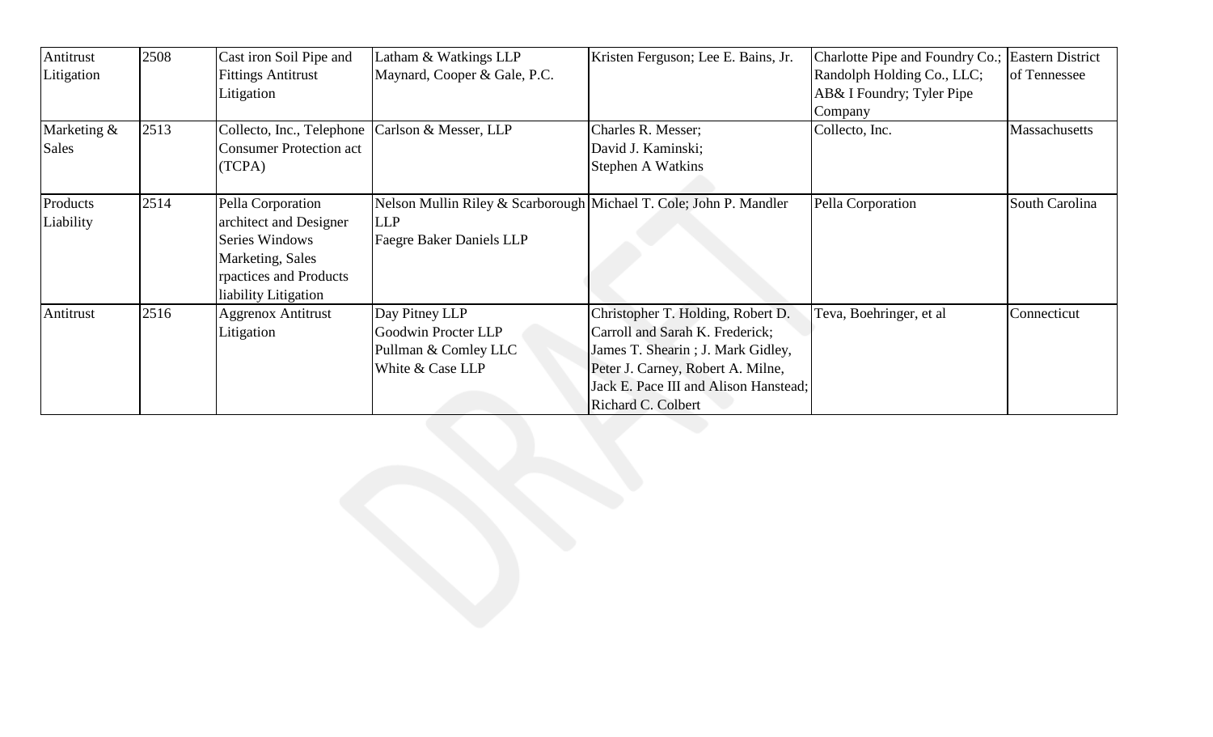| Antitrust Litigation | 2508 | Cast iron Soil Pipe and Fittings Antitrust Litigation | Latham & Watkings LLP<br>Maynard, Cooper & Gale, P.C. | Kristen Ferguson; Lee E. Bains, Jr. | Charlotte Pipe and Foundry Co.; Randolph Holding Co., LLC; AB& I Foundry; Tyler Pipe Company | Eastern District of Tennessee |
|---|---|---|---|---|---|---|
| Marketing & Sales | 2513 | Collecto, Inc., Telephone Consumer Protection act (TCPA) | Carlson & Messer, LLP | Charles R. Messer;<br>David J. Kaminski;<br>Stephen A Watkins | Collecto, Inc. | Massachusetts |
| Products Liability | 2514 | Pella Corporation architect and Designer Series Windows Marketing, Sales rpactices and Products liability Litigation | Nelson Mullin Riley & Scarborough LLP<br>Faegre Baker Daniels LLP | Michael T. Cole; John P. Mandler | Pella Corporation | South Carolina |
| Antitrust | 2516 | Aggrenox Antitrust Litigation | Day Pitney LLP<br>Goodwin Procter LLP<br>Pullman & Comley LLC<br>White & Case LLP | Christopher T. Holding, Robert D. Carroll and Sarah K. Frederick; James T. Shearin ; J. Mark Gidley, Peter J. Carney, Robert A. Milne, Jack E. Pace III and Alison Hanstead; Richard C. Colbert | Teva, Boehringer, et al | Connecticut |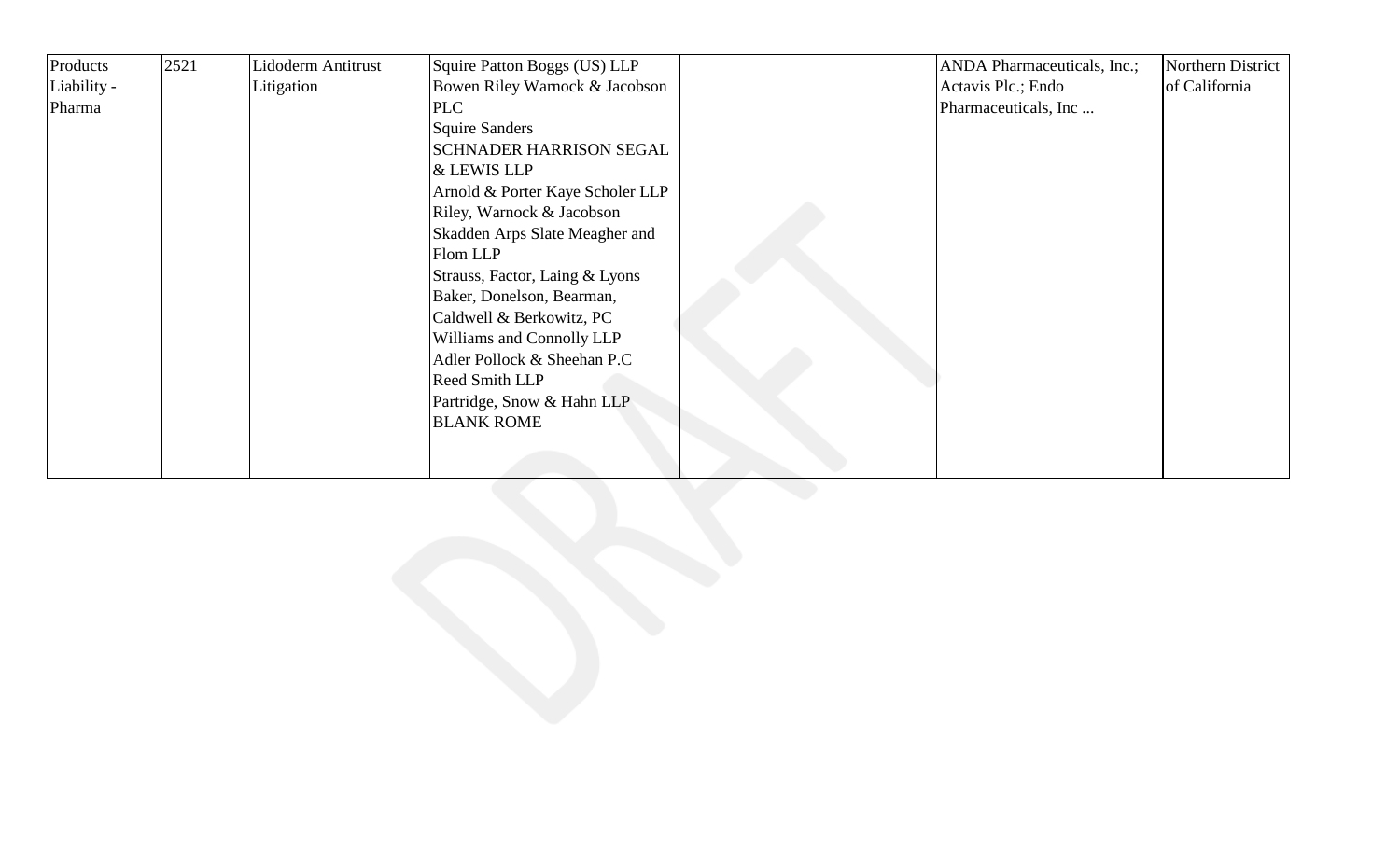| | | | | | | |
|---|---|---|---|---|---|---|
| Products Liability - Pharma | 2521 | Lidoderm Antitrust Litigation | Squire Patton Boggs (US) LLP<br>Bowen Riley Warnock & Jacobson PLC<br>Squire Sanders<br>SCHNADER HARRISON SEGAL & LEWIS LLP<br>Arnold & Porter Kaye Scholer LLP<br>Riley, Warnock & Jacobson<br>Skadden Arps Slate Meagher and Flom LLP<br>Strauss, Factor, Laing & Lyons<br>Baker, Donelson, Bearman, Caldwell & Berkowitz, PC<br>Williams and Connolly LLP<br>Adler Pollock & Sheehan P.C<br>Reed Smith LLP<br>Partridge, Snow & Hahn LLP<br>BLANK ROME | | ANDA Pharmaceuticals, Inc.; Actavis Plc.; Endo Pharmaceuticals, Inc ... | Northern District of California |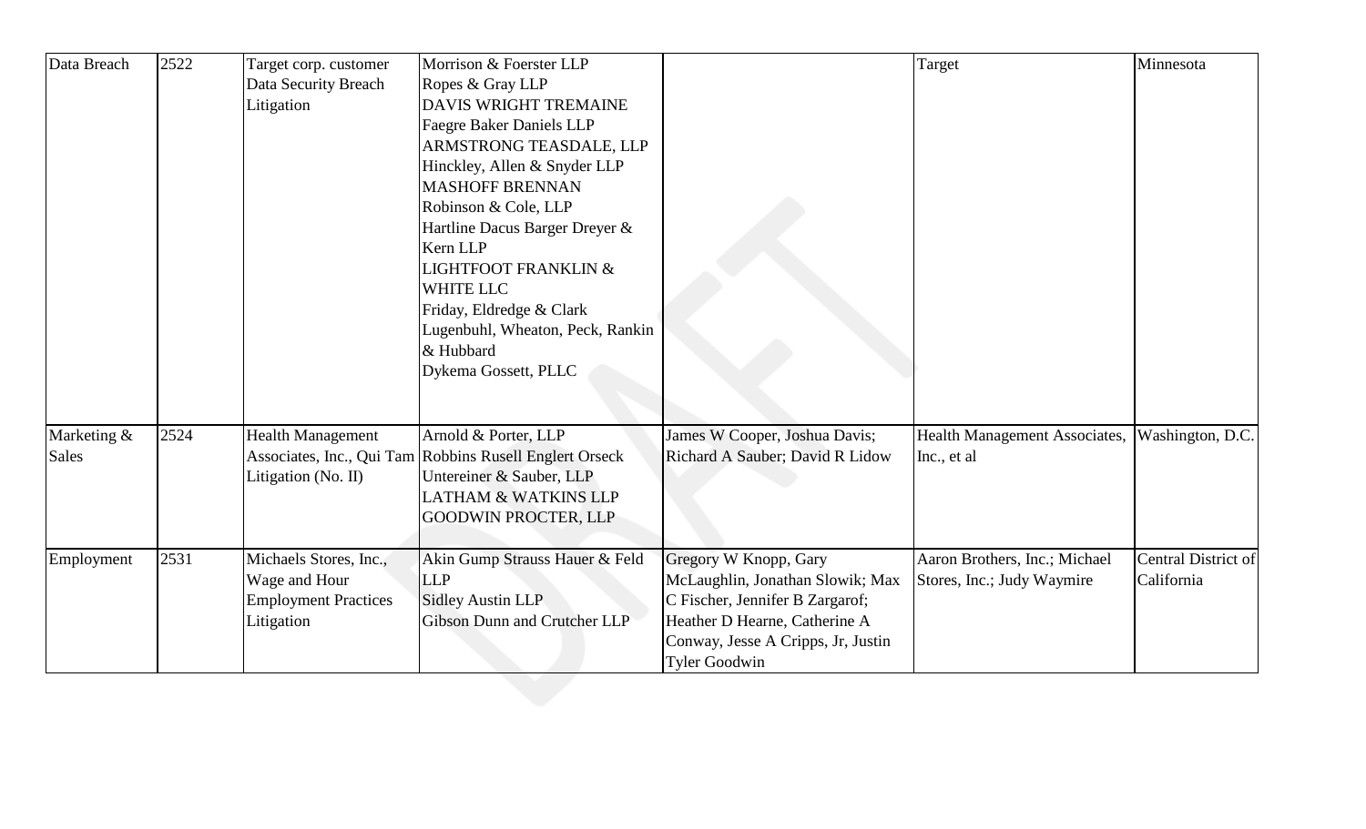| Data Breach | 2522 | Target corp. customer Data Security Breach Litigation | Morrison & Foerster LLP<br>Ropes & Gray LLP<br>DAVIS WRIGHT TREMAINE<br>Faegre Baker Daniels LLP<br>ARMSTRONG TEASDALE, LLP<br>Hinckley, Allen & Snyder LLP<br>MASHOFF BRENNAN<br>Robinson & Cole, LLP<br>Hartline Dacus Barger Dreyer & Kern LLP<br>LIGHTFOOT FRANKLIN & WHITE LLC<br>Friday, Eldredge & Clark<br>Lugenbuhl, Wheaton, Peck, Rankin & Hubbard<br>Dykema Gossett, PLLC | | Target | Minnesota |
|---|---|---|---|---|---|---|
| Marketing & Sales | 2524 | Health Management Associates, Inc., Qui Tam Litigation (No. II) | Arnold & Porter, LLP<br>Robbins Rusell Englert Orseck Untereiner & Sauber, LLP<br>LATHAM & WATKINS LLP<br>GOODWIN PROCTER, LLP | James W Cooper, Joshua Davis; Richard A Sauber; David R Lidow | Health Management Associates, Inc., et al | Washington, D.C. |
| Employment | 2531 | Michaels Stores, Inc., Wage and Hour Employment Practices Litigation | Akin Gump Strauss Hauer & Feld LLP<br>Sidley Austin LLP<br>Gibson Dunn and Crutcher LLP | Gregory W Knopp, Gary McLaughlin, Jonathan Slowik; Max C Fischer, Jennifer B Zargarof; Heather D Hearne, Catherine A Conway, Jesse A Cripps, Jr, Justin Tyler Goodwin | Aaron Brothers, Inc.; Michael Stores, Inc.; Judy Waymire | Central District of California |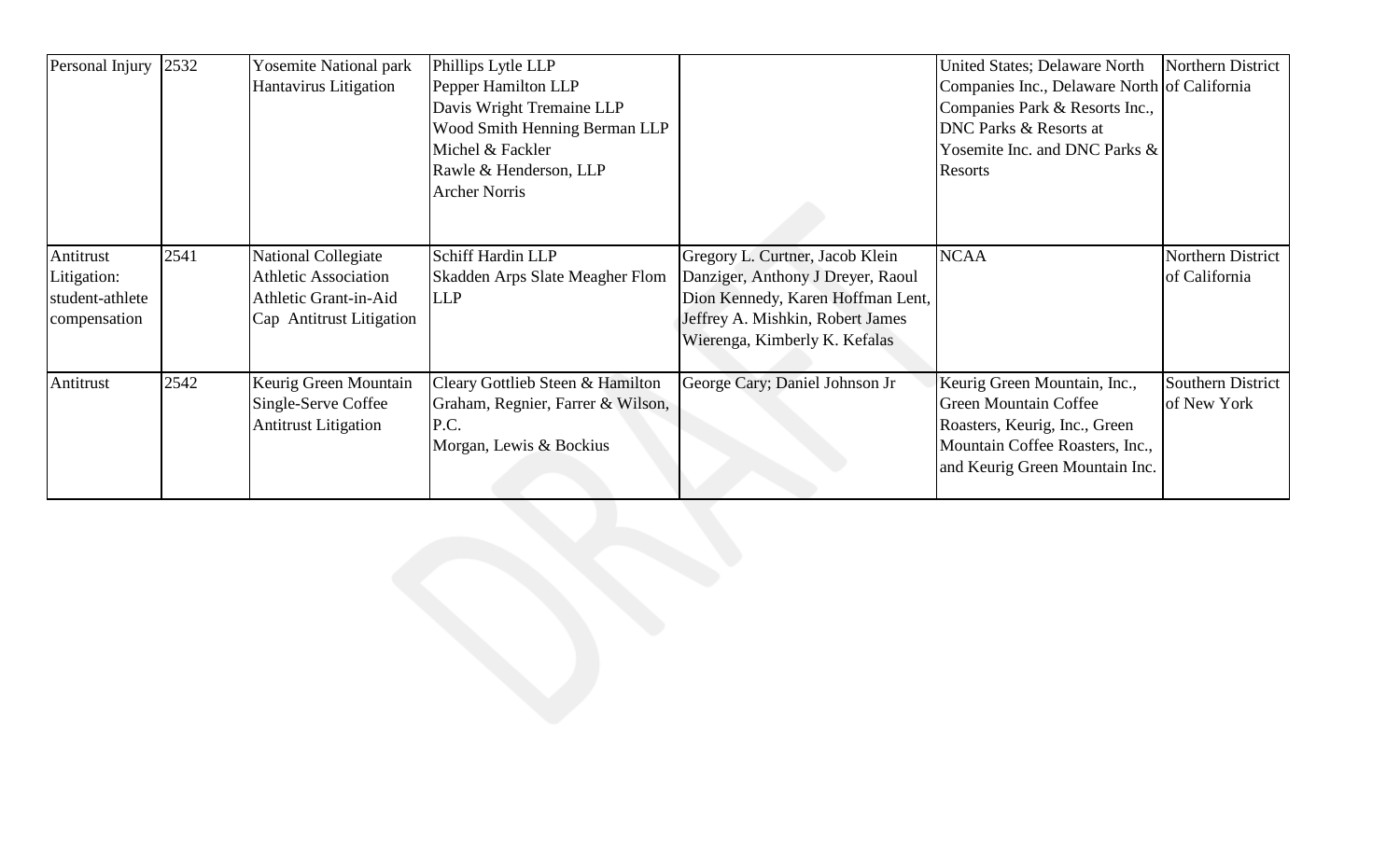| Personal Injury | 2532 | Yosemite National park Hantavirus Litigation | Phillips Lytle LLP<br>Pepper Hamilton LLP<br>Davis Wright Tremaine LLP<br>Wood Smith Henning Berman LLP<br>Michel & Fackler<br>Rawle & Henderson, LLP<br>Archer Norris | | United States; Delaware North Companies Inc., Delaware North Companies Park & Resorts Inc., DNC Parks & Resorts at Yosemite Inc. and DNC Parks & Resorts | Northern District of California |
|---|---|---|---|---|---|---|
| Antitrust Litigation: student-athlete compensation | 2541 | National Collegiate Athletic Association Athletic Grant-in-Aid Cap Antitrust Litigation | Schiff Hardin LLP<br>Skadden Arps Slate Meagher Flom LLP | Gregory L. Curtner, Jacob Klein Danziger, Anthony J Dreyer, Raoul Dion Kennedy, Karen Hoffman Lent, Jeffrey A. Mishkin, Robert James Wierenga, Kimberly K. Kefalas | NCAA | Northern District of California |
| Antitrust | 2542 | Keurig Green Mountain Single-Serve Coffee Antitrust Litigation | Cleary Gottlieb Steen & Hamilton Graham, Regnier, Farrer & Wilson, P.C.<br>Morgan, Lewis & Bockius | George Cary; Daniel Johnson Jr | Keurig Green Mountain, Inc., Green Mountain Coffee Roasters, Keurig, Inc., Green Mountain Coffee Roasters, Inc., and Keurig Green Mountain Inc. | Southern District of New York |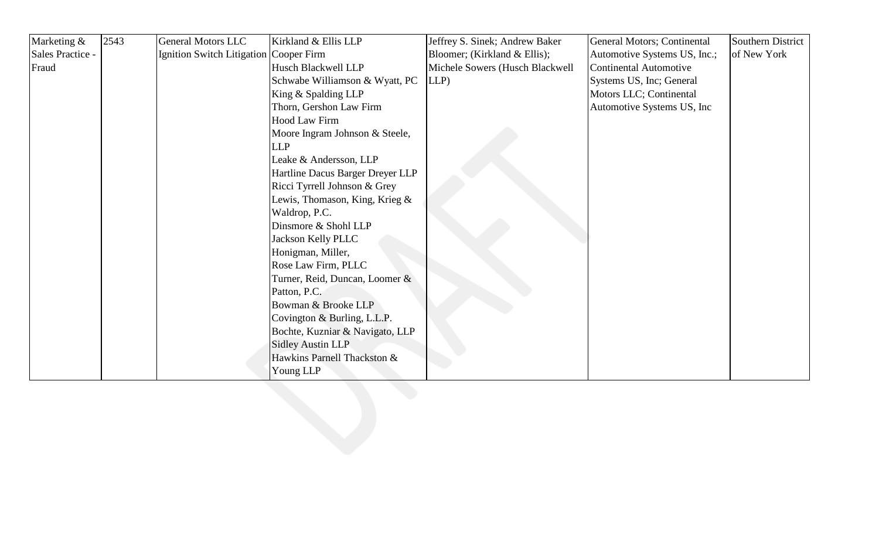| Marketing & Sales Practice - Fraud | 2543 | General Motors LLC Ignition Switch Litigation | Kirkland & Ellis LLP<br>Cooper Firm<br>Husch Blackwell LLP<br>Schwabe Williamson & Wyatt, PC<br>King & Spalding LLP<br>Thorn, Gershon Law Firm<br>Hood Law Firm<br>Moore Ingram Johnson & Steele, LLP<br>Leake & Andersson, LLP<br>Hartline Dacus Barger Dreyer LLP<br>Ricci Tyrrell Johnson & Grey<br>Lewis, Thomason, King, Krieg & Waldrop, P.C.<br>Dinsmore & Shohl LLP<br>Jackson Kelly PLLC<br>Honigman, Miller,<br>Rose Law Firm, PLLC<br>Turner, Reid, Duncan, Loomer & Patton, P.C.<br>Bowman & Brooke LLP<br>Covington & Burling, L.L.P.<br>Bochte, Kuzniar & Navigato, LLP<br>Sidley Austin LLP<br>Hawkins Parnell Thackston & Young LLP | Jeffrey S. Sinek; Andrew Baker Bloomer; (Kirkland & Ellis); Michele Sowers (Husch Blackwell LLP) | General Motors; Continental Automotive Systems US, Inc.; Continental Automotive Systems US, Inc; General Motors LLC; Continental Automotive Systems US, Inc | Southern District of New York |
|---|---|---|---|---|---|---|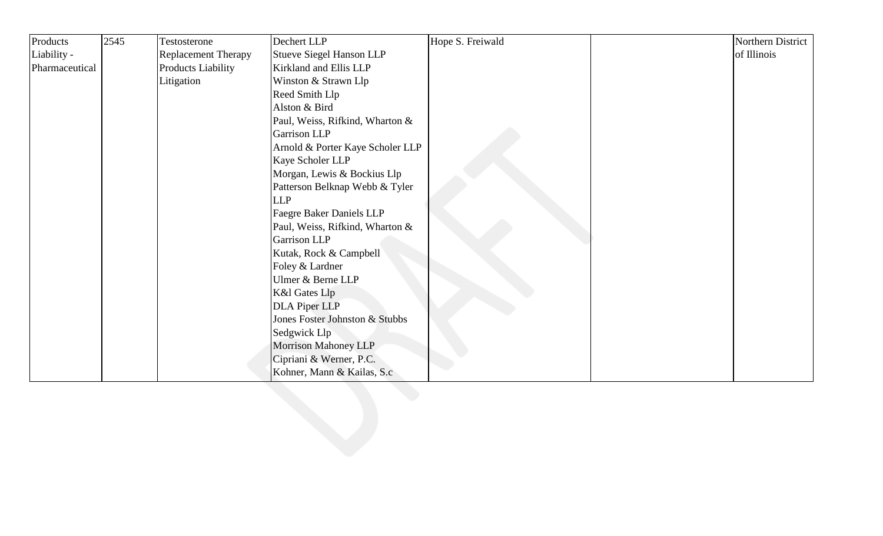| | | | | | | |
|---|---|---|---|---|---|---|
| Products Liability - Pharmaceutical | 2545 | Testosterone Replacement Therapy Products Liability Litigation | Dechert LLP<br>Stueve Siegel Hanson LLP<br>Kirkland and Ellis LLP<br>Winston & Strawn Llp<br>Reed Smith Llp<br>Alston & Bird<br>Paul, Weiss, Rifkind, Wharton & Garrison LLP<br>Arnold & Porter Kaye Scholer LLP<br>Kaye Scholer LLP<br>Morgan, Lewis & Bockius Llp<br>Patterson Belknap Webb & Tyler LLP<br>Faegre Baker Daniels LLP<br>Paul, Weiss, Rifkind, Wharton & Garrison LLP<br>Kutak, Rock & Campbell<br>Foley & Lardner<br>Ulmer & Berne LLP<br>K&l Gates Llp<br>DLA Piper LLP<br>Jones Foster Johnston & Stubbs<br>Sedgwick Llp<br>Morrison Mahoney LLP<br>Cipriani & Werner, P.C.<br>Kohner, Mann & Kailas, S.c | Hope S. Freiwald | | Northern District of Illinois |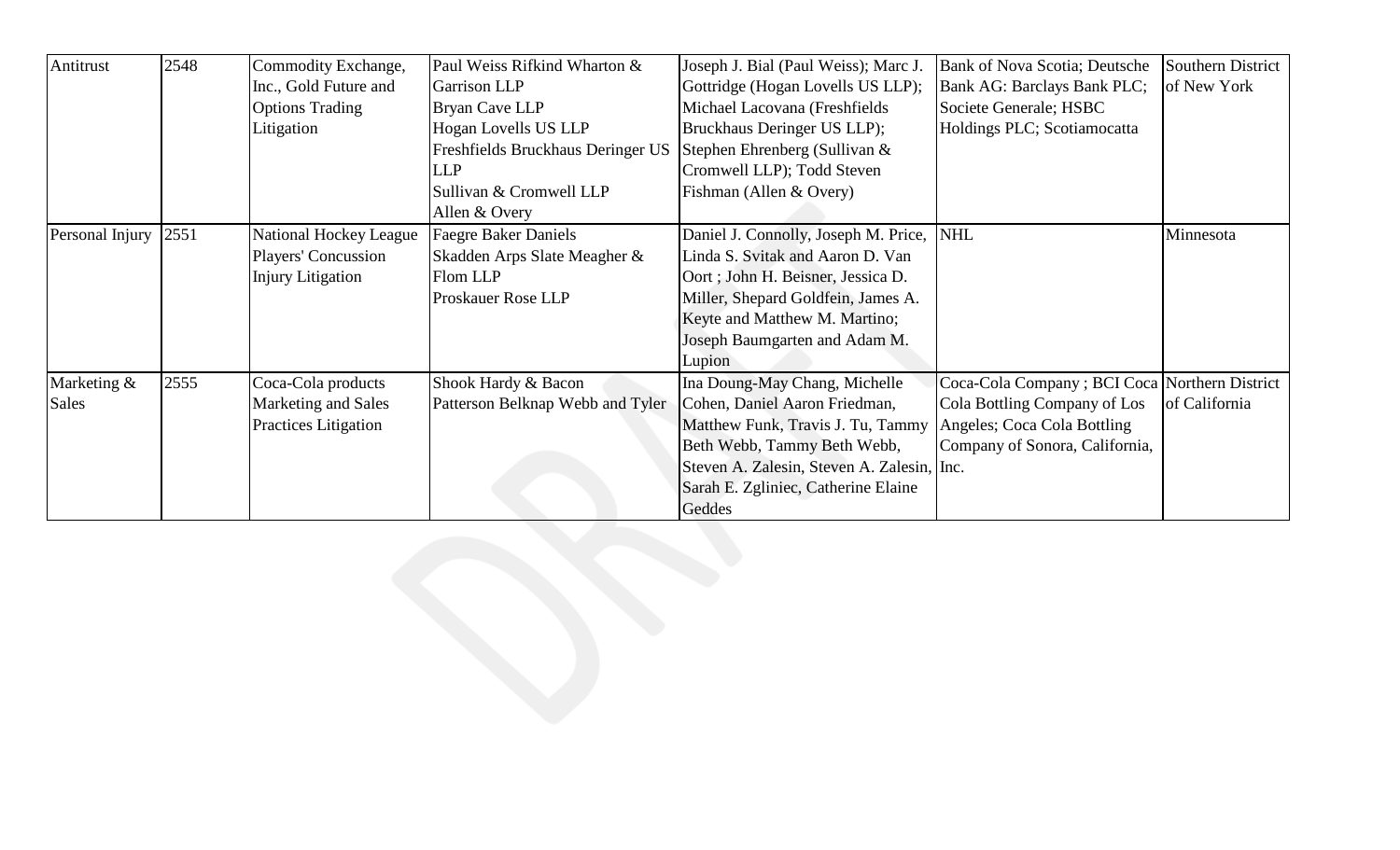| Antitrust | 2548 | Commodity Exchange, Inc., Gold Future and Options Trading Litigation | Paul Weiss Rifkind Wharton & Garrison LLP<br>Bryan Cave LLP<br>Hogan Lovells US LLP<br>Freshfields Bruckhaus Deringer US LLP<br>Sullivan & Cromwell LLP<br>Allen & Overy | Joseph J. Bial (Paul Weiss); Marc J. Gottridge (Hogan Lovells US LLP); Michael Lacovana (Freshfields Bruckhaus Deringer US LLP); Stephen Ehrenberg (Sullivan & Cromwell LLP); Todd Steven Fishman (Allen & Overy) | Bank of Nova Scotia; Deutsche Bank AG: Barclays Bank PLC; Societe Generale; HSBC Holdings PLC; Scotiamocatta | Southern District of New York |
|---|---|---|---|---|---|---|
| Personal Injury | 2551 | National Hockey League Players' Concussion Injury Litigation | Faegre Baker Daniels<br>Skadden Arps Slate Meagher & Flom LLP<br>Proskauer Rose LLP | Daniel J. Connolly, Joseph M. Price, Linda S. Svitak and Aaron D. Van Oort ; John H. Beisner, Jessica D. Miller, Shepard Goldfein, James A. Keyte and Matthew M. Martino; Joseph Baumgarten and Adam M. Lupion | NHL | Minnesota |
| Marketing & Sales | 2555 | Coca-Cola products Marketing and Sales Practices Litigation | Shook Hardy & Bacon<br>Patterson Belknap Webb and Tyler | Ina Doung-May Chang, Michelle Cohen, Daniel Aaron Friedman, Matthew Funk, Travis J. Tu, Tammy Beth Webb, Tammy Beth Webb, Steven A. Zalesin, Steven A. Zalesin, Sarah E. Zgliniec, Catherine Elaine Geddes | Coca-Cola Company ; BCI Coca Cola Bottling Company of Los Angeles; Coca Cola Bottling Company of Sonora, California, Inc. | Northern District of California |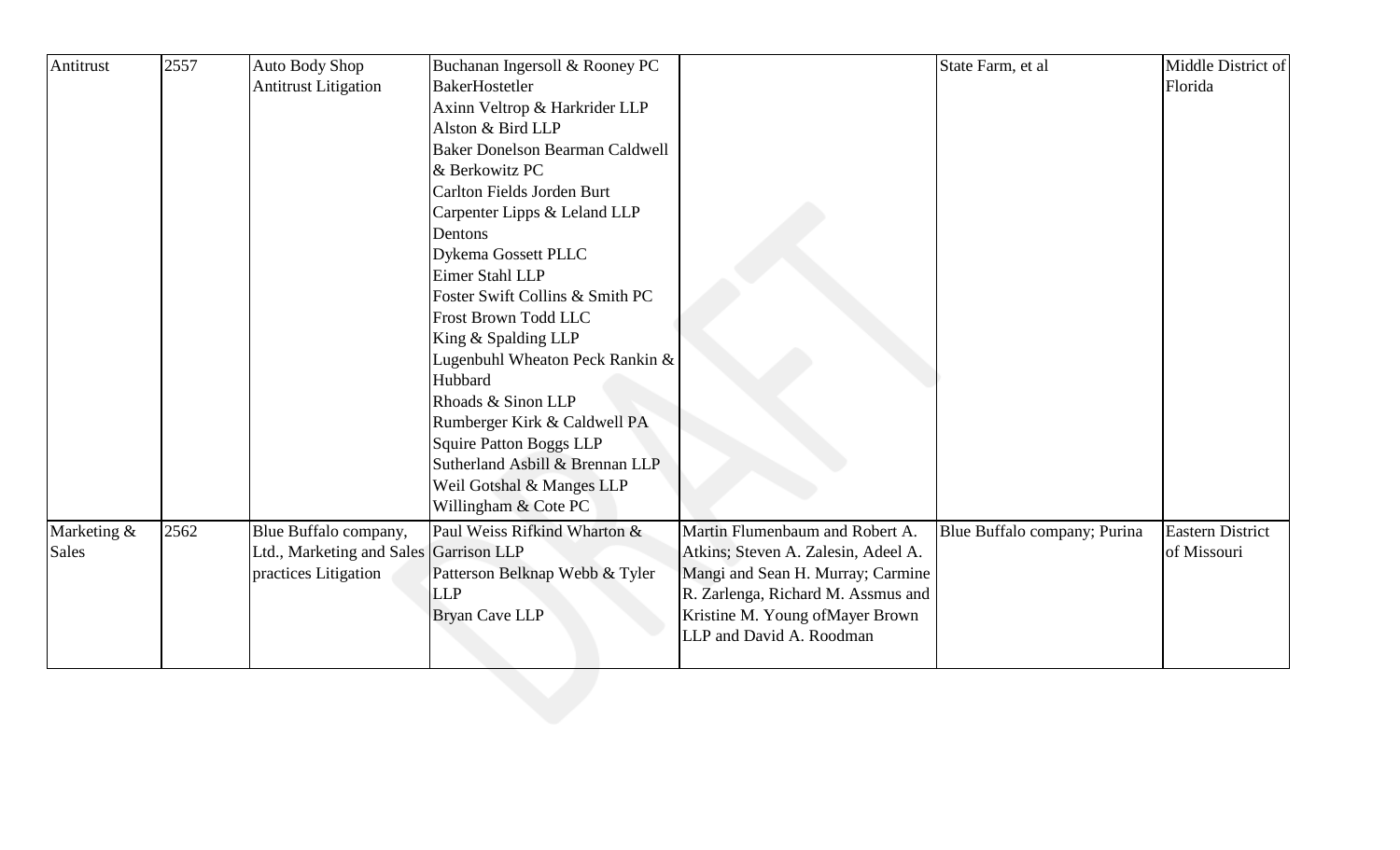| Antitrust | 2557 | Auto Body Shop Antitrust Litigation | Buchanan Ingersoll & Rooney PC<br>BakerHostetler<br>Axinn Veltrop & Harkrider LLP<br>Alston & Bird LLP<br>Baker Donelson Bearman Caldwell & Berkowitz PC<br>Carlton Fields Jorden Burt<br>Carpenter Lipps & Leland LLP<br>Dentons<br>Dykema Gossett PLLC<br>Eimer Stahl LLP<br>Foster Swift Collins & Smith PC<br>Frost Brown Todd LLC<br>King & Spalding LLP<br>Lugenbuhl Wheaton Peck Rankin & Hubbard<br>Rhoads & Sinon LLP<br>Rumberger Kirk & Caldwell PA<br>Squire Patton Boggs LLP<br>Sutherland Asbill & Brennan LLP<br>Weil Gotshal & Manges LLP<br>Willingham & Cote PC | | State Farm, et al | Middle District of Florida |
|---|---|---|---|---|---|---|
| Marketing & Sales | 2562 | Blue Buffalo company, Ltd., Marketing and Sales practices Litigation | Paul Weiss Rifkind Wharton & Garrison LLP<br>Patterson Belknap Webb & Tyler LLP<br>Bryan Cave LLP | Martin Flumenbaum and Robert A. Atkins; Steven A. Zalesin, Adeel A. Mangi and Sean H. Murray; Carmine R. Zarlenga, Richard M. Assmus and Kristine M. Young ofMayer Brown LLP and David A. Roodman | Blue Buffalo company; Purina | Eastern District of Missouri |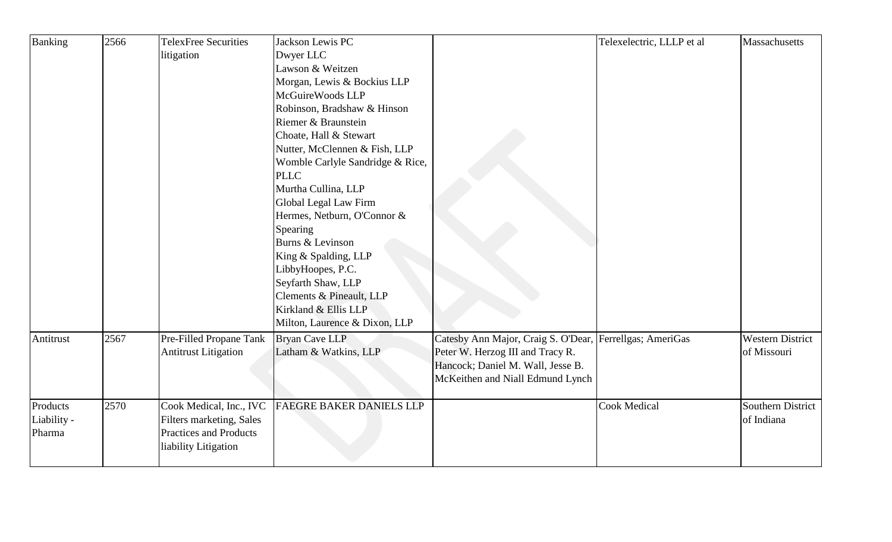| Banking | 2566 | TelexFree Securities litigation | Jackson Lewis PC<br>Dwyer LLC<br>Lawson & Weitzen<br>Morgan, Lewis & Bockius LLP<br>McGuireWoods LLP<br>Robinson, Bradshaw & Hinson<br>Riemer & Braunstein<br>Choate, Hall & Stewart<br>Nutter, McClennen & Fish, LLP<br>Womble Carlyle Sandridge & Rice, PLLC<br>Murtha Cullina, LLP<br>Global Legal Law Firm<br>Hermes, Netburn, O'Connor & Spearing<br>Burns & Levinson<br>King & Spalding, LLP<br>LibbyHoopes, P.C.<br>Seyfarth Shaw, LLP<br>Clements & Pineault, LLP<br>Kirkland & Ellis LLP<br>Milton, Laurence & Dixon, LLP | | Telexelectric, LLLP et al | Massachusetts |
|---|---|---|---|---|---|---|
| Antitrust | 2567 | Pre-Filled Propane Tank Antitrust Litigation | Bryan Cave LLP<br>Latham & Watkins, LLP | Catesby Ann Major, Craig S. O'Dear, Peter W. Herzog III and Tracy R. Hancock; Daniel M. Wall, Jesse B. McKeithen and Niall Edmund Lynch | Ferrellgas; AmeriGas | Western District of Missouri |
| Products Liability - Pharma | 2570 | Cook Medical, Inc., IVC Filters marketing, Sales Practices and Products liability Litigation | FAEGRE BAKER DANIELS LLP | | Cook Medical | Southern District of Indiana |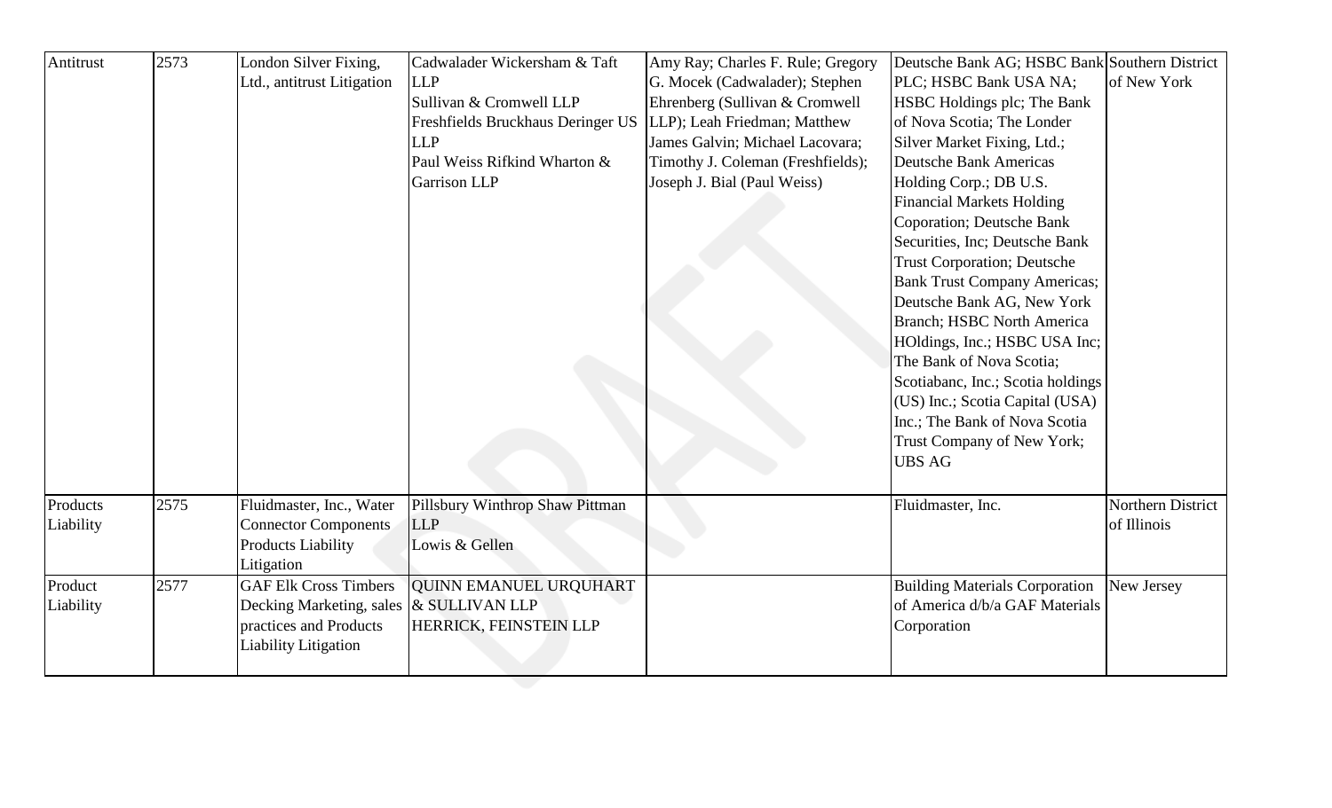| Antitrust | 2573 | London Silver Fixing, Ltd., antitrust Litigation | Cadwalader Wickersham & Taft LLP<br>Sullivan & Cromwell LLP<br>Freshfields Bruckhaus Deringer US LLP<br>Paul Weiss Rifkind Wharton & Garrison LLP | Amy Ray; Charles F. Rule; Gregory G. Mocek (Cadwalader); Stephen Ehrenberg (Sullivan & Cromwell LLP); Leah Friedman; Matthew James Galvin; Michael Lacovara; Timothy J. Coleman (Freshfields); Joseph J. Bial (Paul Weiss) | Deutsche Bank AG; HSBC Bank PLC; HSBC Bank USA NA; HSBC Holdings plc; The Bank of Nova Scotia; The Londer Silver Market Fixing, Ltd.; Deutsche Bank Americas Holding Corp.; DB U.S. Financial Markets Holding Coporation; Deutsche Bank Securities, Inc; Deutsche Bank Trust Corporation; Deutsche Bank Trust Company Americas; Deutsche Bank AG, New York Branch; HSBC North America HOldings, Inc.; HSBC USA Inc; The Bank of Nova Scotia; Scotiabanc, Inc.; Scotia holdings (US) Inc.; Scotia Capital (USA) Inc.; The Bank of Nova Scotia Trust Company of New York; UBS AG | Southern District of New York |
|---|---|---|---|---|---|---|
| Products Liability | 2575 | Fluidmaster, Inc., Water Connector Components Products Liability Litigation | Pillsbury Winthrop Shaw Pittman LLP<br>Lowis & Gellen | | Fluidmaster, Inc. | Northern District of Illinois |
| Product Liability | 2577 | GAF Elk Cross Timbers Decking Marketing, sales practices and Products Liability Litigation | QUINN EMANUEL URQUHART & SULLIVAN LLP<br>HERRICK, FEINSTEIN LLP | | Building Materials Corporation of America d/b/a GAF Materials Corporation | New Jersey |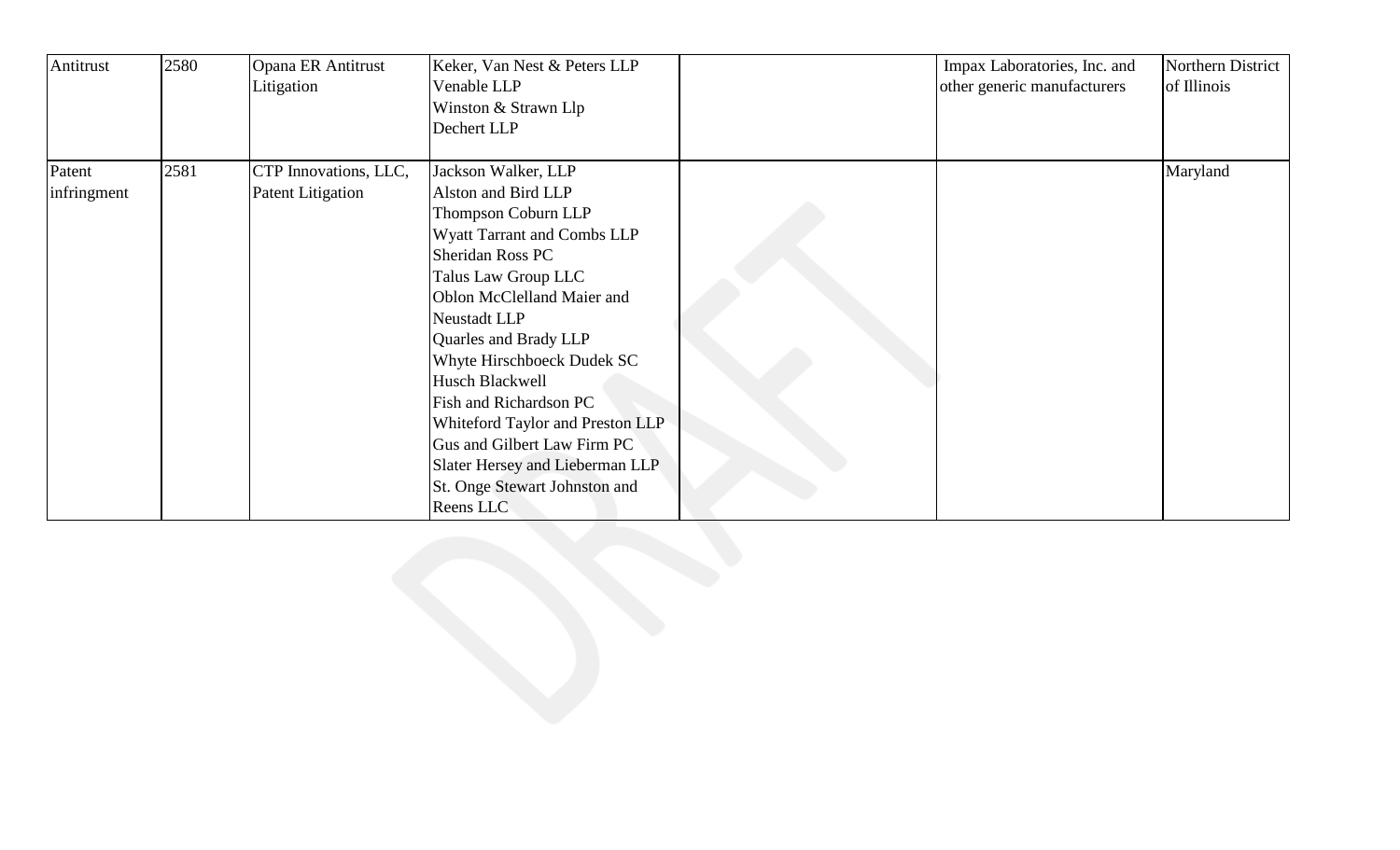| | | | | | | |
|---|---|---|---|---|---|---|
| Antitrust | 2580 | Opana ER Antitrust Litigation | Keker, Van Nest & Peters LLP<br>Venable LLP<br>Winston & Strawn Llp<br>Dechert LLP | | Impax Laboratories, Inc. and other generic manufacturers | Northern District of Illinois |
| Patent infringment | 2581 | CTP Innovations, LLC, Patent Litigation | Jackson Walker, LLP<br>Alston and Bird LLP<br>Thompson Coburn LLP<br>Wyatt Tarrant and Combs LLP<br>Sheridan Ross PC<br>Talus Law Group LLC<br>Oblon McClelland Maier and Neustadt LLP<br>Quarles and Brady LLP<br>Whyte Hirschboeck Dudek SC<br>Husch Blackwell<br>Fish and Richardson PC<br>Whiteford Taylor and Preston LLP<br>Gus and Gilbert Law Firm PC<br>Slater Hersey and Lieberman LLP<br>St. Onge Stewart Johnston and Reens LLC | | | Maryland |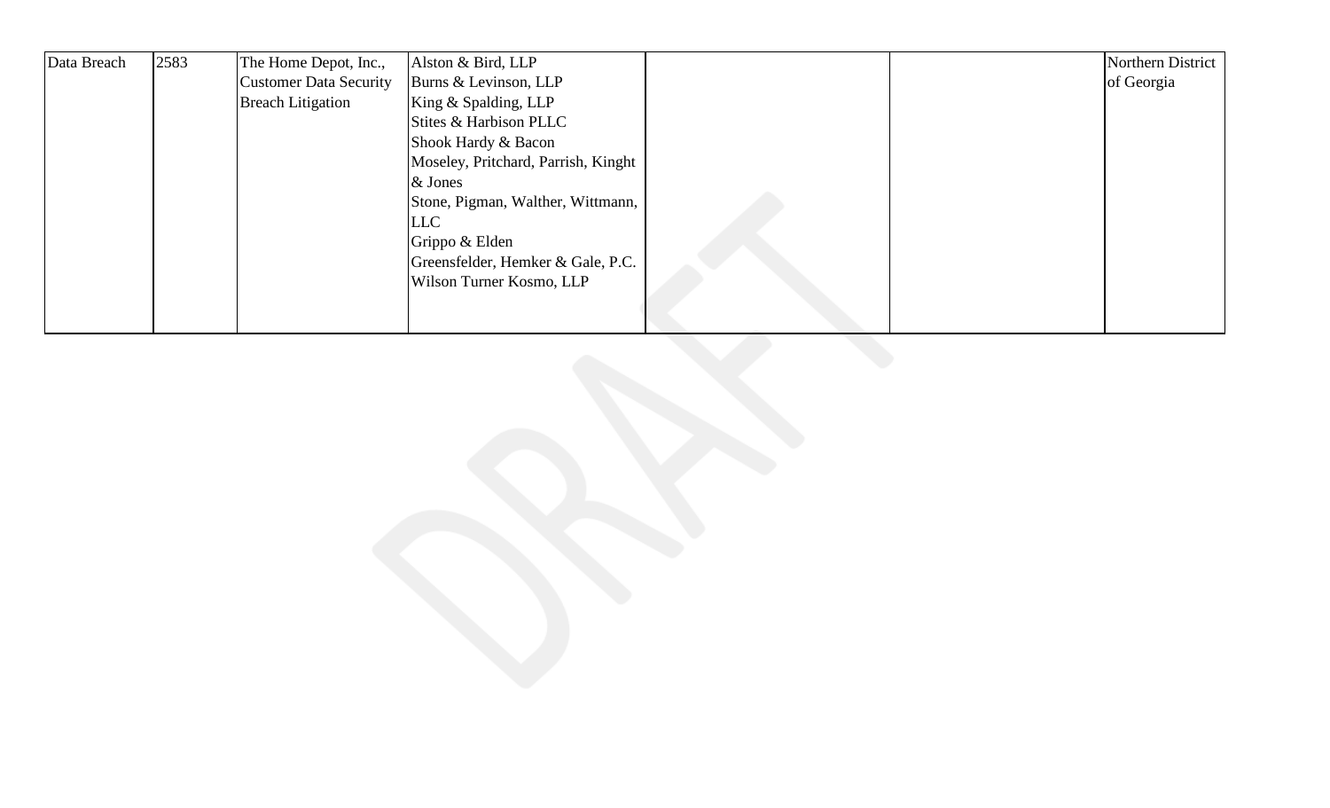| Data Breach | 2583 | The Home Depot, Inc., Customer Data Security Breach Litigation | Alston & Bird, LLP<br>Burns & Levinson, LLP<br>King & Spalding, LLP<br>Stites & Harbison PLLC<br>Shook Hardy & Bacon<br>Moseley, Pritchard, Parrish, Kinght & Jones<br>Stone, Pigman, Walther, Wittmann, LLC<br>Grippo & Elden<br>Greensfelder, Hemker & Gale, P.C.<br>Wilson Turner Kosmo, LLP | | | Northern District of Georgia |
|---|---|---|---|---|---|---|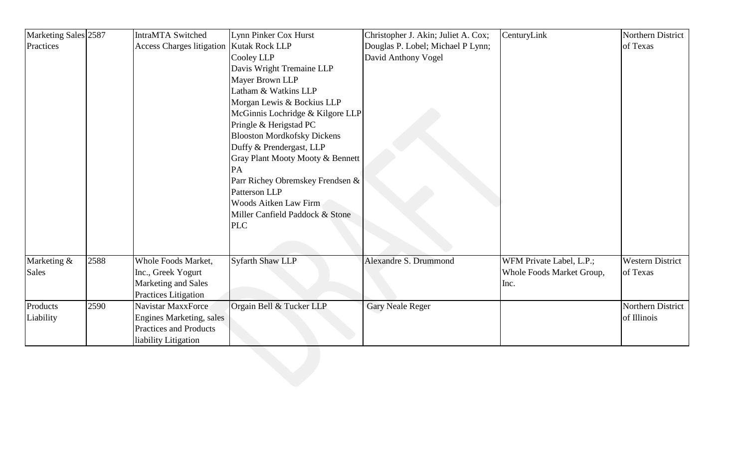| Marketing Sales Practices | 2587 | IntraMTA Switched Access Charges litigation | Lynn Pinker Cox Hurst<br>Kutak Rock LLP<br>Cooley LLP<br>Davis Wright Tremaine LLP<br>Mayer Brown LLP<br>Latham & Watkins LLP<br>Morgan Lewis & Bockius LLP<br>McGinnis Lochridge & Kilgore LLP<br>Pringle & Herigstad PC<br>Blooston Mordkofsky Dickens<br>Duffy & Prendergast, LLP<br>Gray Plant Mooty Mooty & Bennett PA<br>Parr Richey Obremskey Frendsen & Patterson LLP<br>Woods Aitken Law Firm<br>Miller Canfield Paddock & Stone PLC | Christopher J. Akin; Juliet A. Cox; Douglas P. Lobel; Michael P Lynn; David Anthony Vogel | CenturyLink | Northern District of Texas |
|---|---|---|---|---|---|---|
| Marketing & Sales | 2588 | Whole Foods Market, Inc., Greek Yogurt Marketing and Sales Practices Litigation | Syfarth Shaw LLP | Alexandre S. Drummond | WFM Private Label, L.P.; Whole Foods Market Group, Inc. | Western District of Texas |
| Products Liability | 2590 | Navistar MaxxForce Engines Marketing, sales Practices and Products liability Litigation | Orgain Bell & Tucker LLP | Gary Neale Reger | | Northern District of Illinois |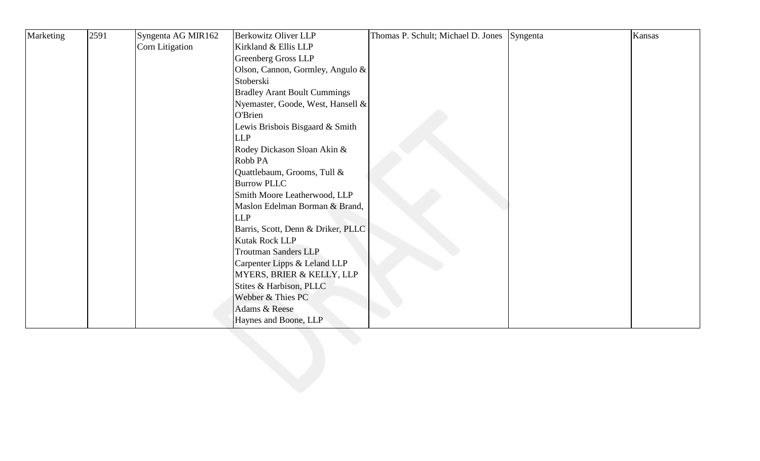| Marketing | 2591 | Syngenta AG MIR162 Corn Litigation | Berkowitz Oliver LLP<br>Kirkland & Ellis LLP<br>Greenberg Gross LLP<br>Olson, Cannon, Gormley, Angulo & Stoberski<br>Bradley Arant Boult Cummings<br>Nyemaster, Goode, West, Hansell & O'Brien<br>Lewis Brisbois Bisgaard & Smith LLP<br>Rodey Dickason Sloan Akin & Robb PA<br>Quattlebaum, Grooms, Tull & Burrow PLLC<br>Smith Moore Leatherwood, LLP<br>Maslon Edelman Borman & Brand, LLP<br>Barris, Scott, Denn & Driker, PLLC<br>Kutak Rock LLP<br>Troutman Sanders LLP<br>Carpenter Lipps & Leland LLP<br>MYERS, BRIER & KELLY, LLP<br>Stites & Harbison, PLLC<br>Webber & Thies PC<br>Adams & Reese<br>Haynes and Boone, LLP | Thomas P. Schult; Michael D. Jones | Syngenta | Kansas |
|---|---|---|---|---|---|---|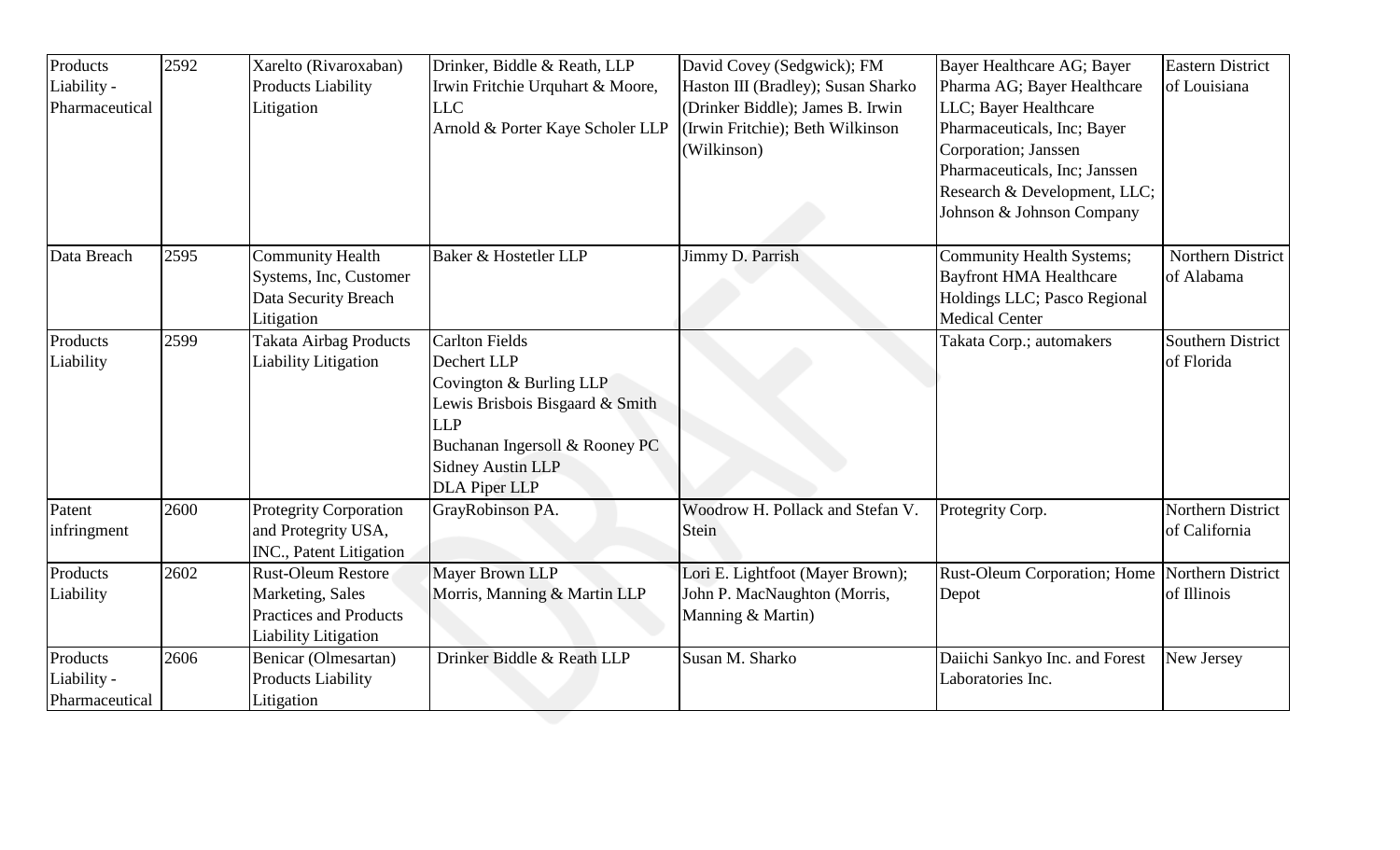| Products Liability - Pharmaceutical | 2592 | Xarelto (Rivaroxaban) Products Liability Litigation | Drinker, Biddle & Reath, LLP<br>Irwin Fritchie Urquhart & Moore, LLC<br>Arnold & Porter Kaye Scholer LLP | David Covey (Sedgwick); FM Haston III (Bradley); Susan Sharko (Drinker Biddle); James B. Irwin (Irwin Fritchie); Beth Wilkinson (Wilkinson) | Bayer Healthcare AG; Bayer Pharma AG; Bayer Healthcare LLC; Bayer Healthcare Pharmaceuticals, Inc; Bayer Corporation; Janssen Pharmaceuticals, Inc; Janssen Research & Development, LLC; Johnson & Johnson Company | Eastern District of Louisiana |
|---|---|---|---|---|---|---|
| Data Breach | 2595 | Community Health Systems, Inc, Customer Data Security Breach Litigation | Baker & Hostetler LLP | Jimmy D. Parrish | Community Health Systems; Bayfront HMA Healthcare Holdings LLC; Pasco Regional Medical Center | Northern District of Alabama |
| Products Liability | 2599 | Takata Airbag Products Liability Litigation | Carlton Fields<br>Dechert LLP<br>Covington & Burling LLP<br>Lewis Brisbois Bisgaard & Smith LLP<br>Buchanan Ingersoll & Rooney PC<br>Sidney Austin LLP<br>DLA Piper LLP | | Takata Corp.; automakers | Southern District of Florida |
| Patent infringment | 2600 | Protegrity Corporation and Protegrity USA, INC., Patent Litigation | GrayRobinson PA. | Woodrow H. Pollack and Stefan V. Stein | Protegrity Corp. | Northern District of California |
| Products Liability | 2602 | Rust-Oleum Restore Marketing, Sales Practices and Products Liability Litigation | Mayer Brown LLP<br>Morris, Manning & Martin LLP | Lori E. Lightfoot (Mayer Brown); John P. MacNaughton (Morris, Manning & Martin) | Rust-Oleum Corporation; Home Depot | Northern District of Illinois |
| Products Liability - Pharmaceutical | 2606 | Benicar (Olmesartan) Products Liability Litigation | Drinker Biddle & Reath LLP | Susan M. Sharko | Daiichi Sankyo Inc. and Forest Laboratories Inc. | New Jersey |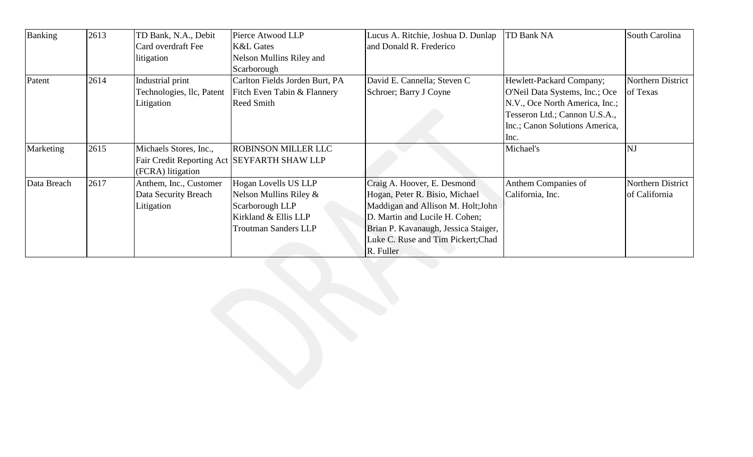| Banking | 2613 | TD Bank, N.A., Debit Card overdraft Fee litigation | Pierce Atwood LLP<br>K&L Gates<br>Nelson Mullins Riley and Scarborough | Lucus A. Ritchie, Joshua D. Dunlap and Donald R. Frederico | TD Bank NA | South Carolina |
|---|---|---|---|---|---|---|
| Patent | 2614 | Industrial print Technologies, llc, Patent Litigation | Carlton Fields Jorden Burt, PA<br>Fitch Even Tabin & Flannery<br>Reed Smith | David E. Cannella; Steven C Schroer; Barry J Coyne | Hewlett-Packard Company; O'Neil Data Systems, Inc.; Oce N.V., Oce North America, Inc.; Tesseron Ltd.; Cannon U.S.A., Inc.; Canon Solutions America, Inc. | Northern District of Texas |
| Marketing | 2615 | Michaels Stores, Inc., Fair Credit Reporting Act (FCRA) litigation | ROBINSON MILLER LLC<br>SEYFARTH SHAW LLP | | Michael's | NJ |
| Data Breach | 2617 | Anthem, Inc., Customer Data Security Breach Litigation | Hogan Lovells US LLP<br>Nelson Mullins Riley & Scarborough LLP<br>Kirkland & Ellis LLP<br>Troutman Sanders LLP | Craig A. Hoover, E. Desmond Hogan, Peter R. Bisio, Michael Maddigan and Allison M. Holt;John D. Martin and Lucile H. Cohen; Brian P. Kavanaugh, Jessica Staiger, Luke C. Ruse and Tim Pickert;Chad R. Fuller | Anthem Companies of California, Inc. | Northern District of California |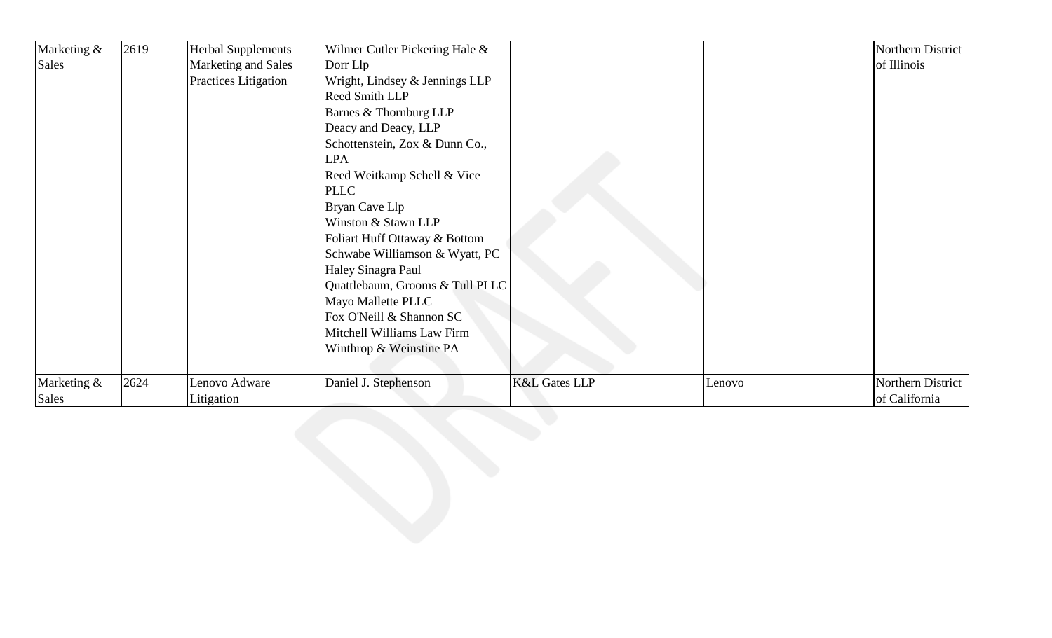| | | | | | | |
|---|---|---|---|---|---|---|
| Marketing & Sales | 2619 | Herbal Supplements Marketing and Sales Practices Litigation | Wilmer Cutler Pickering Hale & Dorr Llp<br>Wright, Lindsey & Jennings LLP<br>Reed Smith LLP<br>Barnes & Thornburg LLP<br>Deacy and Deacy, LLP<br>Schottenstein, Zox & Dunn Co., LPA<br>Reed Weitkamp Schell & Vice PLLC<br>Bryan Cave Llp<br>Winston & Stawn LLP<br>Foliart Huff Ottaway & Bottom<br>Schwabe Williamson & Wyatt, PC<br>Haley Sinagra Paul<br>Quattlebaum, Grooms & Tull PLLC<br>Mayo Mallette PLLC<br>Fox O'Neill & Shannon SC<br>Mitchell Williams Law Firm<br>Winthrop & Weinstine PA | | | Northern District of Illinois |
| Marketing & Sales | 2624 | Lenovo Adware Litigation | Daniel J. Stephenson | K&L Gates LLP | Lenovo | Northern District of California |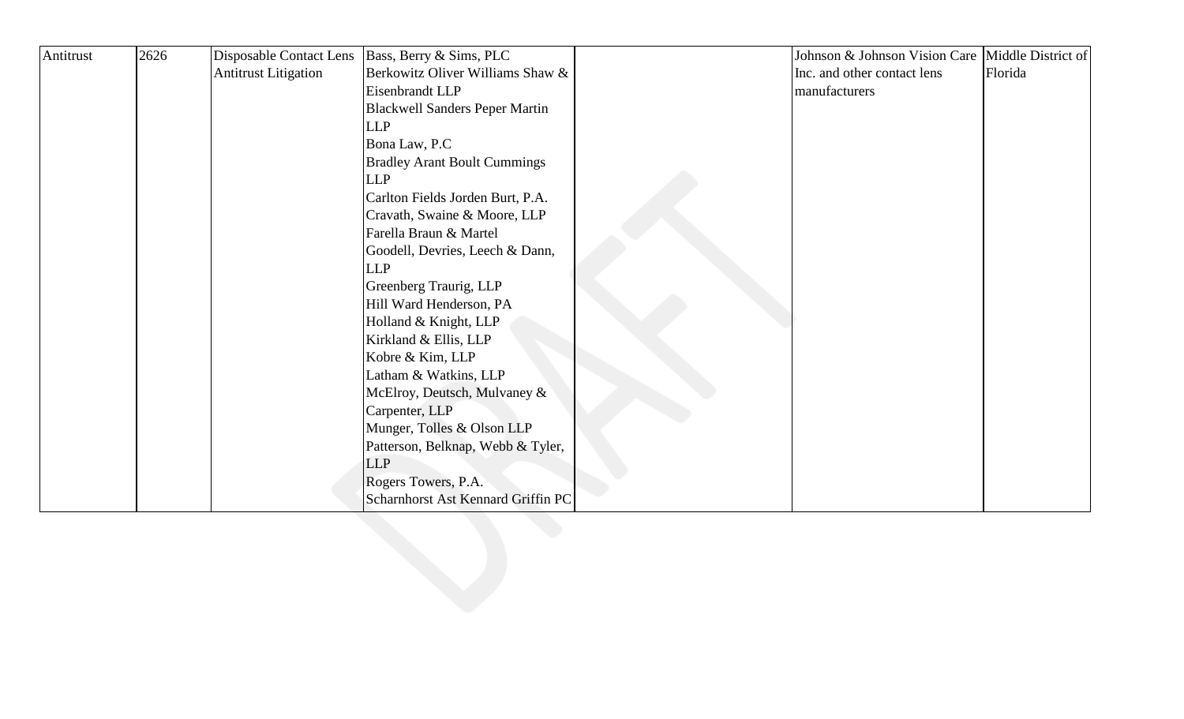| Antitrust | 2626 | Disposable Contact Lens Antitrust Litigation | Bass, Berry & Sims, PLC<br>Berkowitz Oliver Williams Shaw & Eisenbrandt LLP<br>Blackwell Sanders Peper Martin LLP<br>Bona Law, P.C<br>Bradley Arant Boult Cummings LLP<br>Carlton Fields Jorden Burt, P.A.<br>Cravath, Swaine & Moore, LLP<br>Farella Braun & Martel<br>Goodell, Devries, Leech & Dann, LLP<br>Greenberg Traurig, LLP<br>Hill Ward Henderson, PA<br>Holland & Knight, LLP<br>Kirkland & Ellis, LLP<br>Kobre & Kim, LLP<br>Latham & Watkins, LLP<br>McElroy, Deutsch, Mulvaney & Carpenter, LLP<br>Munger, Tolles & Olson LLP<br>Patterson, Belknap, Webb & Tyler, LLP<br>Rogers Towers, P.A.<br>Scharnhorst Ast Kennard Griffin PC | | Johnson & Johnson Vision Care Inc. and other contact lens manufacturers | Middle District of Florida |
|---|---|---|---|---|---|---|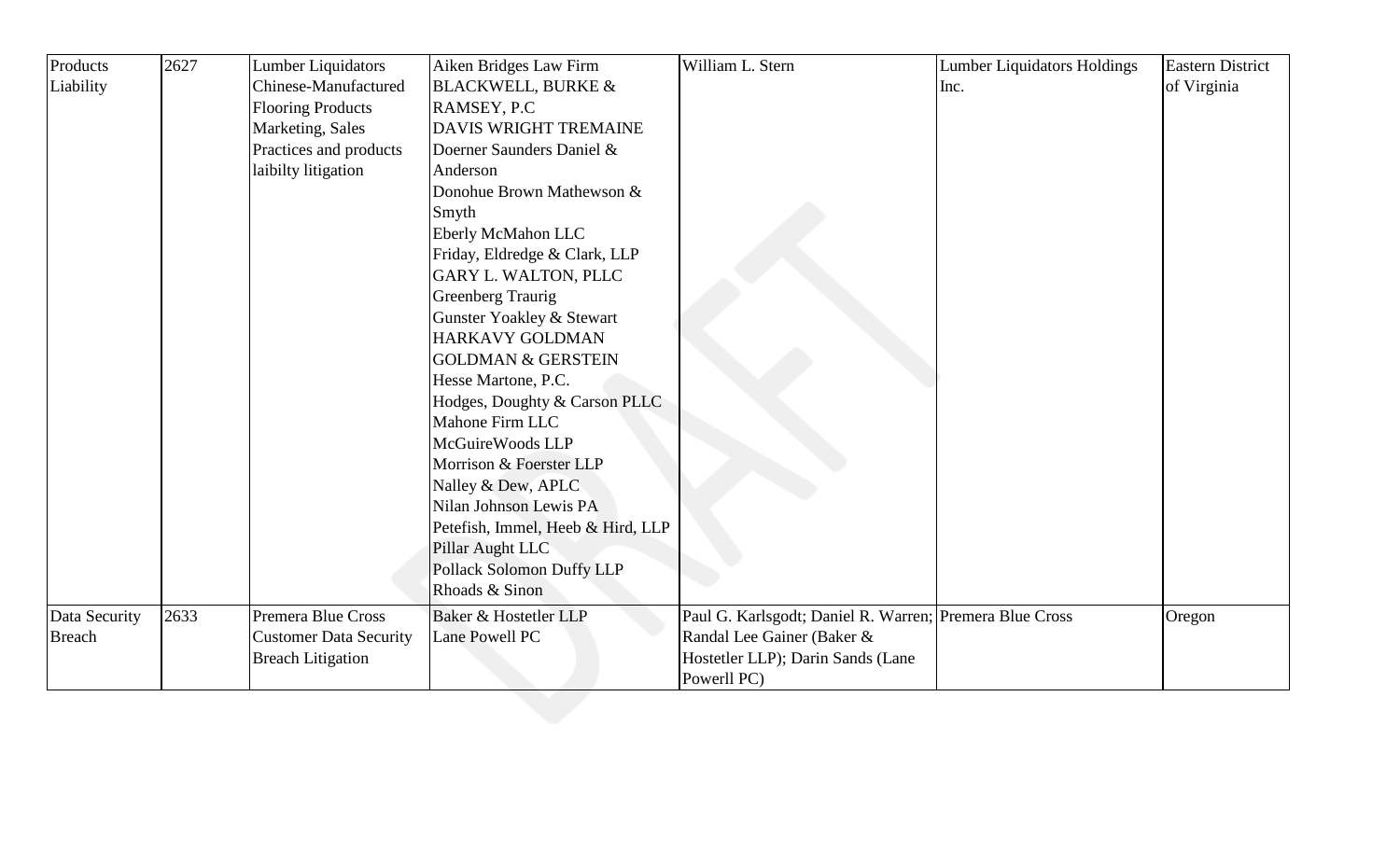| Products Liability | 2627 | Lumber Liquidators Chinese-Manufactured Flooring Products Marketing, Sales Practices and products laibilty litigation | Aiken Bridges Law Firm<br>BLACKWELL, BURKE & RAMSEY, P.C<br>DAVIS WRIGHT TREMAINE<br>Doerner Saunders Daniel & Anderson<br>Donohue Brown Mathewson & Smyth<br>Eberly McMahon LLC<br>Friday, Eldredge & Clark, LLP<br>GARY L. WALTON, PLLC<br>Greenberg Traurig<br>Gunster Yoakley & Stewart<br>HARKAVY GOLDMAN GOLDMAN & GERSTEIN<br>Hesse Martone, P.C.<br>Hodges, Doughty & Carson PLLC<br>Mahone Firm LLC<br>McGuireWoods LLP<br>Morrison & Foerster LLP<br>Nalley & Dew, APLC<br>Nilan Johnson Lewis PA<br>Petefish, Immel, Heeb & Hird, LLP<br>Pillar Aught LLC<br>Pollack Solomon Duffy LLP<br>Rhoads & Sinon | William L. Stern | Lumber Liquidators Holdings Inc. | Eastern District of Virginia |
|---|---|---|---|---|---|---|
| Data Security Breach | 2633 | Premera Blue Cross Customer Data Security Breach Litigation | Baker & Hostetler LLP<br>Lane Powell PC | Paul G. Karlsgodt; Daniel R. Warren; Randal Lee Gainer (Baker & Hostetler LLP); Darin Sands (Lane Powerll PC) | Premera Blue Cross | Oregon |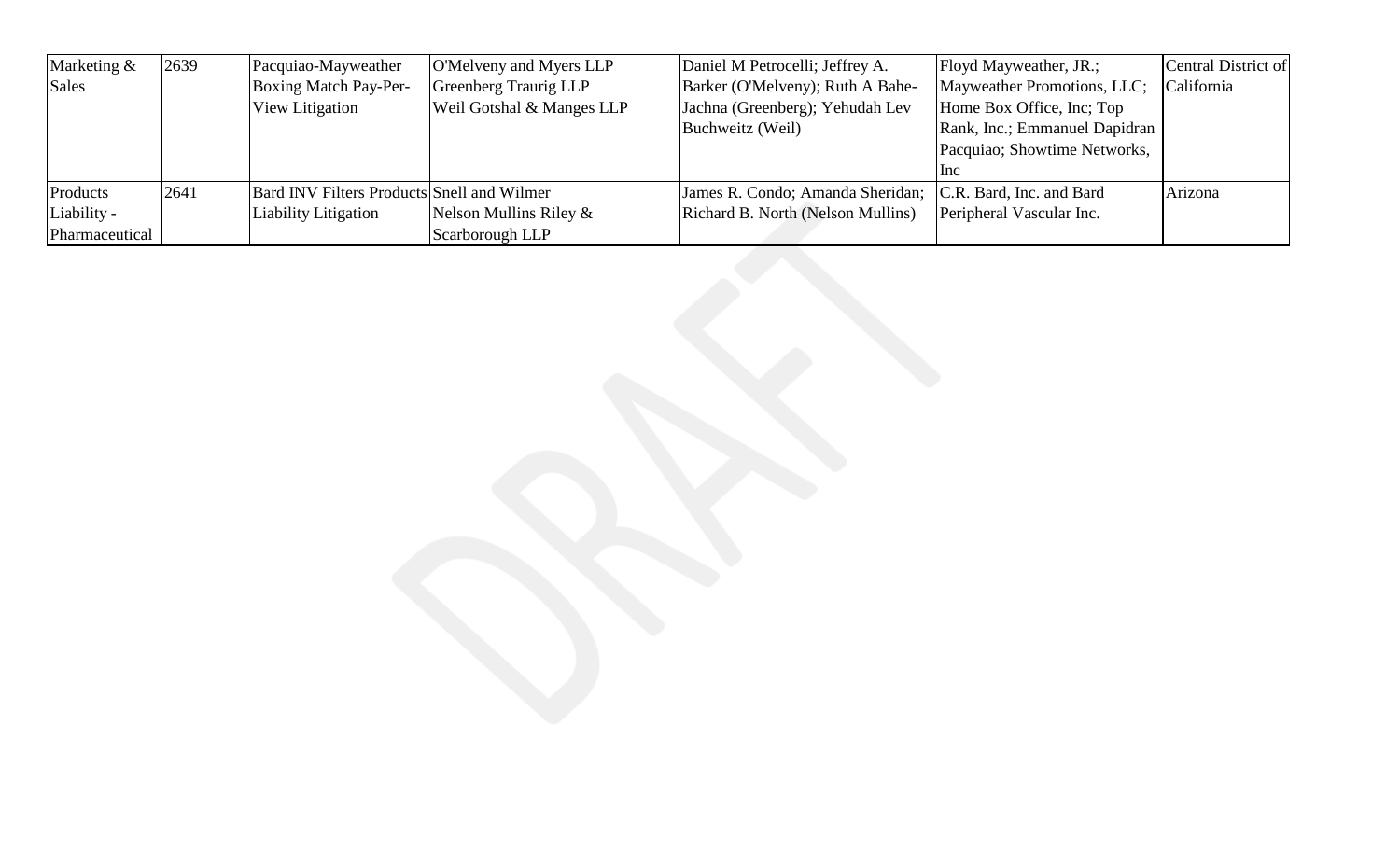| Marketing & Sales | 2639 | Pacquiao-Mayweather Boxing Match Pay-Per-View Litigation | O'Melveny and Myers LLP Greenberg Traurig LLP Weil Gotshal & Manges LLP | Daniel M Petrocelli; Jeffrey A. Barker (O'Melveny); Ruth A Bahe-Jachna (Greenberg); Yehudah Lev Buchweitz (Weil) | Floyd Mayweather, JR.; Mayweather Promotions, LLC; Home Box Office, Inc; Top Rank, Inc.; Emmanuel Dapidran Pacquiao; Showtime Networks, Inc | Central District of California |
|---|---|---|---|---|---|---|
| Products Liability - Pharmaceutical | 2641 | Bard INV Filters Products Liability Litigation | Snell and Wilmer Nelson Mullins Riley & Scarborough LLP | James R. Condo; Amanda Sheridan; Richard B. North (Nelson Mullins) | C.R. Bard, Inc. and Bard Peripheral Vascular Inc. | Arizona |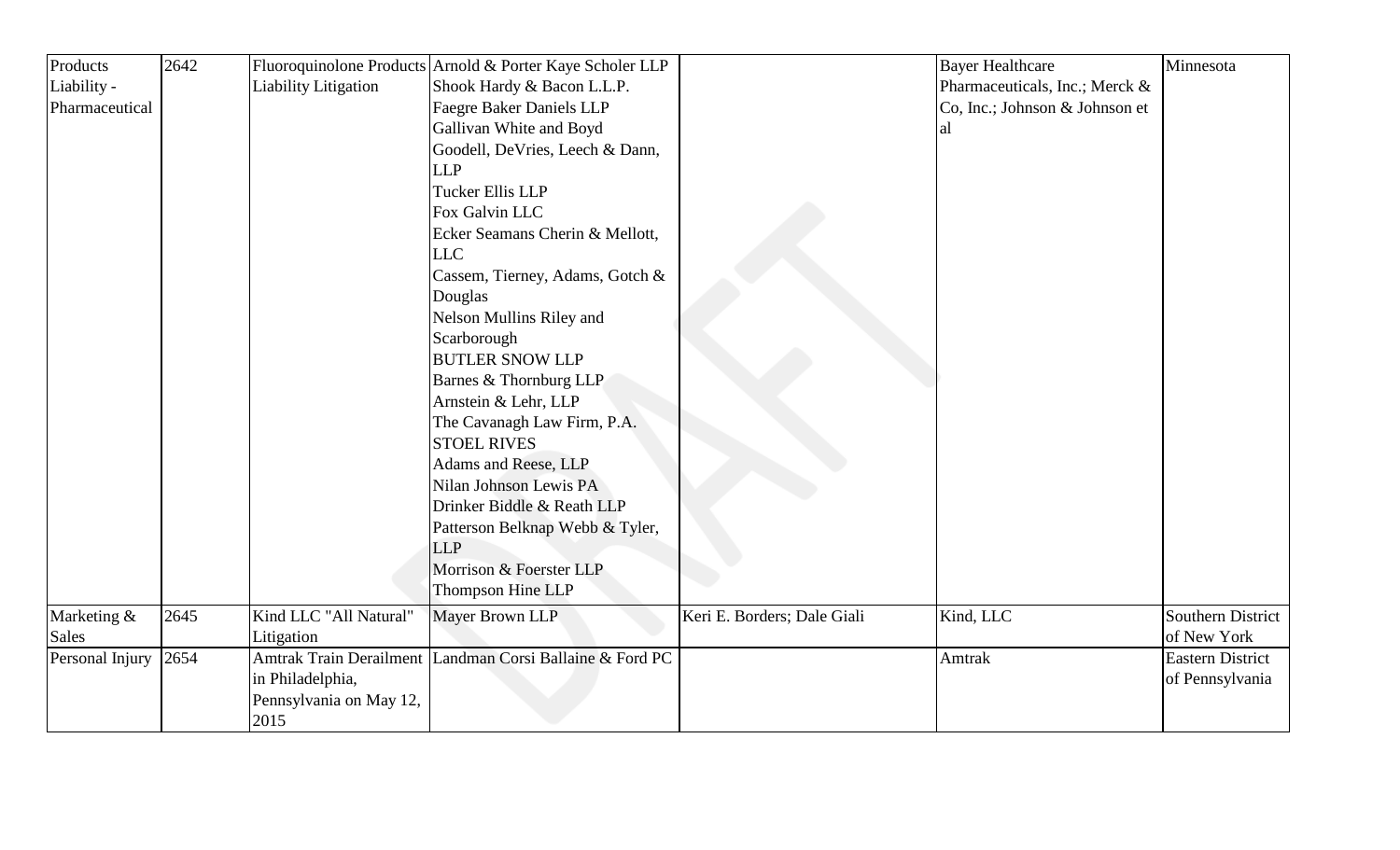| Products Liability - Pharmaceutical | 2642 | Fluoroquinolone Products Liability Litigation | Arnold & Porter Kaye Scholer LLP<br>Shook Hardy & Bacon L.L.P.<br>Faegre Baker Daniels LLP<br>Gallivan White and Boyd<br>Goodell, DeVries, Leech & Dann, LLP<br>Tucker Ellis LLP<br>Fox Galvin LLC<br>Ecker Seamans Cherin & Mellott, LLC<br>Cassem, Tierney, Adams, Gotch & Douglas<br>Nelson Mullins Riley and Scarborough<br>BUTLER SNOW LLP<br>Barnes & Thornburg LLP<br>Arnstein & Lehr, LLP<br>The Cavanagh Law Firm, P.A.<br>STOEL RIVES<br>Adams and Reese, LLP<br>Nilan Johnson Lewis PA<br>Drinker Biddle & Reath LLP<br>Patterson Belknap Webb & Tyler, LLP<br>Morrison & Foerster LLP<br>Thompson Hine LLP | | Bayer Healthcare Pharmaceuticals, Inc.; Merck & Co, Inc.; Johnson & Johnson et al | Minnesota |
|---|---|---|---|---|---|---|
| Marketing & Sales | 2645 | Kind LLC "All Natural" Litigation | Mayer Brown LLP | Keri E. Borders; Dale Giali | Kind, LLC | Southern District of New York |
| Personal Injury | 2654 | Amtrak Train Derailment in Philadelphia, Pennsylvania on May 12, 2015 | Landman Corsi Ballaine & Ford PC | | Amtrak | Eastern District of Pennsylvania |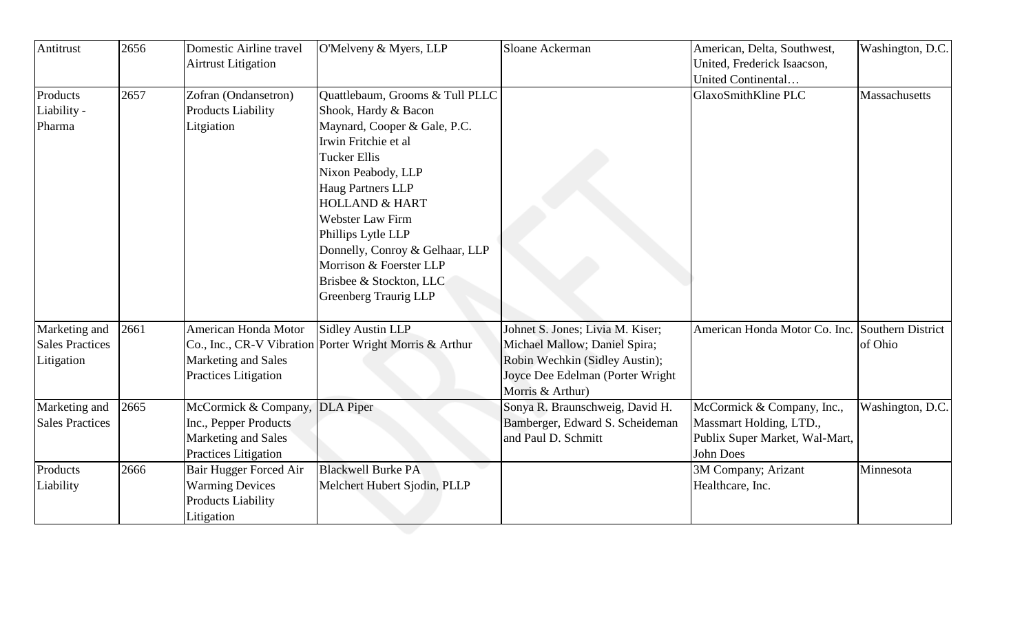| Antitrust | 2656 | Domestic Airline travel Airtrust Litigation | O'Melveny & Myers, LLP | Sloane Ackerman | American, Delta, Southwest, United, Frederick Isaacson, United Continental… | Washington, D.C. |
|---|---|---|---|---|---|---|
| Products Liability - Pharma | 2657 | Zofran (Ondansetron) Products Liability Litgiation | Quattlebaum, Grooms & Tull PLLC<br>Shook, Hardy & Bacon<br>Maynard, Cooper & Gale, P.C.<br>Irwin Fritchie et al<br>Tucker Ellis<br>Nixon Peabody, LLP<br>Haug Partners LLP<br>HOLLAND & HART<br>Webster Law Firm<br>Phillips Lytle LLP<br>Donnelly, Conroy & Gelhaar, LLP<br>Morrison & Foerster LLP<br>Brisbee & Stockton, LLC<br>Greenberg Traurig LLP | | GlaxoSmithKline PLC | Massachusetts |
| Marketing and Sales Practices Litigation | 2661 | American Honda Motor Co., Inc., CR-V Vibration Marketing and Sales Practices Litigation | Sidley Austin LLP<br>Porter Wright Morris & Arthur | Johnet S. Jones; Livia M. Kiser; Michael Mallow; Daniel Spira; Robin Wechkin (Sidley Austin); Joyce Dee Edelman (Porter Wright Morris & Arthur) | American Honda Motor Co. Inc. | Southern District of Ohio |
| Marketing and Sales Practices | 2665 | McCormick & Company, Inc., Pepper Products Marketing and Sales Practices Litigation | DLA Piper | Sonya R. Braunschweig, David H. Bamberger, Edward S. Scheideman and Paul D. Schmitt | McCormick & Company, Inc., Massmart Holding, LTD., Publix Super Market, Wal-Mart, John Does | Washington, D.C. |
| Products Liability | 2666 | Bair Hugger Forced Air Warming Devices Products Liability Litigation | Blackwell Burke PA<br>Melchert Hubert Sjodin, PLLP | | 3M Company; Arizant Healthcare, Inc. | Minnesota |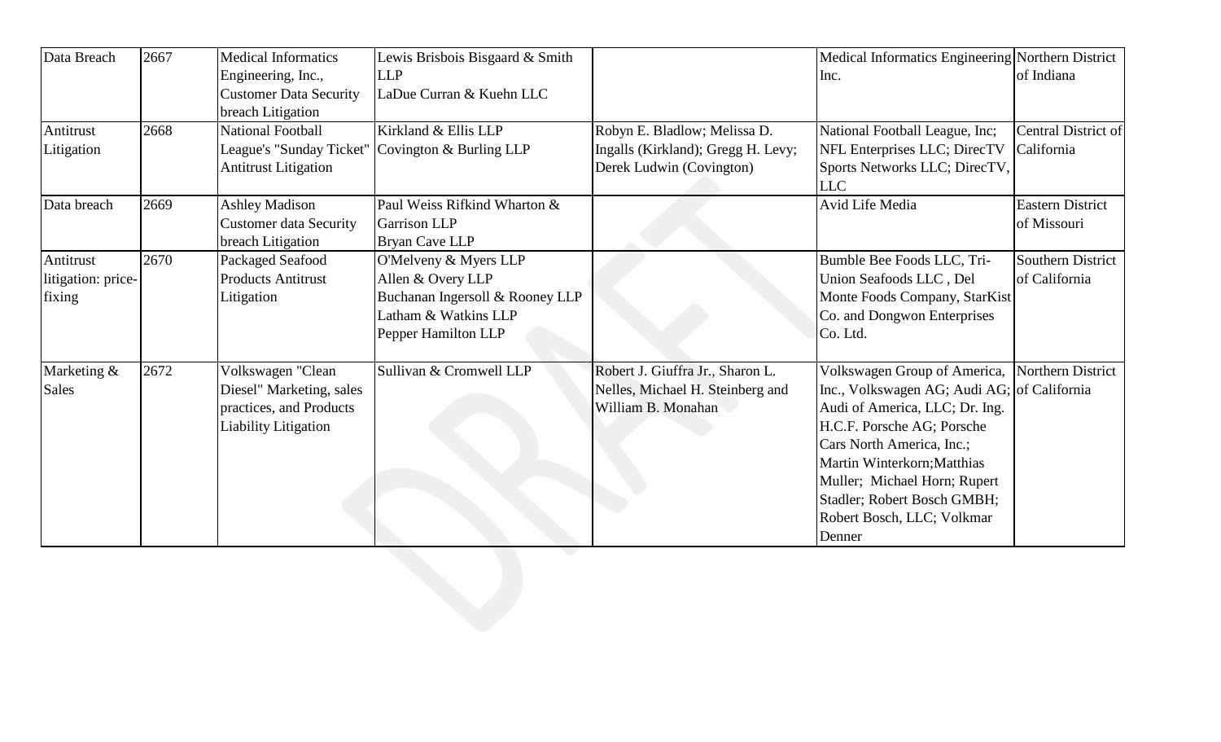| Data Breach | 2667 | Medical Informatics Engineering, Inc., Customer Data Security breach Litigation | Lewis Brisbois Bisgaard & Smith LLP<br>LaDue Curran & Kuehn LLC | | Medical Informatics Engineering Inc. | Northern District of Indiana |
|---|---|---|---|---|---|---|
| Antitrust Litigation | 2668 | National Football League's "Sunday Ticket" Antitrust Litigation | Kirkland & Ellis LLP<br>Covington & Burling LLP | Robyn E. Bladlow; Melissa D. Ingalls (Kirkland); Gregg H. Levy; Derek Ludwin (Covington) | National Football League, Inc; NFL Enterprises LLC; DirecTV Sports Networks LLC; DirecTV, LLC | Central District of California |
| Data breach | 2669 | Ashley Madison Customer data Security breach Litigation | Paul Weiss Rifkind Wharton & Garrison LLP<br>Bryan Cave LLP | | Avid Life Media | Eastern District of Missouri |
| Antitrust litigation: price-fixing | 2670 | Packaged Seafood Products Antitrust Litigation | O'Melveny & Myers LLP<br>Allen & Overy LLP<br>Buchanan Ingersoll & Rooney LLP<br>Latham & Watkins LLP<br>Pepper Hamilton LLP | | Bumble Bee Foods LLC, Tri-Union Seafoods LLC , Del Monte Foods Company, StarKist Co. and Dongwon Enterprises Co. Ltd. | Southern District of California |
| Marketing & Sales | 2672 | Volkswagen "Clean Diesel" Marketing, sales practices, and Products Liability Litigation | Sullivan & Cromwell LLP | Robert J. Giuffra Jr., Sharon L. Nelles, Michael H. Steinberg and William B. Monahan | Volkswagen Group of America, Inc., Volkswagen AG; Audi AG; Audi of America, LLC; Dr. Ing. H.C.F. Porsche AG; Porsche Cars North America, Inc.; Martin Winterkorn;Matthias Muller; Michael Horn; Rupert Stadler; Robert Bosch GMBH; Robert Bosch, LLC; Volkmar Denner | Northern District of California |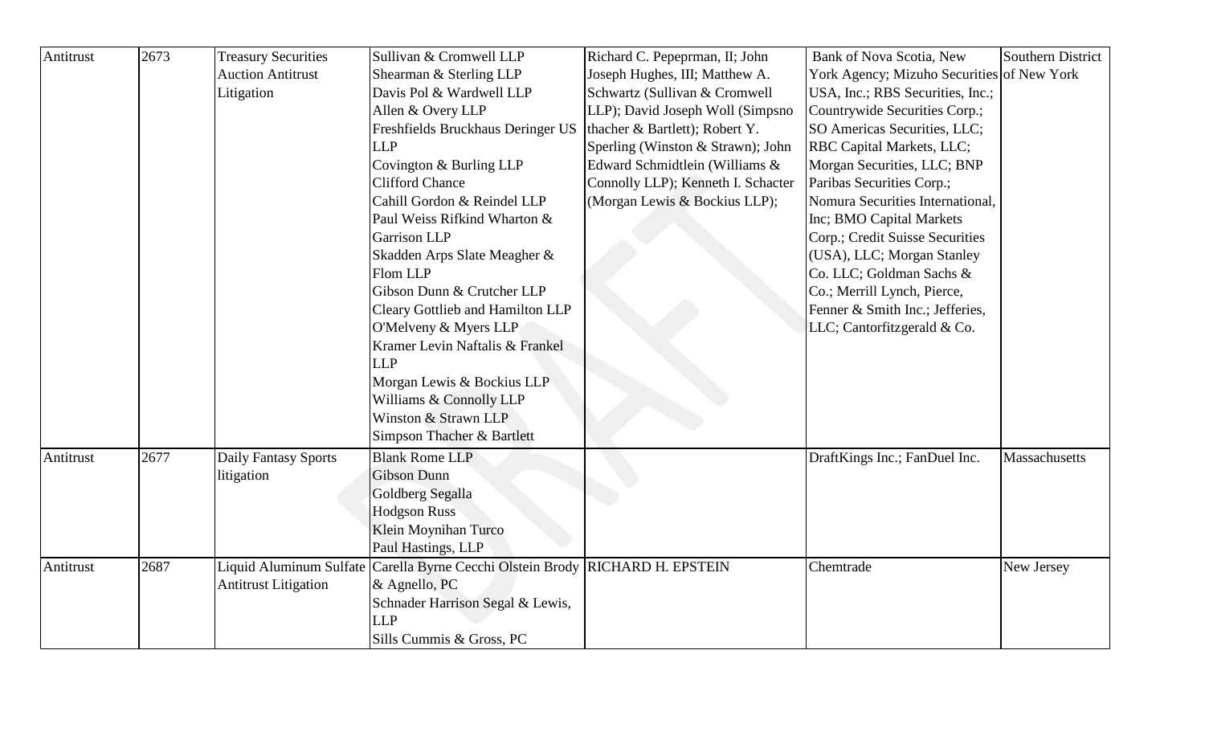| Antitrust | 2673 | Treasury Securities Auction Antitrust Litigation | Sullivan & Cromwell LLP<br>Shearman & Sterling LLP<br>Davis Pol & Wardwell LLP<br>Allen & Overy LLP<br>Freshfields Bruckhaus Deringer US LLP<br>Covington & Burling LLP<br>Clifford Chance<br>Cahill Gordon & Reindel LLP<br>Paul Weiss Rifkind Wharton & Garrison LLP<br>Skadden Arps Slate Meagher & Flom LLP<br>Gibson Dunn & Crutcher LLP<br>Cleary Gottlieb and Hamilton LLP<br>O'Melveny & Myers LLP<br>Kramer Levin Naftalis & Frankel LLP<br>Morgan Lewis & Bockius LLP<br>Williams & Connolly LLP<br>Winston & Strawn LLP<br>Simpson Thacher & Bartlett | Richard C. Pepeprman, II; John Joseph Hughes, III; Matthew A. Schwartz (Sullivan & Cromwell LLP); David Joseph Woll (Simpsno thacher & Bartlett); Robert Y. Sperling (Winston & Strawn); John Edward Schmidtlein (Williams & Connolly LLP); Kenneth I. Schacter (Morgan Lewis & Bockius LLP); | Bank of Nova Scotia, New York Agency; Mizuho Securities USA, Inc.; RBS Securities, Inc.; Countrywide Securities Corp.; SO Americas Securities, LLC; RBC Capital Markets, LLC; Morgan Securities, LLC; BNP Paribas Securities Corp.; Nomura Securities International, Inc; BMO Capital Markets Corp.; Credit Suisse Securities (USA), LLC; Morgan Stanley Co. LLC; Goldman Sachs & Co.; Merrill Lynch, Pierce, Fenner & Smith Inc.; Jefferies, LLC; Cantorfitzgerald & Co. | Southern District of New York |
|---|---|---|---|---|---|---|
| Antitrust | 2677 | Daily Fantasy Sports litigation | Blank Rome LLP<br>Gibson Dunn<br>Goldberg Segalla<br>Hodgson Russ<br>Klein Moynihan Turco<br>Paul Hastings, LLP | | DraftKings Inc.; FanDuel Inc. | Massachusetts |
| Antitrust | 2687 | Liquid Aluminum Sulfate Antitrust Litigation | Carella Byrne Cecchi Olstein Brody & Agnello, PC<br>Schnader Harrison Segal & Lewis, LLP<br>Sills Cummis & Gross, PC | RICHARD H. EPSTEIN | Chemtrade | New Jersey |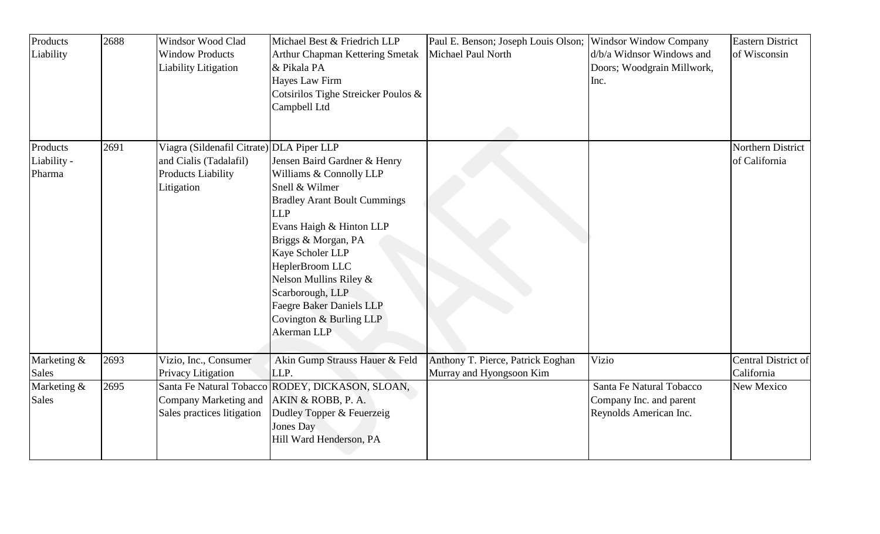| Products Liability | 2688 | Windsor Wood Clad Window Products Liability Litigation | Michael Best & Friedrich LLP<br>Arthur Chapman Kettering Smetak & Pikala PA<br>Hayes Law Firm<br>Cotsirilos Tighe Streicker Poulos & Campbell Ltd | Paul E. Benson; Joseph Louis Olson; Michael Paul North | Windsor Window Company d/b/a Widnsor Windows and Doors; Woodgrain Millwork, Inc. | Eastern District of Wisconsin |
|---|---|---|---|---|---|---|
| Products Liability - Pharma | 2691 | Viagra (Sildenafil Citrate) and Cialis (Tadalafil) Products Liability Litigation | DLA Piper LLP<br>Jensen Baird Gardner & Henry<br>Williams & Connolly LLP<br>Snell & Wilmer<br>Bradley Arant Boult Cummings LLP<br>Evans Haigh & Hinton LLP<br>Briggs & Morgan, PA<br>Kaye Scholer LLP<br>HeplerBroom LLC<br>Nelson Mullins Riley & Scarborough, LLP<br>Faegre Baker Daniels LLP<br>Covington & Burling LLP<br>Akerman LLP | | | Northern District of California |
| Marketing & Sales | 2693 | Vizio, Inc., Consumer Privacy Litigation | Akin Gump Strauss Hauer & Feld LLP. | Anthony T. Pierce, Patrick Eoghan Murray and Hyongsoon Kim | Vizio | Central District of California |
| Marketing & Sales | 2695 | Santa Fe Natural Tobacco Company Marketing and Sales practices litigation | RODEY, DICKASON, SLOAN, AKIN & ROBB, P. A.<br>Dudley Topper & Feuerzeig<br>Jones Day<br>Hill Ward Henderson, PA | | Santa Fe Natural Tobacco Company Inc. and parent Reynolds American Inc. | New Mexico |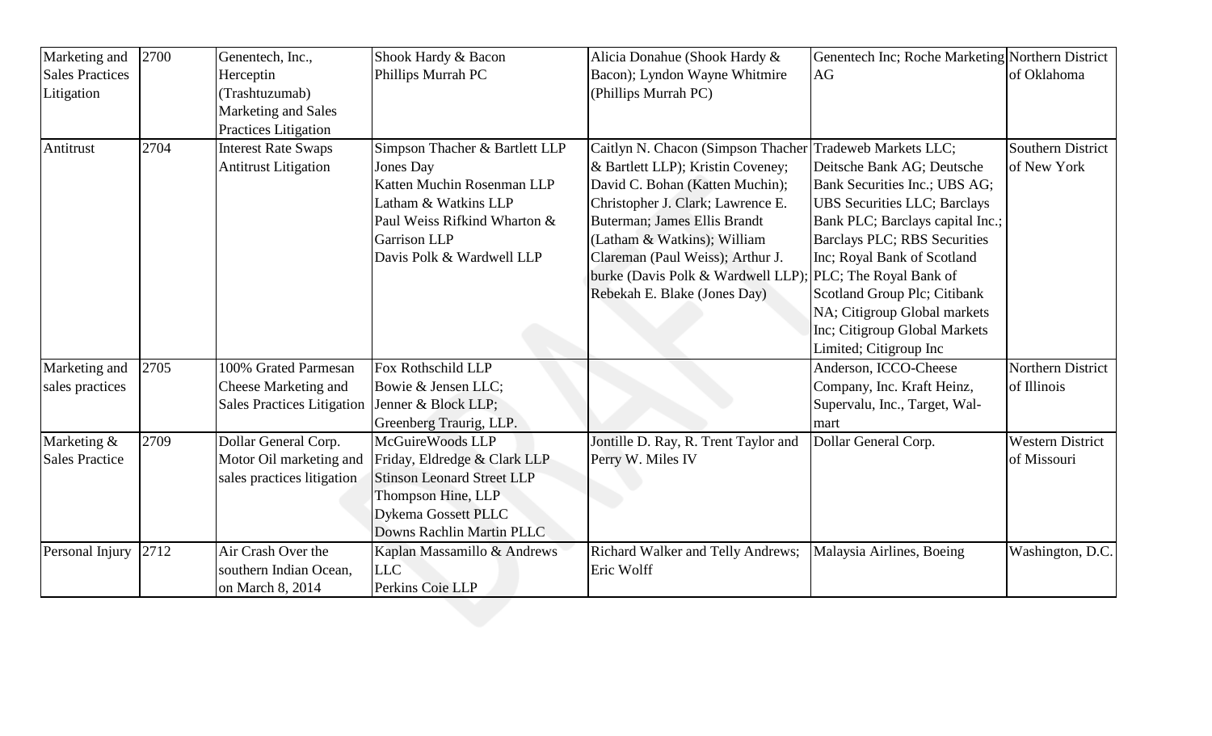| Marketing and Sales Practices Litigation | 2700 | Genentech, Inc., Herceptin (Trashtuzumab) Marketing and Sales Practices Litigation | Shook Hardy & Bacon<br>Phillips Murrah PC | Alicia Donahue (Shook Hardy & Bacon); Lyndon Wayne Whitmire (Phillips Murrah PC) | Genentech Inc; Roche Marketing AG | Northern District of Oklahoma |
|---|---|---|---|---|---|---|
| Antitrust | 2704 | Interest Rate Swaps Antitrust Litigation | Simpson Thacher & Bartlett LLP<br>Jones Day<br>Katten Muchin Rosenman LLP<br>Latham & Watkins LLP<br>Paul Weiss Rifkind Wharton & Garrison LLP<br>Davis Polk & Wardwell LLP | Caitlyn N. Chacon (Simpson Thacher & Bartlett LLP); Kristin Coveney; David C. Bohan (Katten Muchin); Christopher J. Clark; Lawrence E. Buterman; James Ellis Brandt (Latham & Watkins); William Clareman (Paul Weiss); Arthur J. burke (Davis Polk & Wardwell LLP); Rebekah E. Blake (Jones Day) | Tradeweb Markets LLC; Deitsche Bank AG; Deutsche Bank Securities Inc.; UBS AG; UBS Securities LLC; Barclays Bank PLC; Barclays capital Inc.; Barclays PLC; RBS Securities Inc; Royal Bank of Scotland PLC; The Royal Bank of Scotland Group Plc; Citibank NA; Citigroup Global markets Inc; Citigroup Global Markets Limited; Citigroup Inc | Southern District of New York |
| Marketing and sales practices | 2705 | 100% Grated Parmesan Cheese Marketing and Sales Practices Litigation | Fox Rothschild LLP<br>Bowie & Jensen LLC;<br>Jenner & Block LLP;<br>Greenberg Traurig, LLP. | | Anderson, ICCO-Cheese Company, Inc. Kraft Heinz, Supervalu, Inc., Target, Wal-mart | Northern District of Illinois |
| Marketing & Sales Practice | 2709 | Dollar General Corp. Motor Oil marketing and sales practices litigation | McGuireWoods LLP<br>Friday, Eldredge & Clark LLP<br>Stinson Leonard Street LLP<br>Thompson Hine, LLP<br>Dykema Gossett PLLC<br>Downs Rachlin Martin PLLC | Jontille D. Ray, R. Trent Taylor and Perry W. Miles IV | Dollar General Corp. | Western District of Missouri |
| Personal Injury | 2712 | Air Crash Over the southern Indian Ocean, on March 8, 2014 | Kaplan Massamillo & Andrews LLC<br>Perkins Coie LLP | Richard Walker and Telly Andrews; Eric Wolff | Malaysia Airlines, Boeing | Washington, D.C. |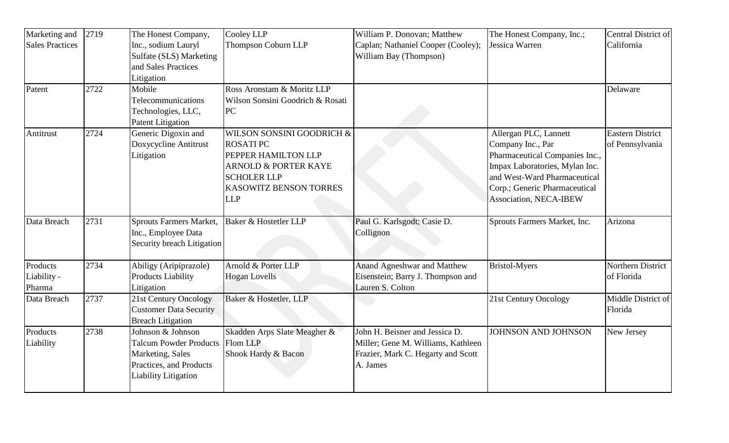| Marketing and Sales Practices | 2719 | The Honest Company, Inc., sodium Lauryl Sulfate (SLS) Marketing and Sales Practices Litigation | Cooley LLP<br>Thompson Coburn LLP | William P. Donovan; Matthew Caplan; Nathaniel Cooper (Cooley); William Bay (Thompson) | The Honest Company, Inc.; Jessica Warren | Central District of California |
|---|---|---|---|---|---|---|
| Patent | 2722 | Mobile Telecommunications Technologies, LLC, Patent Litigation | Ross Aronstam & Moritz LLP<br>Wilson Sonsini Goodrich & Rosati PC | | | Delaware |
| Antitrust | 2724 | Generic Digoxin and Doxycycline Antitrust Litigation | WILSON SONSINI GOODRICH & ROSATI PC<br>PEPPER HAMILTON LLP<br>ARNOLD & PORTER KAYE SCHOLER LLP<br>KASOWITZ BENSON TORRES LLP | | Allergan PLC, Lannett Company Inc., Par Pharmaceutical Companies Inc., Impax Laboratories, Mylan Inc. and West-Ward Pharmaceutical Corp.; Generic Pharmaceutical Association, NECA-IBEW | Eastern District of Pennsylvania |
| Data Breach | 2731 | Sprouts Farmers Market, Inc., Employee Data Security breach Litigation | Baker & Hostetler LLP | Paul G. Karlsgodt; Casie D. Collignon | Sprouts Farmers Market, Inc. | Arizona |
| Products Liability - Pharma | 2734 | Abiligy (Aripiprazole) Products Liability Litigation | Arnold & Porter LLP<br>Hogan Lovells | Anand Agneshwar and Matthew Eisenstein; Barry J. Thompson and Lauren S. Colton | Bristol-Myers | Northern District of Florida |
| Data Breach | 2737 | 21st Century Oncology Customer Data Security Breach Litigation | Baker & Hostetler, LLP | | 21st Century Oncology | Middle District of Florida |
| Products Liability | 2738 | Johnson & Johnson Talcum Powder Products Marketing, Sales Practices, and Products Liability Litigation | Skadden Arps Slate Meagher & Flom LLP<br>Shook Hardy & Bacon | John H. Beisner and Jessica D. Miller; Gene M. Williams, Kathleen Frazier, Mark C. Hegarty and Scott A. James | JOHNSON AND JOHNSON | New Jersey |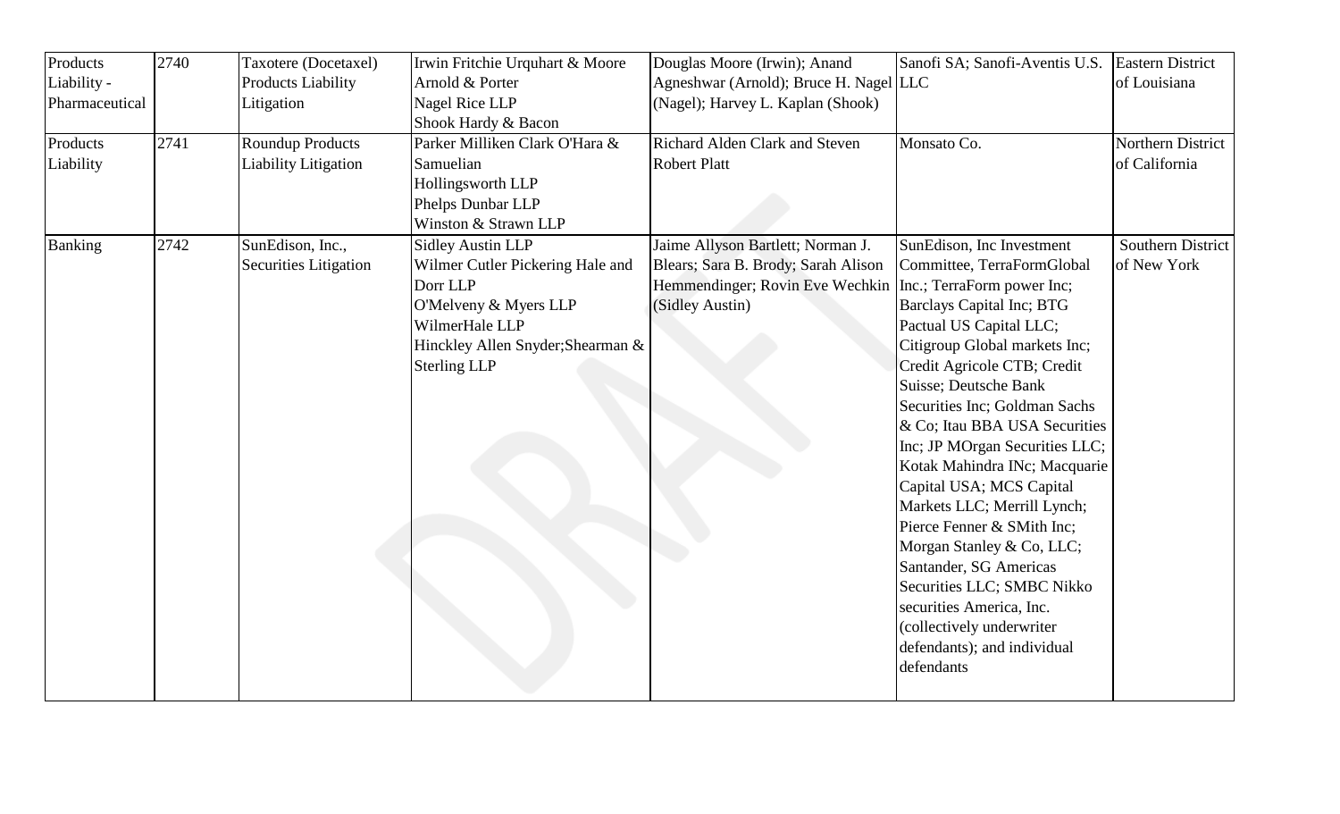| Products Liability - Pharmaceutical | 2740 | Taxotere (Docetaxel) Products Liability Litigation | Irwin Fritchie Urquhart & Moore<br>Arnold & Porter<br>Nagel Rice LLP<br>Shook Hardy & Bacon | Douglas Moore (Irwin); Anand Agneshwar (Arnold); Bruce H. Nagel (Nagel); Harvey L. Kaplan (Shook) | Sanofi SA; Sanofi-Aventis U.S. LLC | Eastern District of Louisiana |
|---|---|---|---|---|---|---|
| Products Liability | 2741 | Roundup Products Liability Litigation | Parker Milliken Clark O'Hara & Samuelian<br>Hollingsworth LLP<br>Phelps Dunbar LLP<br>Winston & Strawn LLP | Richard Alden Clark and Steven Robert Platt | Monsato Co. | Northern District of California |
| Banking | 2742 | SunEdison, Inc., Securities Litigation | Sidley Austin LLP<br>Wilmer Cutler Pickering Hale and Dorr LLP<br>O'Melveny & Myers LLP<br>WilmerHale LLP<br>Hinckley Allen Snyder;Shearman & Sterling LLP | Jaime Allyson Bartlett; Norman J. Blears; Sara B. Brody; Sarah Alison Hemmendinger; Rovin Eve Wechkin (Sidley Austin) | SunEdison, Inc Investment Committee, TerraFormGlobal Inc.; TerraForm power Inc; Barclays Capital Inc; BTG Pactual US Capital LLC; Citigroup Global markets Inc; Credit Agricole CTB; Credit Suisse; Deutsche Bank Securities Inc; Goldman Sachs & Co; Itau BBA USA Securities Inc; JP MOrgan Securities LLC; Kotak Mahindra INc; Macquarie Capital USA; MCS Capital Markets LLC; Merrill Lynch; Pierce Fenner & SMith Inc; Morgan Stanley & Co, LLC; Santander, SG Americas Securities LLC; SMBC Nikko securities America, Inc. (collectively underwriter defendants); and individual defendants | Southern District of New York |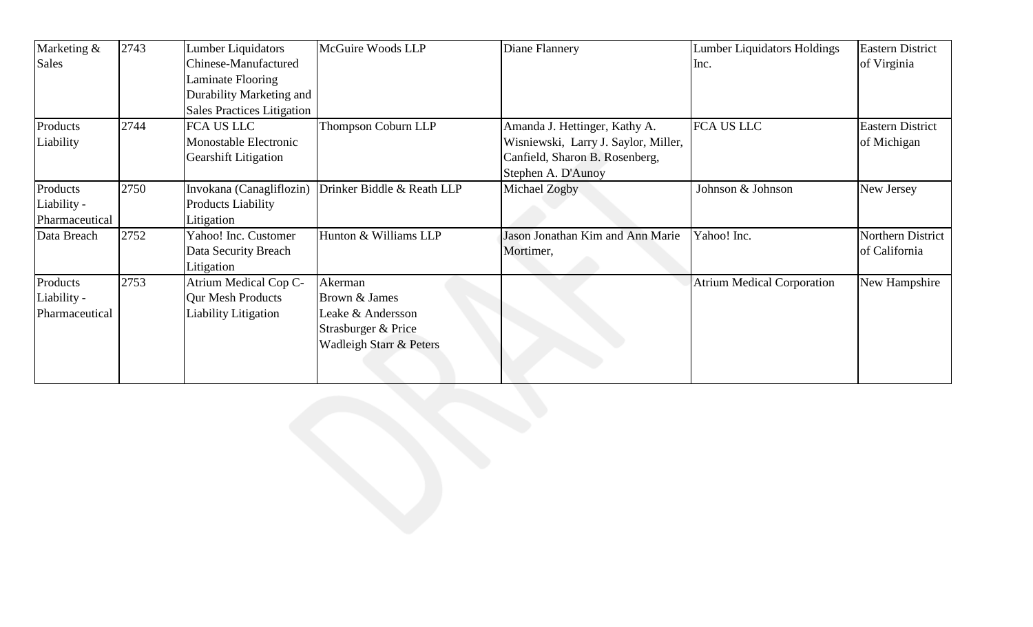| | | | | | | |
|---|---|---|---|---|---|---|
| Marketing & Sales | 2743 | Lumber Liquidators Chinese-Manufactured Laminate Flooring Durability Marketing and Sales Practices Litigation | McGuire Woods LLP | Diane Flannery | Lumber Liquidators Holdings Inc. | Eastern District of Virginia |
| Products Liability | 2744 | FCA US LLC Monostable Electronic Gearshift Litigation | Thompson Coburn LLP | Amanda J. Hettinger, Kathy A. Wisniewski, Larry J. Saylor, Miller, Canfield, Sharon B. Rosenberg, Stephen A. D'Aunoy | FCA US LLC | Eastern District of Michigan |
| Products Liability - Pharmaceutical | 2750 | Invokana (Canagliflozin) Products Liability Litigation | Drinker Biddle & Reath LLP | Michael Zogby | Johnson & Johnson | New Jersey |
| Data Breach | 2752 | Yahoo! Inc. Customer Data Security Breach Litigation | Hunton & Williams LLP | Jason Jonathan Kim and Ann Marie Mortimer, | Yahoo! Inc. | Northern District of California |
| Products Liability - Pharmaceutical | 2753 | Atrium Medical Cop C-Qur Mesh Products Liability Litigation | Akerman<br>Brown & James<br>Leake & Andersson<br>Strasburger & Price<br>Wadleigh Starr & Peters | | Atrium Medical Corporation | New Hampshire |